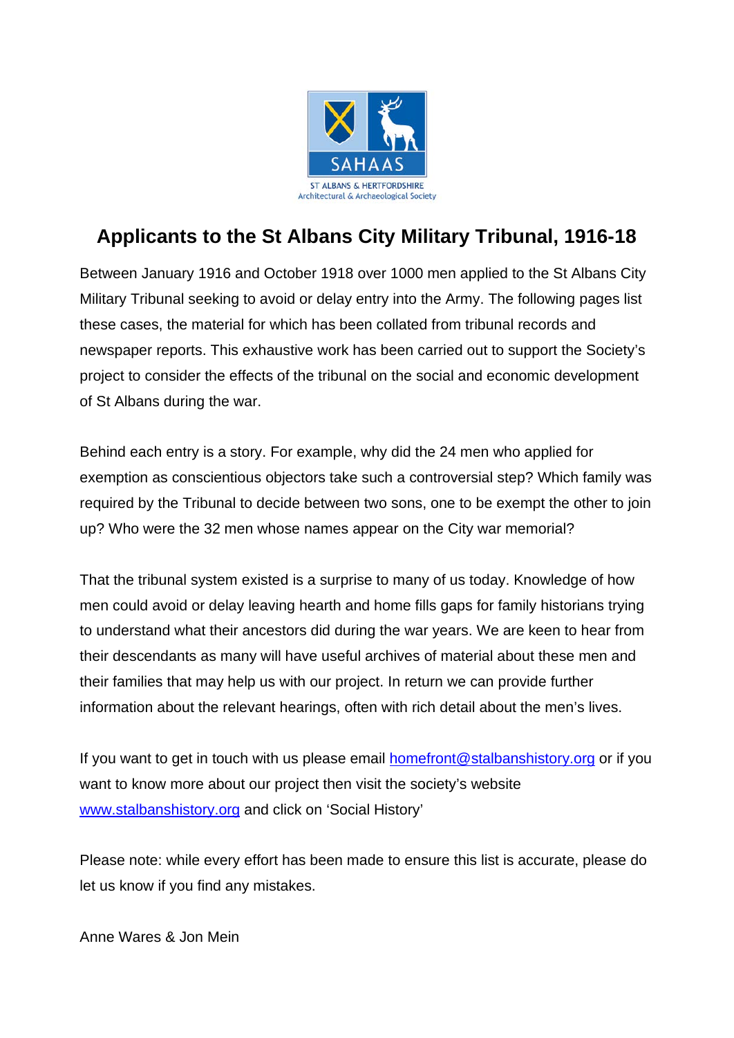SAHAAS

ST ALBANS & HERTFORDSHIRE
Architectural & Archaeological Society

# Applicants to the St Albans City Military Tribunal, 1916-18

Between January 1916 and October 1918 over 1000 men applied to the St Albans City Military Tribunal seeking to avoid or delay entry into the Army. The following pages list these cases, the material for which has been collated from tribunal records and newspaper reports. This exhaustive work has been carried out to support the Society's project to consider the effects of the tribunal on the social and economic development of St Albans during the war.

Behind each entry is a story. For example, why did the 24 men who applied for exemption as conscientious objectors take such a controversial step? Which family was required by the Tribunal to decide between two sons, one to be exempt the other to join up? Who were the 32 men whose names appear on the City war memorial?

That the tribunal system existed is a surprise to many of us today. Knowledge of how men could avoid or delay leaving hearth and home fills gaps for family historians trying to understand what their ancestors did during the war years. We are keen to hear from their descendants as many will have useful archives of material about these men and their families that may help us with our project. In return we can provide further information about the relevant hearings, often with rich detail about the men's lives.

If you want to get in touch with us please email homefront@stalbanshistory.org or if you want to know more about our project then visit the society's website www.stalbanshistory.org and click on 'Social History'

Please note: while every effort has been made to ensure this list is accurate, please do let us know if you find any mistakes.

Anne Wares & Jon Mein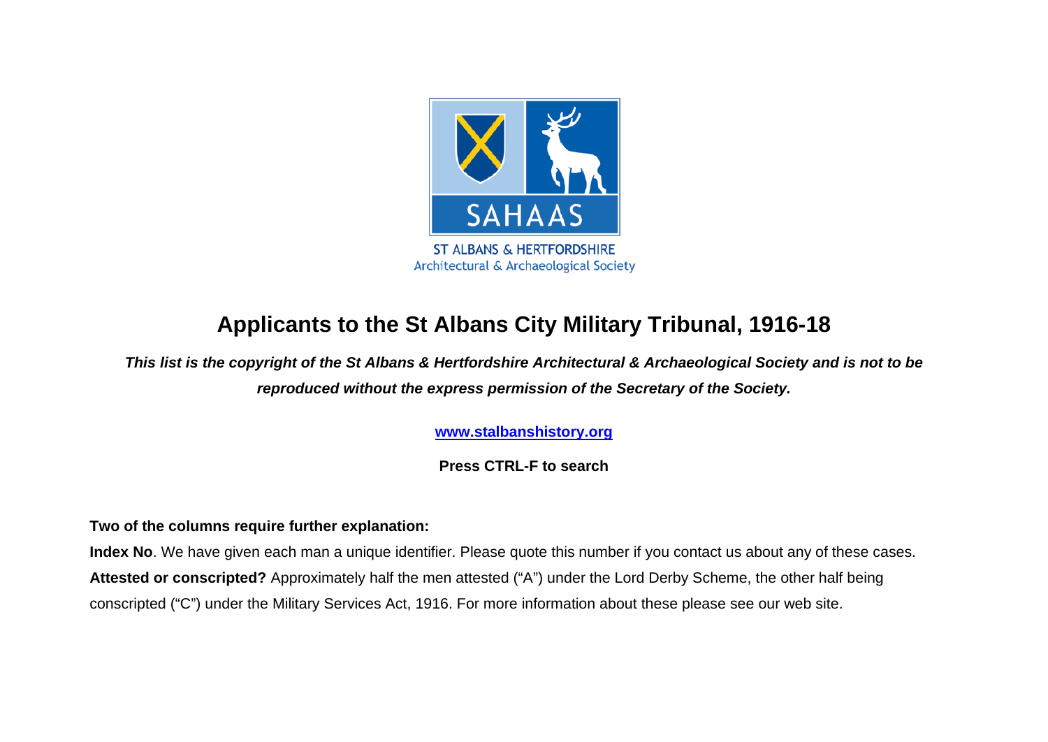SAHAAS

ST ALBANS & HERTFORDSHIRE
Architectural & Archaeological Society

# Applicants to the St Albans City Military Tribunal, 1916-18

***This list is the copyright of the St Albans & Hertfordshire Architectural & Archaeological Society and is not to be reproduced without the express permission of the Secretary of the Society.***

**www.stalbanshistory.org**

**Press CTRL-F to search**

**Two of the columns require further explanation:**

**Index No**. We have given each man a unique identifier. Please quote this number if you contact us about any of these cases.

**Attested or conscripted?** Approximately half the men attested ("A") under the Lord Derby Scheme, the other half being conscripted ("C") under the Military Services Act, 1916. For more information about these please see our web site.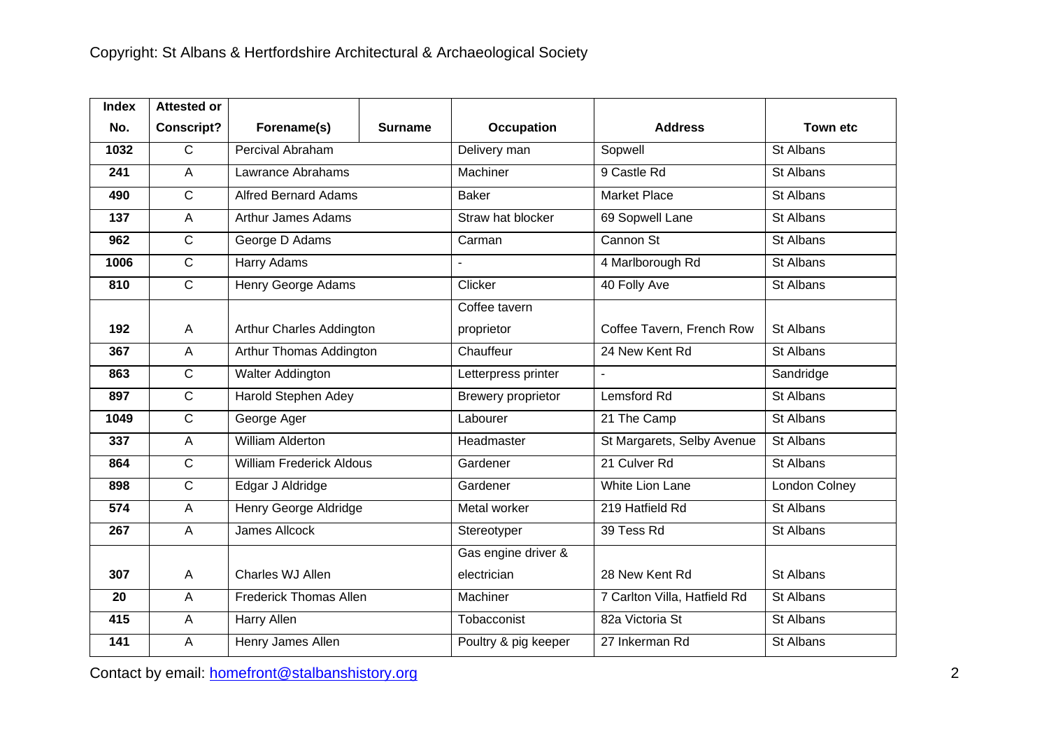| Index No. | Attested or Conscript? | Forename(s) | Surname | Occupation | Address | Town etc |
|---|---|---|---|---|---|---|
| 1032 | C | Percival Abraham | | Delivery man | Sopwell | St Albans |
| 241 | A | Lawrance Abrahams | | Machiner | 9 Castle Rd | St Albans |
| 490 | C | Alfred Bernard Adams | | Baker | Market Place | St Albans |
| 137 | A | Arthur James Adams | | Straw hat blocker | 69 Sopwell Lane | St Albans |
| 962 | C | George D Adams | | Carman | Cannon St | St Albans |
| 1006 | C | Harry Adams | | - | 4 Marlborough Rd | St Albans |
| 810 | C | Henry George Adams | | Clicker | 40 Folly Ave | St Albans |
| 192 | A | Arthur Charles Addington | | Coffee tavern proprietor | Coffee Tavern, French Row | St Albans |
| 367 | A | Arthur Thomas Addington | | Chauffeur | 24 New Kent Rd | St Albans |
| 863 | C | Walter Addington | | Letterpress printer | - | Sandridge |
| 897 | C | Harold Stephen Adey | | Brewery proprietor | Lemsford Rd | St Albans |
| 1049 | C | George Ager | | Labourer | 21 The Camp | St Albans |
| 337 | A | William Alderton | | Headmaster | St Margarets, Selby Avenue | St Albans |
| 864 | C | William Frederick Aldous | | Gardener | 21 Culver Rd | St Albans |
| 898 | C | Edgar J Aldridge | | Gardener | White Lion Lane | London Colney |
| 574 | A | Henry George Aldridge | | Metal worker | 219 Hatfield Rd | St Albans |
| 267 | A | James Allcock | | Stereotyper | 39 Tess Rd | St Albans |
| 307 | A | Charles WJ Allen | | Gas engine driver & electrician | 28 New Kent Rd | St Albans |
| 20 | A | Frederick Thomas Allen | | Machiner | 7 Carlton Villa, Hatfield Rd | St Albans |
| 415 | A | Harry Allen | | Tobacconist | 82a Victoria St | St Albans |
| 141 | A | Henry James Allen | | Poultry & pig keeper | 27 Inkerman Rd | St Albans |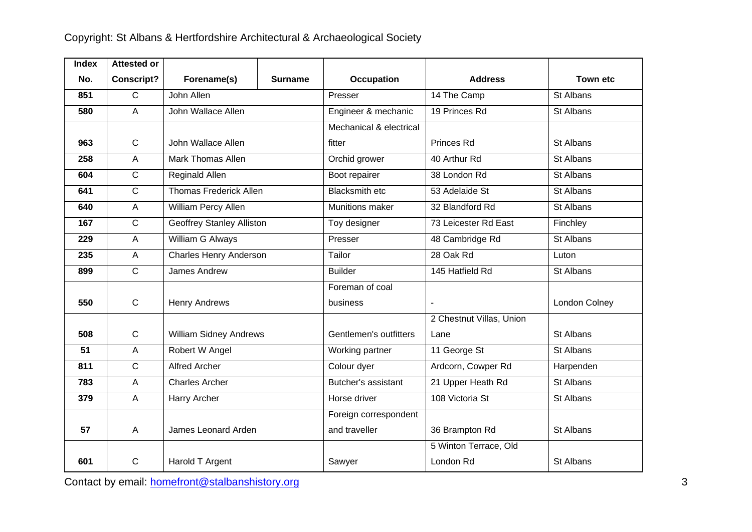| Index No. | Attested or Conscript? | Forename(s) | Surname | Occupation | Address | Town etc |
|---|---|---|---|---|---|---|
| 851 | C | John Allen | | Presser | 14 The Camp | St Albans |
| 580 | A | John Wallace Allen | | Engineer & mechanic | 19 Princes Rd | St Albans |
| 963 | C | John Wallace Allen | | Mechanical & electrical fitter | Princes Rd | St Albans |
| 258 | A | Mark Thomas Allen | | Orchid grower | 40 Arthur Rd | St Albans |
| 604 | C | Reginald Allen | | Boot repairer | 38 London Rd | St Albans |
| 641 | C | Thomas Frederick Allen | | Blacksmith etc | 53 Adelaide St | St Albans |
| 640 | A | William Percy Allen | | Munitions maker | 32 Blandford Rd | St Albans |
| 167 | C | Geoffrey Stanley Alliston | | Toy designer | 73 Leicester Rd East | Finchley |
| 229 | A | William G Always | | Presser | 48 Cambridge Rd | St Albans |
| 235 | A | Charles Henry Anderson | | Tailor | 28 Oak Rd | Luton |
| 899 | C | James Andrew | | Builder | 145 Hatfield Rd | St Albans |
| 550 | C | Henry Andrews | | Foreman of coal business | - | London Colney |
| 508 | C | William Sidney Andrews | | Gentlemen's outfitters | 2 Chestnut Villas, Union Lane | St Albans |
| 51 | A | Robert W Angel | | Working partner | 11 George St | St Albans |
| 811 | C | Alfred Archer | | Colour dyer | Ardcorn, Cowper Rd | Harpenden |
| 783 | A | Charles Archer | | Butcher's assistant | 21 Upper Heath Rd | St Albans |
| 379 | A | Harry Archer | | Horse driver | 108 Victoria St | St Albans |
| 57 | A | James Leonard Arden | | Foreign correspondent and traveller | 36 Brampton Rd | St Albans |
| 601 | C | Harold T Argent | | Sawyer | 5 Winton Terrace, Old London Rd | St Albans |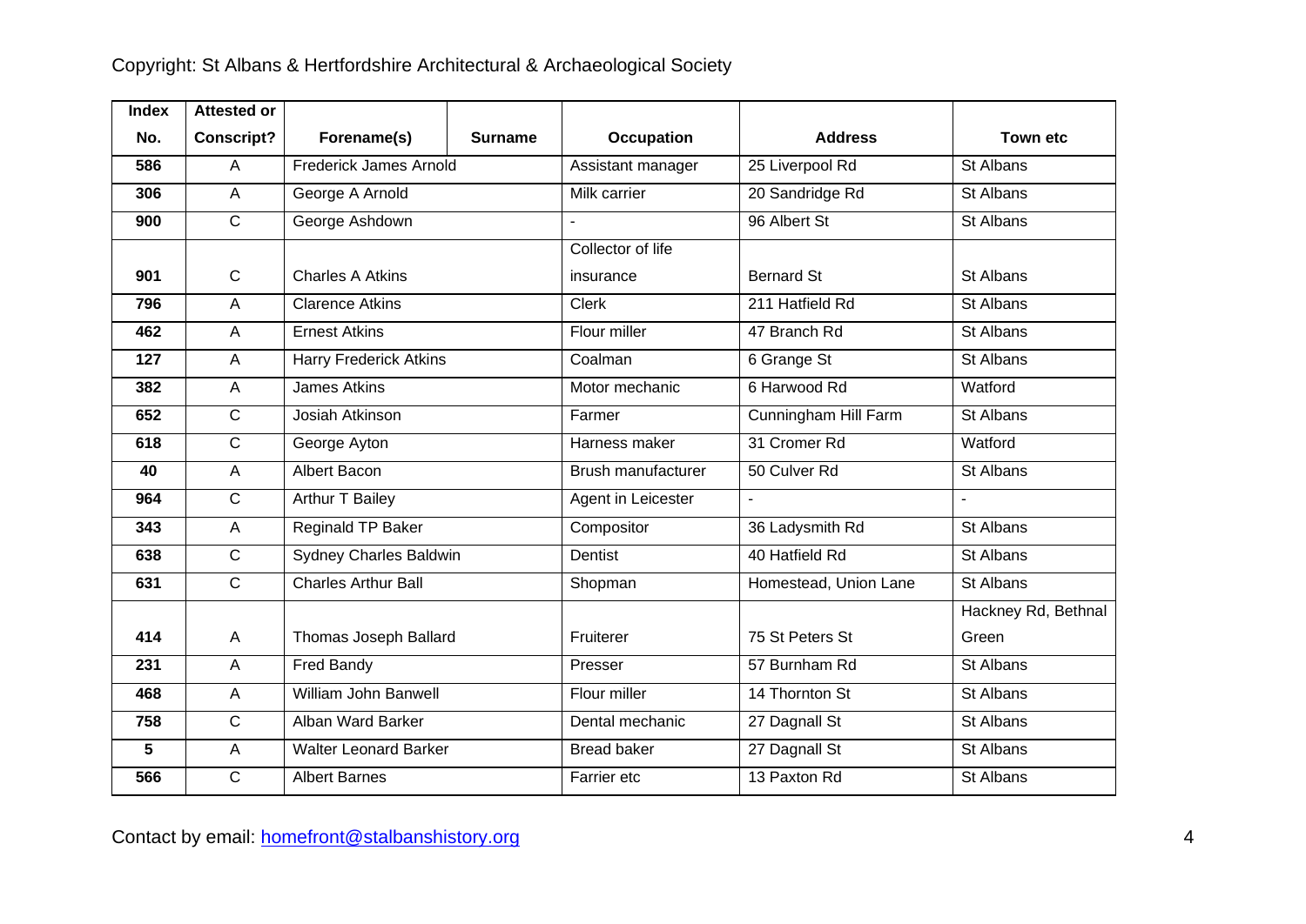| Index No. | Attested or Conscript? | Forename(s) | Surname | Occupation | Address | Town etc |
|---|---|---|---|---|---|---|
| 586 | A | Frederick James Arnold | | Assistant manager | 25 Liverpool Rd | St Albans |
| 306 | A | George A Arnold | | Milk carrier | 20 Sandridge Rd | St Albans |
| 900 | C | George Ashdown | | - | 96 Albert St | St Albans |
| 901 | C | Charles A Atkins | | Collector of life insurance | Bernard St | St Albans |
| 796 | A | Clarence Atkins | | Clerk | 211 Hatfield Rd | St Albans |
| 462 | A | Ernest Atkins | | Flour miller | 47 Branch Rd | St Albans |
| 127 | A | Harry Frederick Atkins | | Coalman | 6 Grange St | St Albans |
| 382 | A | James Atkins | | Motor mechanic | 6 Harwood Rd | Watford |
| 652 | C | Josiah Atkinson | | Farmer | Cunningham Hill Farm | St Albans |
| 618 | C | George Ayton | | Harness maker | 31 Cromer Rd | Watford |
| 40 | A | Albert Bacon | | Brush manufacturer | 50 Culver Rd | St Albans |
| 964 | C | Arthur T Bailey | | Agent in Leicester | - | - |
| 343 | A | Reginald TP Baker | | Compositor | 36 Ladysmith Rd | St Albans |
| 638 | C | Sydney Charles Baldwin | | Dentist | 40 Hatfield Rd | St Albans |
| 631 | C | Charles Arthur Ball | | Shopman | Homestead, Union Lane | St Albans |
| 414 | A | Thomas Joseph Ballard | | Fruiterer | 75 St Peters St | Hackney Rd, Bethnal Green |
| 231 | A | Fred Bandy | | Presser | 57 Burnham Rd | St Albans |
| 468 | A | William John Banwell | | Flour miller | 14 Thornton St | St Albans |
| 758 | C | Alban Ward Barker | | Dental mechanic | 27 Dagnall St | St Albans |
| 5 | A | Walter Leonard Barker | | Bread baker | 27 Dagnall St | St Albans |
| 566 | C | Albert Barnes | | Farrier etc | 13 Paxton Rd | St Albans |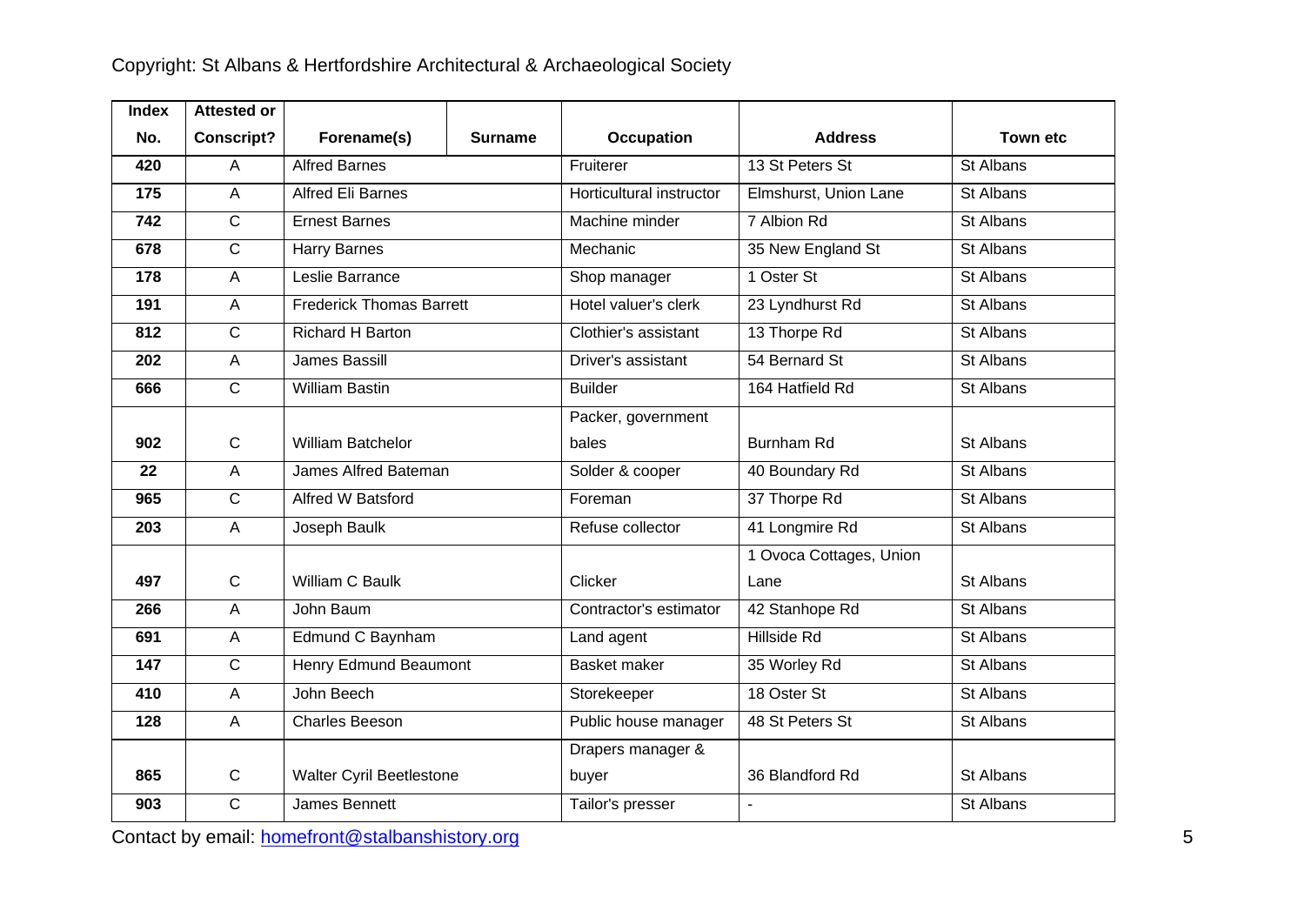| Index No. | Attested or Conscript? | Forename(s) | Surname | Occupation | Address | Town etc |
|---|---|---|---|---|---|---|
| 420 | A | Alfred Barnes | | Fruiterer | 13 St Peters St | St Albans |
| 175 | A | Alfred Eli Barnes | | Horticultural instructor | Elmshurst, Union Lane | St Albans |
| 742 | C | Ernest Barnes | | Machine minder | 7 Albion Rd | St Albans |
| 678 | C | Harry Barnes | | Mechanic | 35 New England St | St Albans |
| 178 | A | Leslie Barrance | | Shop manager | 1 Oster St | St Albans |
| 191 | A | Frederick Thomas Barrett | | Hotel valuer's clerk | 23 Lyndhurst Rd | St Albans |
| 812 | C | Richard H Barton | | Clothier's assistant | 13 Thorpe Rd | St Albans |
| 202 | A | James Bassill | | Driver's assistant | 54 Bernard St | St Albans |
| 666 | C | William Bastin | | Builder | 164 Hatfield Rd | St Albans |
| 902 | C | William Batchelor | | Packer, government bales | Burnham Rd | St Albans |
| 22 | A | James Alfred Bateman | | Solder & cooper | 40 Boundary Rd | St Albans |
| 965 | C | Alfred W Batsford | | Foreman | 37 Thorpe Rd | St Albans |
| 203 | A | Joseph Baulk | | Refuse collector | 41 Longmire Rd | St Albans |
| 497 | C | William C Baulk | | Clicker | 1 Ovoca Cottages, Union Lane | St Albans |
| 266 | A | John Baum | | Contractor's estimator | 42 Stanhope Rd | St Albans |
| 691 | A | Edmund C Baynham | | Land agent | Hillside Rd | St Albans |
| 147 | C | Henry Edmund Beaumont | | Basket maker | 35 Worley Rd | St Albans |
| 410 | A | John Beech | | Storekeeper | 18 Oster St | St Albans |
| 128 | A | Charles Beeson | | Public house manager | 48 St Peters St | St Albans |
| 865 | C | Walter Cyril Beetlestone | | Drapers manager & buyer | 36 Blandford Rd | St Albans |
| 903 | C | James Bennett | | Tailor's presser | - | St Albans |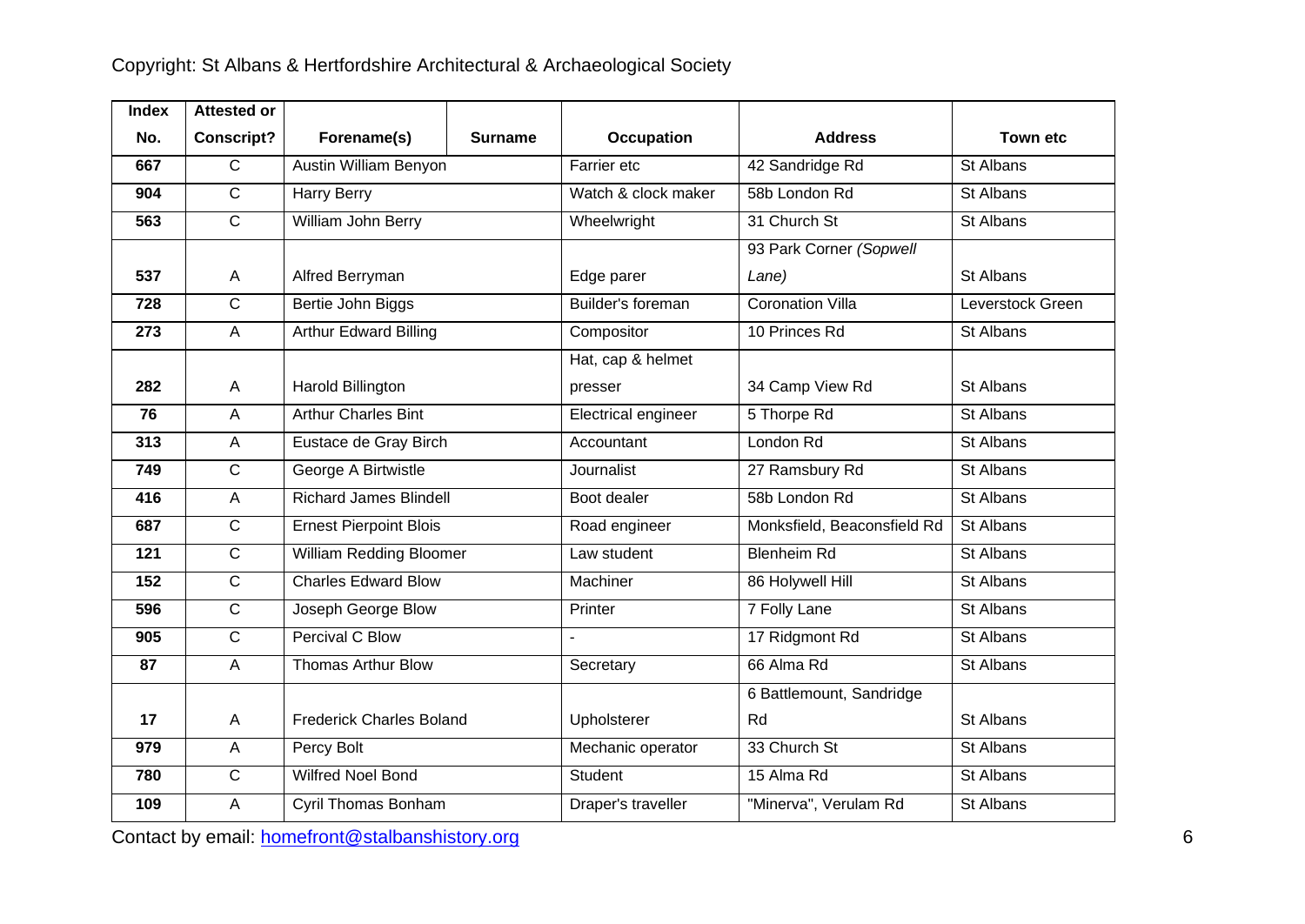| Index No. | Attested or Conscript? | Forename(s) | Surname | Occupation | Address | Town etc |
|---|---|---|---|---|---|---|
| 667 | C | Austin William Benyon | | Farrier etc | 42 Sandridge Rd | St Albans |
| 904 | C | Harry Berry | | Watch & clock maker | 58b London Rd | St Albans |
| 563 | C | William John Berry | | Wheelwright | 31 Church St | St Albans |
| 537 | A | Alfred Berryman | | Edge parer | 93 Park Corner *(Sopwell Lane)* | St Albans |
| 728 | C | Bertie John Biggs | | Builder's foreman | Coronation Villa | Leverstock Green |
| 273 | A | Arthur Edward Billing | | Compositor | 10 Princes Rd | St Albans |
| 282 | A | Harold Billington | | Hat, cap & helmet presser | 34 Camp View Rd | St Albans |
| 76 | A | Arthur Charles Bint | | Electrical engineer | 5 Thorpe Rd | St Albans |
| 313 | A | Eustace de Gray Birch | | Accountant | London Rd | St Albans |
| 749 | C | George A Birtwistle | | Journalist | 27 Ramsbury Rd | St Albans |
| 416 | A | Richard James Blindell | | Boot dealer | 58b London Rd | St Albans |
| 687 | C | Ernest Pierpoint Blois | | Road engineer | Monksfield, Beaconsfield Rd | St Albans |
| 121 | C | William Redding Bloomer | | Law student | Blenheim Rd | St Albans |
| 152 | C | Charles Edward Blow | | Machiner | 86 Holywell Hill | St Albans |
| 596 | C | Joseph George Blow | | Printer | 7 Folly Lane | St Albans |
| 905 | C | Percival C Blow | | - | 17 Ridgmont Rd | St Albans |
| 87 | A | Thomas Arthur Blow | | Secretary | 66 Alma Rd | St Albans |
| 17 | A | Frederick Charles Boland | | Upholsterer | 6 Battlemount, Sandridge Rd | St Albans |
| 979 | A | Percy Bolt | | Mechanic operator | 33 Church St | St Albans |
| 780 | C | Wilfred Noel Bond | | Student | 15 Alma Rd | St Albans |
| 109 | A | Cyril Thomas Bonham | | Draper's traveller | "Minerva", Verulam Rd | St Albans |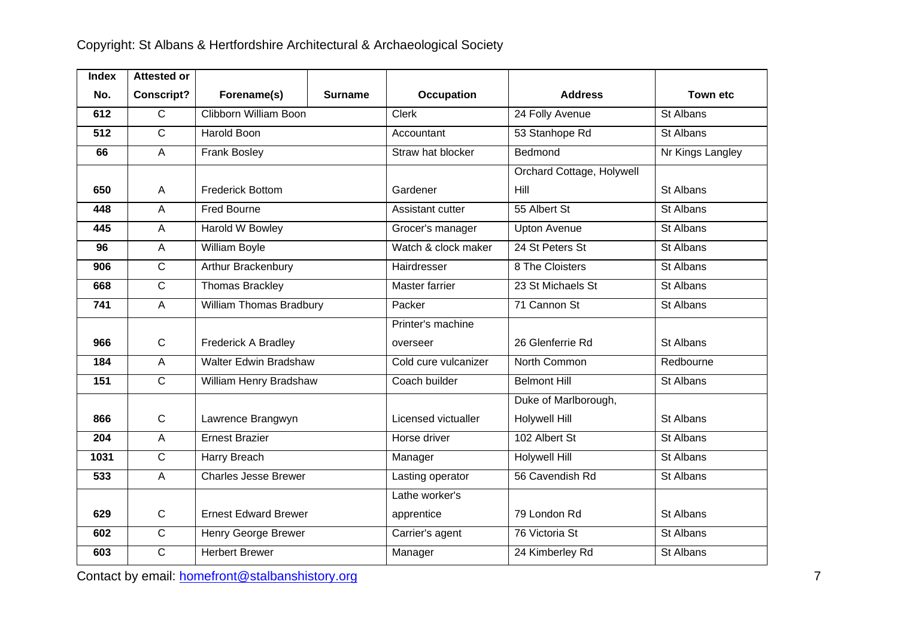| Index No. | Attested or Conscript? | Forename(s) | Surname | Occupation | Address | Town etc |
|---|---|---|---|---|---|---|
| 612 | C | Clibborn William Boon | | Clerk | 24 Folly Avenue | St Albans |
| 512 | C | Harold Boon | | Accountant | 53 Stanhope Rd | St Albans |
| 66 | A | Frank Bosley | | Straw hat blocker | Bedmond | Nr Kings Langley |
| 650 | A | Frederick Bottom | | Gardener | Orchard Cottage, Holywell Hill | St Albans |
| 448 | A | Fred Bourne | | Assistant cutter | 55 Albert St | St Albans |
| 445 | A | Harold W Bowley | | Grocer's manager | Upton Avenue | St Albans |
| 96 | A | William Boyle | | Watch & clock maker | 24 St Peters St | St Albans |
| 906 | C | Arthur Brackenbury | | Hairdresser | 8 The Cloisters | St Albans |
| 668 | C | Thomas Brackley | | Master farrier | 23 St Michaels St | St Albans |
| 741 | A | William Thomas Bradbury | | Packer | 71 Cannon St | St Albans |
| 966 | C | Frederick A Bradley | | Printer's machine overseer | 26 Glenferrie Rd | St Albans |
| 184 | A | Walter Edwin Bradshaw | | Cold cure vulcanizer | North Common | Redbourne |
| 151 | C | William Henry Bradshaw | | Coach builder | Belmont Hill | St Albans |
| 866 | C | Lawrence Brangwyn | | Licensed victualler | Duke of Marlborough, Holywell Hill | St Albans |
| 204 | A | Ernest Brazier | | Horse driver | 102 Albert St | St Albans |
| 1031 | C | Harry Breach | | Manager | Holywell Hill | St Albans |
| 533 | A | Charles Jesse Brewer | | Lasting operator | 56 Cavendish Rd | St Albans |
| 629 | C | Ernest Edward Brewer | | Lathe worker's apprentice | 79 London Rd | St Albans |
| 602 | C | Henry George Brewer | | Carrier's agent | 76 Victoria St | St Albans |
| 603 | C | Herbert Brewer | | Manager | 24 Kimberley Rd | St Albans |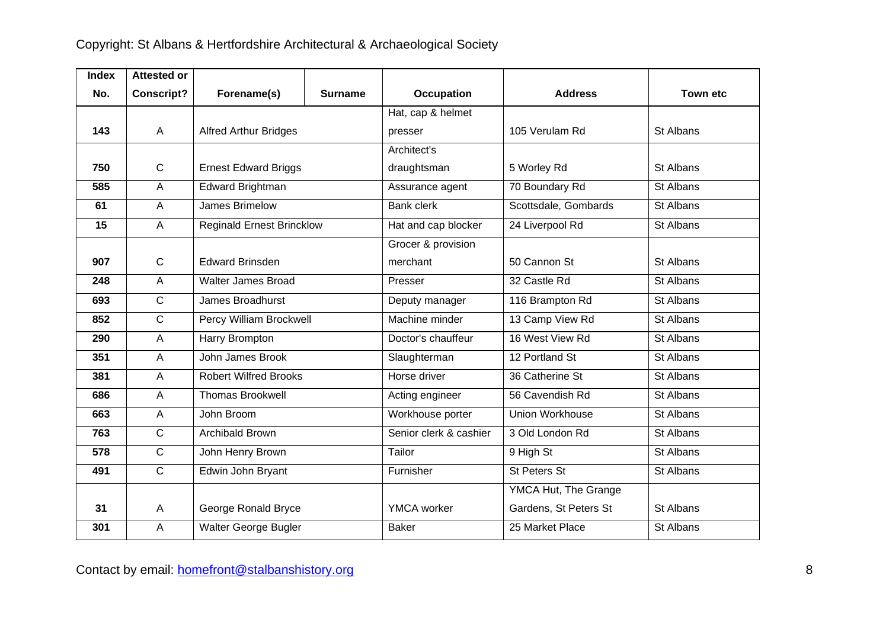Copyright: St Albans & Hertfordshire Architectural & Archaeological Society

| Index No. | Attested or Conscript? | Forename(s) | Surname | Occupation | Address | Town etc |
|---|---|---|---|---|---|---|
| 143 | A | Alfred Arthur Bridges | | Hat, cap & helmet presser | 105 Verulam Rd | St Albans |
| 750 | C | Ernest Edward Briggs | | Architect's draughtsman | 5 Worley Rd | St Albans |
| 585 | A | Edward Brightman | | Assurance agent | 70 Boundary Rd | St Albans |
| 61 | A | James Brimelow | | Bank clerk | Scottsdale, Gombards | St Albans |
| 15 | A | Reginald Ernest Brincklow | | Hat and cap blocker | 24 Liverpool Rd | St Albans |
| 907 | C | Edward Brinsden | | Grocer & provision merchant | 50 Cannon St | St Albans |
| 248 | A | Walter James Broad | | Presser | 32 Castle Rd | St Albans |
| 693 | C | James Broadhurst | | Deputy manager | 116 Brampton Rd | St Albans |
| 852 | C | Percy William Brockwell | | Machine minder | 13 Camp View Rd | St Albans |
| 290 | A | Harry Brompton | | Doctor's chauffeur | 16 West View Rd | St Albans |
| 351 | A | John James Brook | | Slaughterman | 12 Portland St | St Albans |
| 381 | A | Robert Wilfred Brooks | | Horse driver | 36 Catherine St | St Albans |
| 686 | A | Thomas Brookwell | | Acting engineer | 56 Cavendish Rd | St Albans |
| 663 | A | John Broom | | Workhouse porter | Union Workhouse | St Albans |
| 763 | C | Archibald Brown | | Senior clerk & cashier | 3 Old London Rd | St Albans |
| 578 | C | John Henry Brown | | Tailor | 9 High St | St Albans |
| 491 | C | Edwin John Bryant | | Furnisher | St Peters St | St Albans |
| 31 | A | George Ronald Bryce | | YMCA worker | YMCA Hut, The Grange Gardens, St Peters St | St Albans |
| 301 | A | Walter George Bugler | | Baker | 25 Market Place | St Albans |

Contact by email: homefront@stalbanshistory.org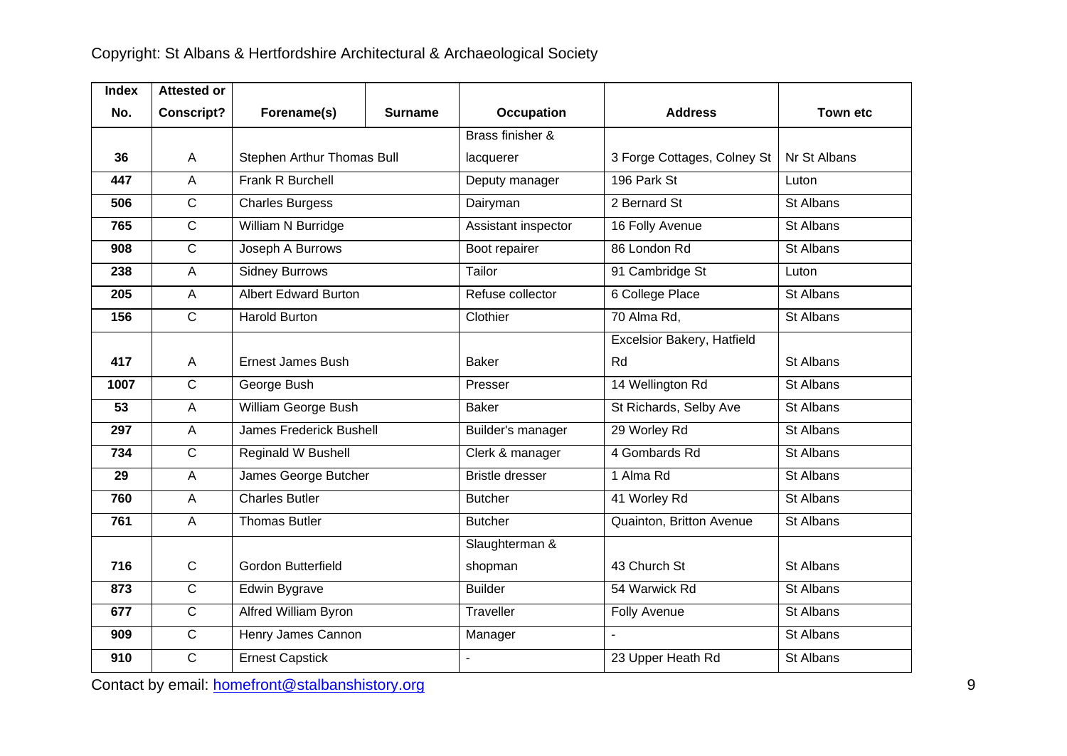| Index No. | Attested or Conscript? | Forename(s) | Surname | Occupation | Address | Town etc |
|---|---|---|---|---|---|---|
| 36 | A | Stephen Arthur Thomas | Bull | Brass finisher & lacquerer | 3 Forge Cottages, Colney St | Nr St Albans |
| 447 | A | Frank R | Burchell | Deputy manager | 196 Park St | Luton |
| 506 | C | Charles | Burgess | Dairyman | 2 Bernard St | St Albans |
| 765 | C | William N | Burridge | Assistant inspector | 16 Folly Avenue | St Albans |
| 908 | C | Joseph A | Burrows | Boot repairer | 86 London Rd | St Albans |
| 238 | A | Sidney | Burrows | Tailor | 91 Cambridge St | Luton |
| 205 | A | Albert Edward | Burton | Refuse collector | 6 College Place | St Albans |
| 156 | C | Harold | Burton | Clothier | 70 Alma Rd, | St Albans |
| 417 | A | Ernest James | Bush | Baker | Excelsior Bakery, Hatfield Rd | St Albans |
| 1007 | C | George | Bush | Presser | 14 Wellington Rd | St Albans |
| 53 | A | William George | Bush | Baker | St Richards, Selby Ave | St Albans |
| 297 | A | James Frederick | Bushell | Builder's manager | 29 Worley Rd | St Albans |
| 734 | C | Reginald W | Bushell | Clerk & manager | 4 Gombards Rd | St Albans |
| 29 | A | James George | Butcher | Bristle dresser | 1 Alma Rd | St Albans |
| 760 | A | Charles | Butler | Butcher | 41 Worley Rd | St Albans |
| 761 | A | Thomas | Butler | Butcher | Quainton, Britton Avenue | St Albans |
| 716 | C | Gordon | Butterfield | Slaughterman & shopman | 43 Church St | St Albans |
| 873 | C | Edwin | Bygrave | Builder | 54 Warwick Rd | St Albans |
| 677 | C | Alfred William | Byron | Traveller | Folly Avenue | St Albans |
| 909 | C | Henry James | Cannon | Manager | - | St Albans |
| 910 | C | Ernest | Capstick | - | 23 Upper Heath Rd | St Albans |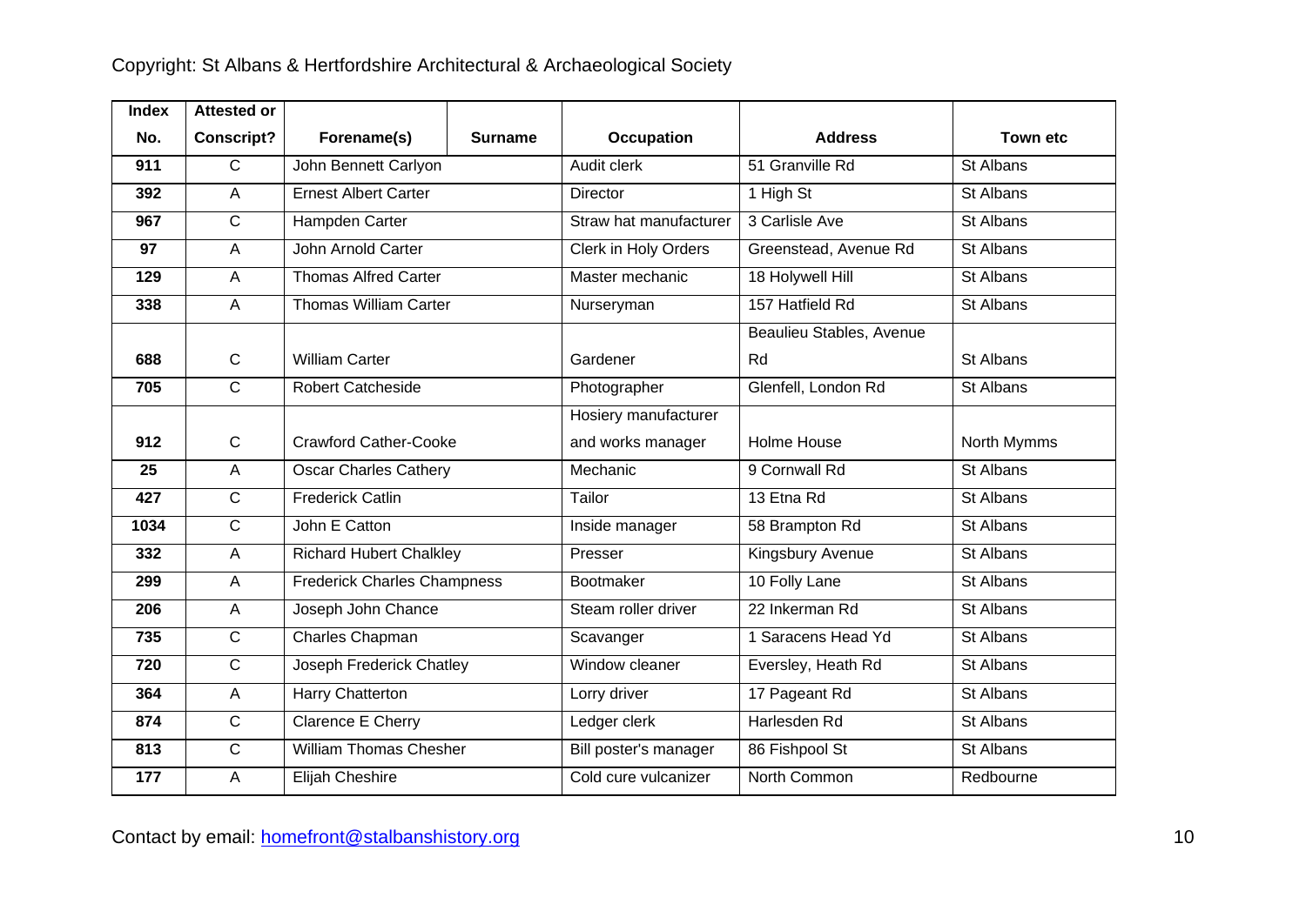| Index No. | Attested or Conscript? | Forename(s) | Surname | Occupation | Address | Town etc |
|---|---|---|---|---|---|---|
| 911 | C | John Bennett Carlyon | | Audit clerk | 51 Granville Rd | St Albans |
| 392 | A | Ernest Albert Carter | | Director | 1 High St | St Albans |
| 967 | C | Hampden Carter | | Straw hat manufacturer | 3 Carlisle Ave | St Albans |
| 97 | A | John Arnold Carter | | Clerk in Holy Orders | Greenstead, Avenue Rd | St Albans |
| 129 | A | Thomas Alfred Carter | | Master mechanic | 18 Holywell Hill | St Albans |
| 338 | A | Thomas William Carter | | Nurseryman | 157 Hatfield Rd | St Albans |
| 688 | C | William Carter | | Gardener | Beaulieu Stables, Avenue Rd | St Albans |
| 705 | C | Robert Catcheside | | Photographer | Glenfell, London Rd | St Albans |
| 912 | C | Crawford Cather-Cooke | | Hosiery manufacturer and works manager | Holme House | North Mymms |
| 25 | A | Oscar Charles Cathery | | Mechanic | 9 Cornwall Rd | St Albans |
| 427 | C | Frederick Catlin | | Tailor | 13 Etna Rd | St Albans |
| 1034 | C | John E Catton | | Inside manager | 58 Brampton Rd | St Albans |
| 332 | A | Richard Hubert Chalkley | | Presser | Kingsbury Avenue | St Albans |
| 299 | A | Frederick Charles Champness | | Bootmaker | 10 Folly Lane | St Albans |
| 206 | A | Joseph John Chance | | Steam roller driver | 22 Inkerman Rd | St Albans |
| 735 | C | Charles Chapman | | Scavanger | 1 Saracens Head Yd | St Albans |
| 720 | C | Joseph Frederick Chatley | | Window cleaner | Eversley, Heath Rd | St Albans |
| 364 | A | Harry Chatterton | | Lorry driver | 17 Pageant Rd | St Albans |
| 874 | C | Clarence E Cherry | | Ledger clerk | Harlesden Rd | St Albans |
| 813 | C | William Thomas Chesher | | Bill poster's manager | 86 Fishpool St | St Albans |
| 177 | A | Elijah Cheshire | | Cold cure vulcanizer | North Common | Redbourne |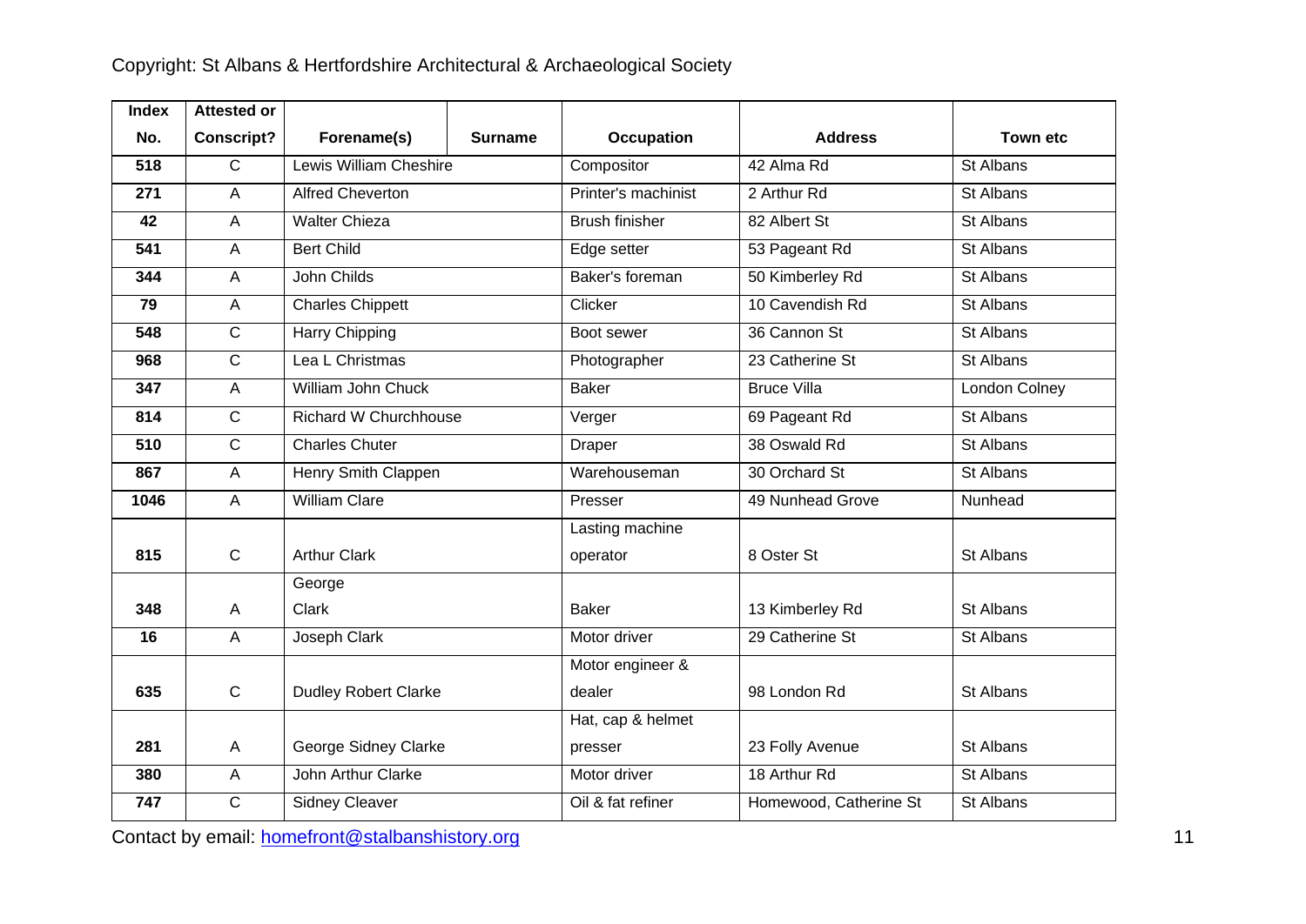Copyright: St Albans & Hertfordshire Architectural & Archaeological Society

| Index No. | Attested or Conscript? | Forename(s) | Surname | Occupation | Address | Town etc |
|---|---|---|---|---|---|---|
| 518 | C | Lewis William Cheshire | | Compositor | 42 Alma Rd | St Albans |
| 271 | A | Alfred Cheverton | | Printer's machinist | 2 Arthur Rd | St Albans |
| 42 | A | Walter Chieza | | Brush finisher | 82 Albert St | St Albans |
| 541 | A | Bert Child | | Edge setter | 53 Pageant Rd | St Albans |
| 344 | A | John Childs | | Baker's foreman | 50 Kimberley Rd | St Albans |
| 79 | A | Charles Chippett | | Clicker | 10 Cavendish Rd | St Albans |
| 548 | C | Harry Chipping | | Boot sewer | 36 Cannon St | St Albans |
| 968 | C | Lea L Christmas | | Photographer | 23 Catherine St | St Albans |
| 347 | A | William John Chuck | | Baker | Bruce Villa | London Colney |
| 814 | C | Richard W Churchhouse | | Verger | 69 Pageant Rd | St Albans |
| 510 | C | Charles Chuter | | Draper | 38 Oswald Rd | St Albans |
| 867 | A | Henry Smith Clappen | | Warehouseman | 30 Orchard St | St Albans |
| 1046 | A | William Clare | | Presser | 49 Nunhead Grove | Nunhead |
| 815 | C | Arthur Clark | | Lasting machine operator | 8 Oster St | St Albans |
| 348 | A | George Clark | | Baker | 13 Kimberley Rd | St Albans |
| 16 | A | Joseph Clark | | Motor driver | 29 Catherine St | St Albans |
| 635 | C | Dudley Robert Clarke | | Motor engineer & dealer | 98 London Rd | St Albans |
| 281 | A | George Sidney Clarke | | Hat, cap & helmet presser | 23 Folly Avenue | St Albans |
| 380 | A | John Arthur Clarke | | Motor driver | 18 Arthur Rd | St Albans |
| 747 | C | Sidney Cleaver | | Oil & fat refiner | Homewood, Catherine St | St Albans |

Contact by email: homefront@stalbanshistory.org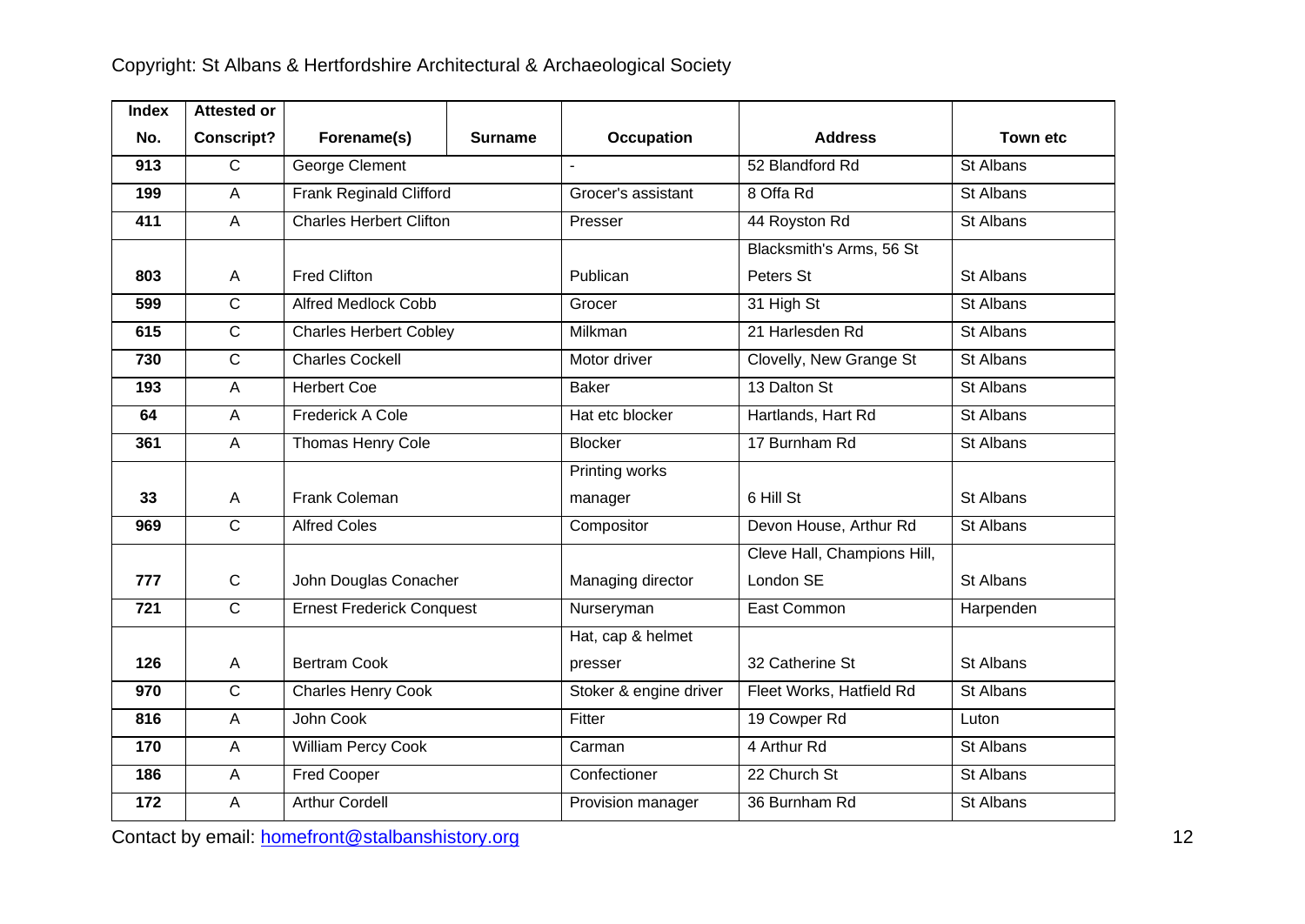| Index No. | Attested or Conscript? | Forename(s) | Surname | Occupation | Address | Town etc |
|---|---|---|---|---|---|---|
| 913 | C | George Clement | | - | 52 Blandford Rd | St Albans |
| 199 | A | Frank Reginald Clifford | | Grocer's assistant | 8 Offa Rd | St Albans |
| 411 | A | Charles Herbert Clifton | | Presser | 44 Royston Rd | St Albans |
| 803 | A | Fred Clifton | | Publican | Blacksmith's Arms, 56 St Peters St | St Albans |
| 599 | C | Alfred Medlock Cobb | | Grocer | 31 High St | St Albans |
| 615 | C | Charles Herbert Cobley | | Milkman | 21 Harlesden Rd | St Albans |
| 730 | C | Charles Cockell | | Motor driver | Clovelly, New Grange St | St Albans |
| 193 | A | Herbert Coe | | Baker | 13 Dalton St | St Albans |
| 64 | A | Frederick A Cole | | Hat etc blocker | Hartlands, Hart Rd | St Albans |
| 361 | A | Thomas Henry Cole | | Blocker | 17 Burnham Rd | St Albans |
| 33 | A | Frank Coleman | | Printing works manager | 6 Hill St | St Albans |
| 969 | C | Alfred Coles | | Compositor | Devon House, Arthur Rd | St Albans |
| 777 | C | John Douglas Conacher | | Managing director | Cleve Hall, Champions Hill, London SE | St Albans |
| 721 | C | Ernest Frederick Conquest | | Nurseryman | East Common | Harpenden |
| 126 | A | Bertram Cook | | Hat, cap & helmet presser | 32 Catherine St | St Albans |
| 970 | C | Charles Henry Cook | | Stoker & engine driver | Fleet Works, Hatfield Rd | St Albans |
| 816 | A | John Cook | | Fitter | 19 Cowper Rd | Luton |
| 170 | A | William Percy Cook | | Carman | 4 Arthur Rd | St Albans |
| 186 | A | Fred Cooper | | Confectioner | 22 Church St | St Albans |
| 172 | A | Arthur Cordell | | Provision manager | 36 Burnham Rd | St Albans |

Contact by email: homefront@stalbanshistory.org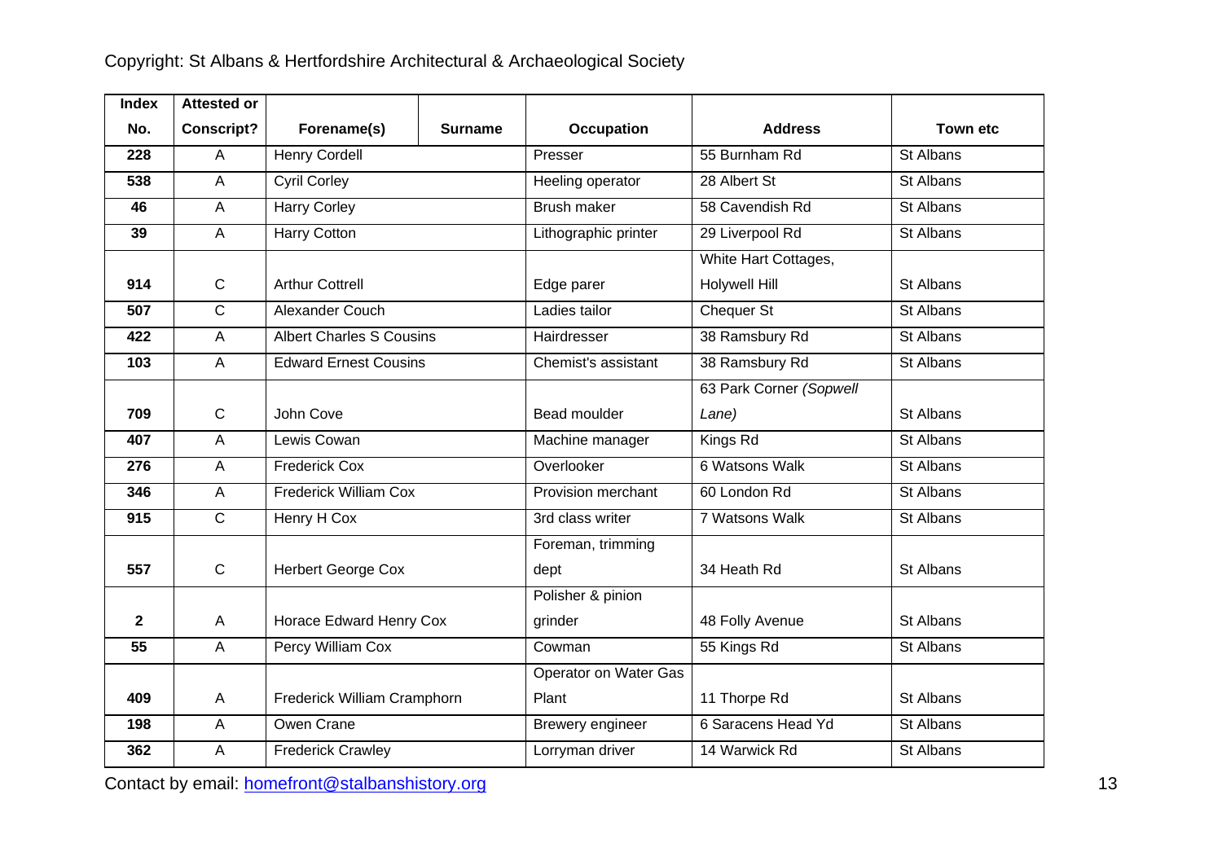Copyright: St Albans & Hertfordshire Architectural & Archaeological Society

| Index No. | Attested or Conscript? | Forename(s) | Surname | Occupation | Address | Town etc |
|---|---|---|---|---|---|---|
| 228 | A | Henry Cordell | | Presser | 55 Burnham Rd | St Albans |
| 538 | A | Cyril Corley | | Heeling operator | 28 Albert St | St Albans |
| 46 | A | Harry Corley | | Brush maker | 58 Cavendish Rd | St Albans |
| 39 | A | Harry Cotton | | Lithographic printer | 29 Liverpool Rd | St Albans |
| 914 | C | Arthur Cottrell | | Edge parer | White Hart Cottages, Holywell Hill | St Albans |
| 507 | C | Alexander Couch | | Ladies tailor | Chequer St | St Albans |
| 422 | A | Albert Charles S Cousins | | Hairdresser | 38 Ramsbury Rd | St Albans |
| 103 | A | Edward Ernest Cousins | | Chemist's assistant | 38 Ramsbury Rd | St Albans |
| 709 | C | John Cove | | Bead moulder | 63 Park Corner *(Sopwell Lane)* | St Albans |
| 407 | A | Lewis Cowan | | Machine manager | Kings Rd | St Albans |
| 276 | A | Frederick Cox | | Overlooker | 6 Watsons Walk | St Albans |
| 346 | A | Frederick William Cox | | Provision merchant | 60 London Rd | St Albans |
| 915 | C | Henry H Cox | | 3rd class writer | 7 Watsons Walk | St Albans |
| 557 | C | Herbert George Cox | | Foreman, trimming dept | 34 Heath Rd | St Albans |
| 2 | A | Horace Edward Henry Cox | | Polisher & pinion grinder | 48 Folly Avenue | St Albans |
| 55 | A | Percy William Cox | | Cowman | 55 Kings Rd | St Albans |
| 409 | A | Frederick William Cramphorn | | Operator on Water Gas Plant | 11 Thorpe Rd | St Albans |
| 198 | A | Owen Crane | | Brewery engineer | 6 Saracens Head Yd | St Albans |
| 362 | A | Frederick Crawley | | Lorryman driver | 14 Warwick Rd | St Albans |

Contact by email: homefront@stalbanshistory.org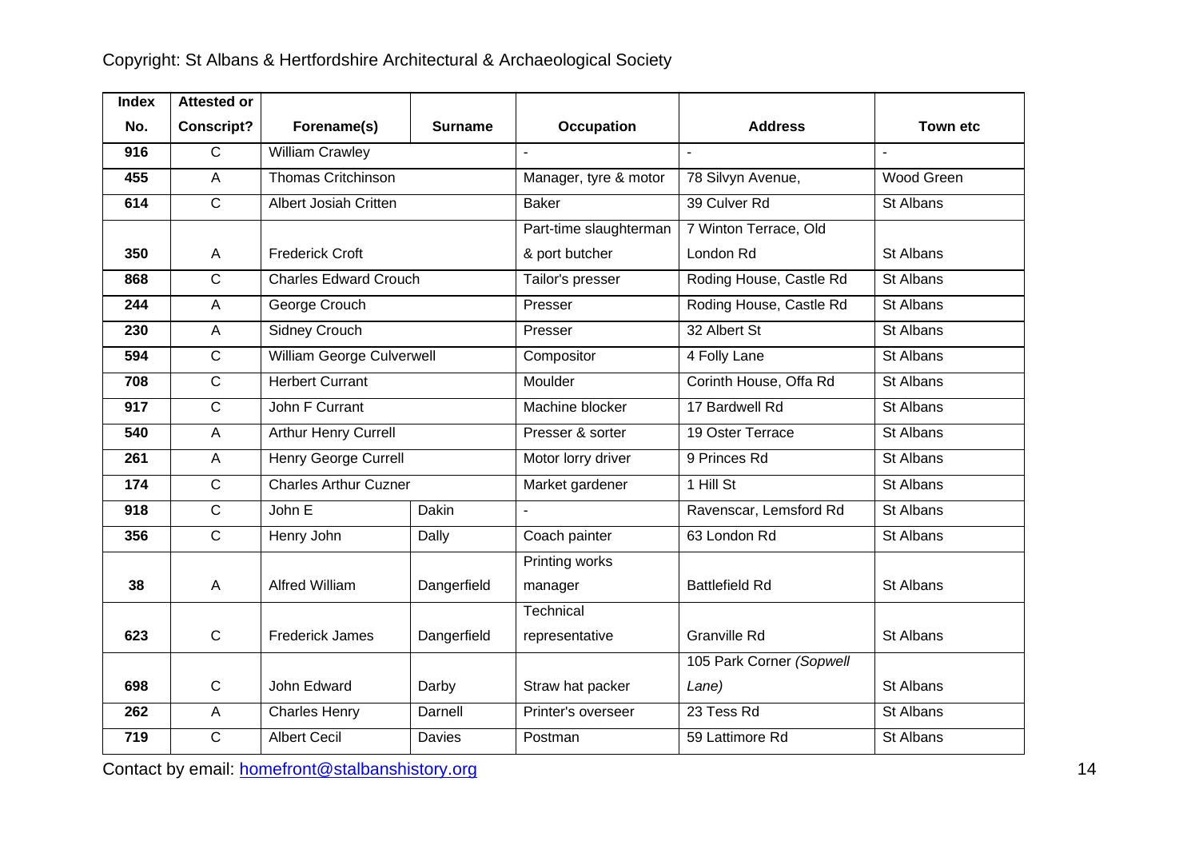| Index No. | Attested or Conscript? | Forename(s) | Surname | Occupation | Address | Town etc |
|---|---|---|---|---|---|---|
| 916 | C | William Crawley | | - | - | - |
| 455 | A | Thomas Critchinson | | Manager, tyre & motor | 78 Silvyn Avenue, | Wood Green |
| 614 | C | Albert Josiah Critten | | Baker | 39 Culver Rd | St Albans |
| 350 | A | Frederick Croft | | Part-time slaughterman & port butcher | 7 Winton Terrace, Old London Rd | St Albans |
| 868 | C | Charles Edward Crouch | | Tailor's presser | Roding House, Castle Rd | St Albans |
| 244 | A | George Crouch | | Presser | Roding House, Castle Rd | St Albans |
| 230 | A | Sidney Crouch | | Presser | 32 Albert St | St Albans |
| 594 | C | William George Culverwell | | Compositor | 4 Folly Lane | St Albans |
| 708 | C | Herbert Currant | | Moulder | Corinth House, Offa Rd | St Albans |
| 917 | C | John F Currant | | Machine blocker | 17 Bardwell Rd | St Albans |
| 540 | A | Arthur Henry Currell | | Presser & sorter | 19 Oster Terrace | St Albans |
| 261 | A | Henry George Currell | | Motor lorry driver | 9 Princes Rd | St Albans |
| 174 | C | Charles Arthur Cuzner | | Market gardener | 1 Hill St | St Albans |
| 918 | C | John E | Dakin | - | Ravenscar, Lemsford Rd | St Albans |
| 356 | C | Henry John | Dally | Coach painter | 63 London Rd | St Albans |
| 38 | A | Alfred William | Dangerfield | Printing works manager | Battlefield Rd | St Albans |
| 623 | C | Frederick James | Dangerfield | Technical representative | Granville Rd | St Albans |
| 698 | C | John Edward | Darby | Straw hat packer | 105 Park Corner *(Sopwell Lane)* | St Albans |
| 262 | A | Charles Henry | Darnell | Printer's overseer | 23 Tess Rd | St Albans |
| 719 | C | Albert Cecil | Davies | Postman | 59 Lattimore Rd | St Albans |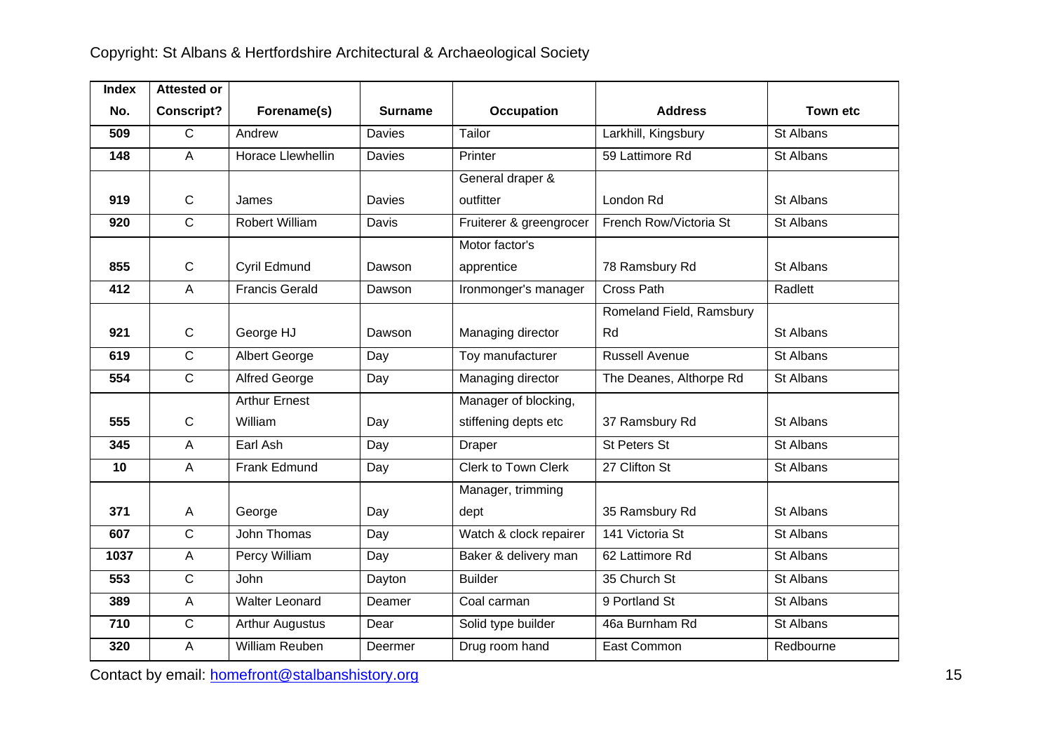| Index No. | Attested or Conscript? | Forename(s) | Surname | Occupation | Address | Town etc |
|---|---|---|---|---|---|---|
| 509 | C | Andrew | Davies | Tailor | Larkhill, Kingsbury | St Albans |
| 148 | A | Horace Llewhellin | Davies | Printer | 59 Lattimore Rd | St Albans |
| 919 | C | James | Davies | General draper & outfitter | London Rd | St Albans |
| 920 | C | Robert William | Davis | Fruiterer & greengrocer | French Row/Victoria St | St Albans |
| 855 | C | Cyril Edmund | Dawson | Motor factor's apprentice | 78 Ramsbury Rd | St Albans |
| 412 | A | Francis Gerald | Dawson | Ironmonger's manager | Cross Path | Radlett |
| 921 | C | George HJ | Dawson | Managing director | Romeland Field, Ramsbury Rd | St Albans |
| 619 | C | Albert George | Day | Toy manufacturer | Russell Avenue | St Albans |
| 554 | C | Alfred George | Day | Managing director | The Deanes, Althorpe Rd | St Albans |
| 555 | C | Arthur Ernest William | Day | Manager of blocking, stiffening depts etc | 37 Ramsbury Rd | St Albans |
| 345 | A | Earl Ash | Day | Draper | St Peters St | St Albans |
| 10 | A | Frank Edmund | Day | Clerk to Town Clerk | 27 Clifton St | St Albans |
| 371 | A | George | Day | Manager, trimming dept | 35 Ramsbury Rd | St Albans |
| 607 | C | John Thomas | Day | Watch & clock repairer | 141 Victoria St | St Albans |
| 1037 | A | Percy William | Day | Baker & delivery man | 62 Lattimore Rd | St Albans |
| 553 | C | John | Dayton | Builder | 35 Church St | St Albans |
| 389 | A | Walter Leonard | Deamer | Coal carman | 9 Portland St | St Albans |
| 710 | C | Arthur Augustus | Dear | Solid type builder | 46a Burnham Rd | St Albans |
| 320 | A | William Reuben | Deermer | Drug room hand | East Common | Redbourne |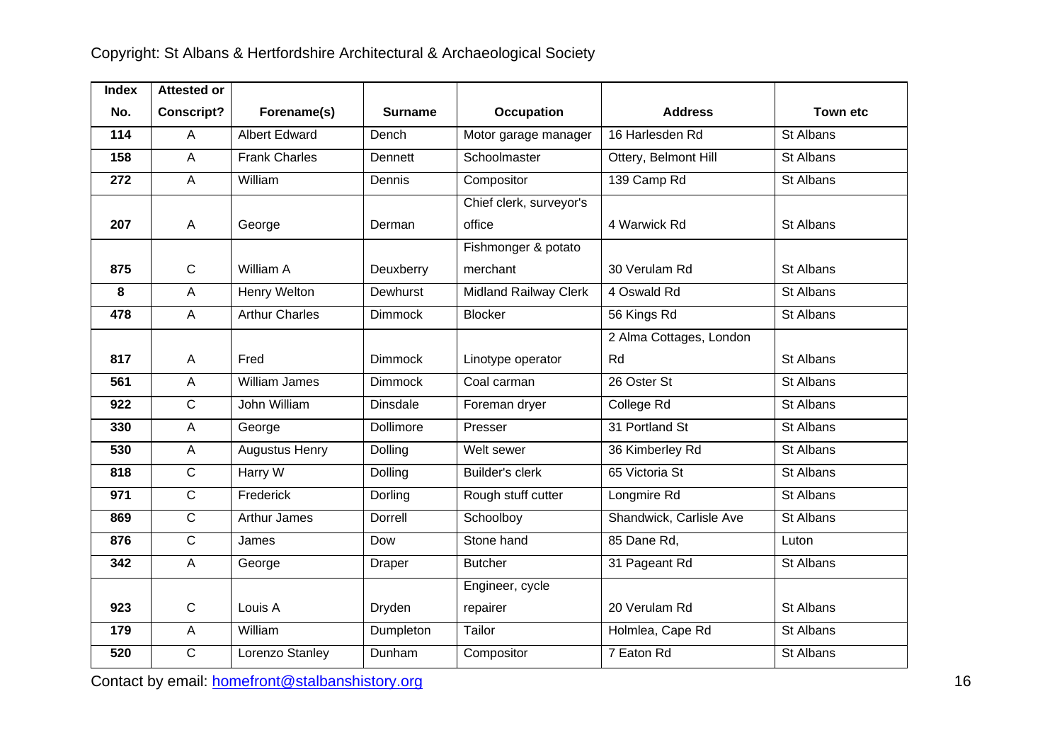| Index No. | Attested or Conscript? | Forename(s) | Surname | Occupation | Address | Town etc |
|---|---|---|---|---|---|---|
| 114 | A | Albert Edward | Dench | Motor garage manager | 16 Harlesden Rd | St Albans |
| 158 | A | Frank Charles | Dennett | Schoolmaster | Ottery, Belmont Hill | St Albans |
| 272 | A | William | Dennis | Compositor | 139 Camp Rd | St Albans |
| 207 | A | George | Derman | Chief clerk, surveyor's office | 4 Warwick Rd | St Albans |
| 875 | C | William A | Deuxberry | Fishmonger & potato merchant | 30 Verulam Rd | St Albans |
| 8 | A | Henry Welton | Dewhurst | Midland Railway Clerk | 4 Oswald Rd | St Albans |
| 478 | A | Arthur Charles | Dimmock | Blocker | 56 Kings Rd | St Albans |
| 817 | A | Fred | Dimmock | Linotype operator | 2 Alma Cottages, London Rd | St Albans |
| 561 | A | William James | Dimmock | Coal carman | 26 Oster St | St Albans |
| 922 | C | John William | Dinsdale | Foreman dryer | College Rd | St Albans |
| 330 | A | George | Dollimore | Presser | 31 Portland St | St Albans |
| 530 | A | Augustus Henry | Dolling | Welt sewer | 36 Kimberley Rd | St Albans |
| 818 | C | Harry W | Dolling | Builder's clerk | 65 Victoria St | St Albans |
| 971 | C | Frederick | Dorling | Rough stuff cutter | Longmire Rd | St Albans |
| 869 | C | Arthur James | Dorrell | Schoolboy | Shandwick, Carlisle Ave | St Albans |
| 876 | C | James | Dow | Stone hand | 85 Dane Rd, | Luton |
| 342 | A | George | Draper | Butcher | 31 Pageant Rd | St Albans |
| 923 | C | Louis A | Dryden | Engineer, cycle repairer | 20 Verulam Rd | St Albans |
| 179 | A | William | Dumpleton | Tailor | Holmlea, Cape Rd | St Albans |
| 520 | C | Lorenzo Stanley | Dunham | Compositor | 7 Eaton Rd | St Albans |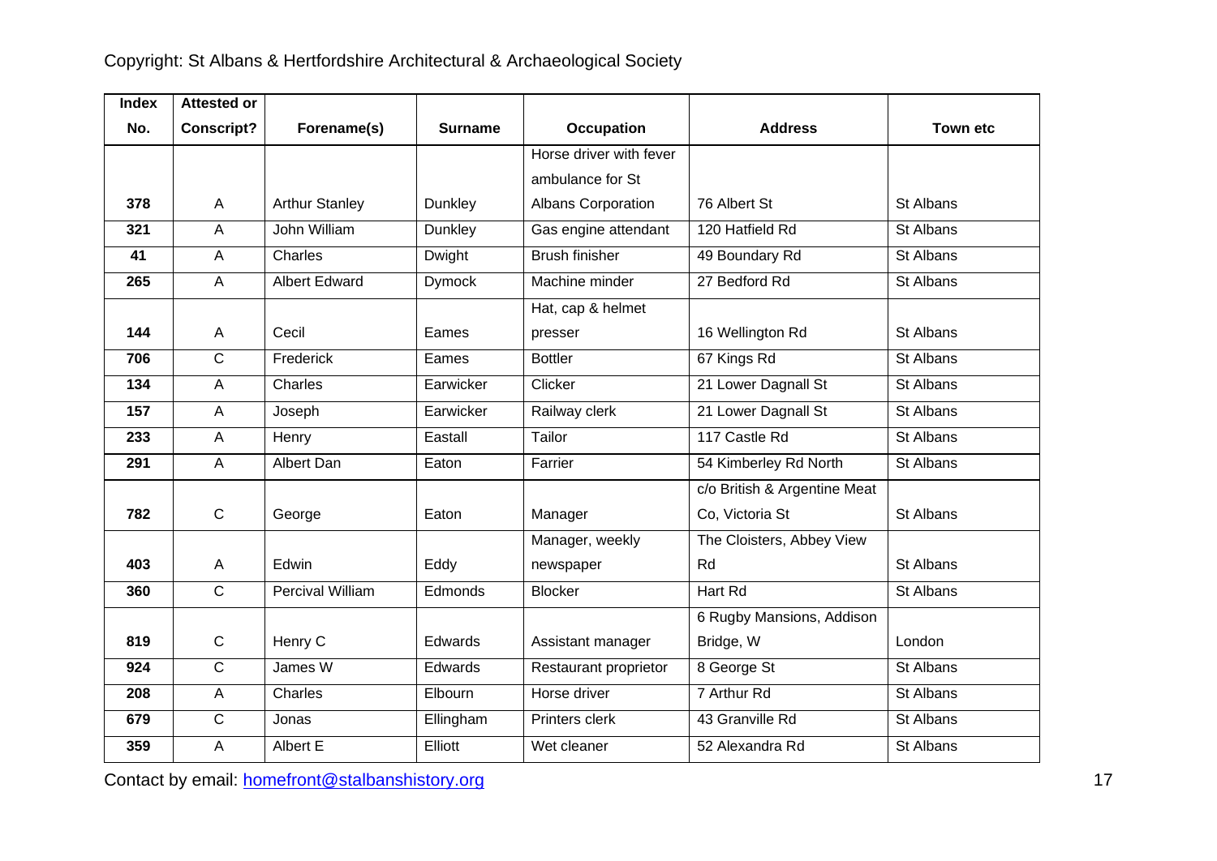| Index No. | Attested or Conscript? | Forename(s) | Surname | Occupation | Address | Town etc |
|---|---|---|---|---|---|---|
| 378 | A | Arthur Stanley | Dunkley | Horse driver with fever ambulance for St Albans Corporation | 76 Albert St | St Albans |
| 321 | A | John William | Dunkley | Gas engine attendant | 120 Hatfield Rd | St Albans |
| 41 | A | Charles | Dwight | Brush finisher | 49 Boundary Rd | St Albans |
| 265 | A | Albert Edward | Dymock | Machine minder | 27 Bedford Rd | St Albans |
| 144 | A | Cecil | Eames | Hat, cap & helmet presser | 16 Wellington Rd | St Albans |
| 706 | C | Frederick | Eames | Bottler | 67 Kings Rd | St Albans |
| 134 | A | Charles | Earwicker | Clicker | 21 Lower Dagnall St | St Albans |
| 157 | A | Joseph | Earwicker | Railway clerk | 21 Lower Dagnall St | St Albans |
| 233 | A | Henry | Eastall | Tailor | 117 Castle Rd | St Albans |
| 291 | A | Albert Dan | Eaton | Farrier | 54 Kimberley Rd North | St Albans |
| 782 | C | George | Eaton | Manager | c/o British & Argentine Meat Co, Victoria St | St Albans |
| 403 | A | Edwin | Eddy | Manager, weekly newspaper | The Cloisters, Abbey View Rd | St Albans |
| 360 | C | Percival William | Edmonds | Blocker | Hart Rd | St Albans |
| 819 | C | Henry C | Edwards | Assistant manager | 6 Rugby Mansions, Addison Bridge, W | London |
| 924 | C | James W | Edwards | Restaurant proprietor | 8 George St | St Albans |
| 208 | A | Charles | Elbourn | Horse driver | 7 Arthur Rd | St Albans |
| 679 | C | Jonas | Ellingham | Printers clerk | 43 Granville Rd | St Albans |
| 359 | A | Albert E | Elliott | Wet cleaner | 52 Alexandra Rd | St Albans |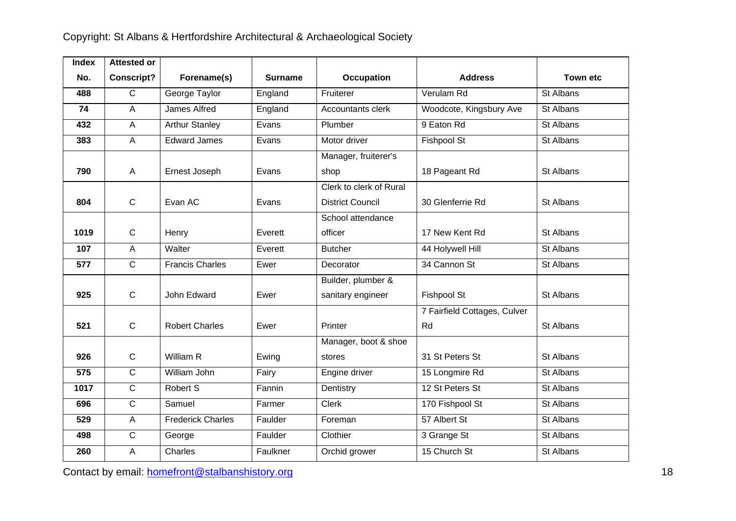| Index No. | Attested or Conscript? | Forename(s) | Surname | Occupation | Address | Town etc |
|---|---|---|---|---|---|---|
| 488 | C | George Taylor | England | Fruiterer | Verulam Rd | St Albans |
| 74 | A | James Alfred | England | Accountants clerk | Woodcote, Kingsbury Ave | St Albans |
| 432 | A | Arthur Stanley | Evans | Plumber | 9 Eaton Rd | St Albans |
| 383 | A | Edward James | Evans | Motor driver | Fishpool St | St Albans |
| 790 | A | Ernest Joseph | Evans | Manager, fruiterer's shop | 18 Pageant Rd | St Albans |
| 804 | C | Evan AC | Evans | Clerk to clerk of Rural District Council | 30 Glenferrie Rd | St Albans |
| 1019 | C | Henry | Everett | School attendance officer | 17 New Kent Rd | St Albans |
| 107 | A | Walter | Everett | Butcher | 44 Holywell Hill | St Albans |
| 577 | C | Francis Charles | Ewer | Decorator | 34 Cannon St | St Albans |
| 925 | C | John Edward | Ewer | Builder, plumber & sanitary engineer | Fishpool St | St Albans |
| 521 | C | Robert Charles | Ewer | Printer | 7 Fairfield Cottages, Culver Rd | St Albans |
| 926 | C | William R | Ewing | Manager, boot & shoe stores | 31 St Peters St | St Albans |
| 575 | C | William John | Fairy | Engine driver | 15 Longmire Rd | St Albans |
| 1017 | C | Robert S | Fannin | Dentistry | 12 St Peters St | St Albans |
| 696 | C | Samuel | Farmer | Clerk | 170 Fishpool St | St Albans |
| 529 | A | Frederick Charles | Faulder | Foreman | 57 Albert St | St Albans |
| 498 | C | George | Faulder | Clothier | 3 Grange St | St Albans |
| 260 | A | Charles | Faulkner | Orchid grower | 15 Church St | St Albans |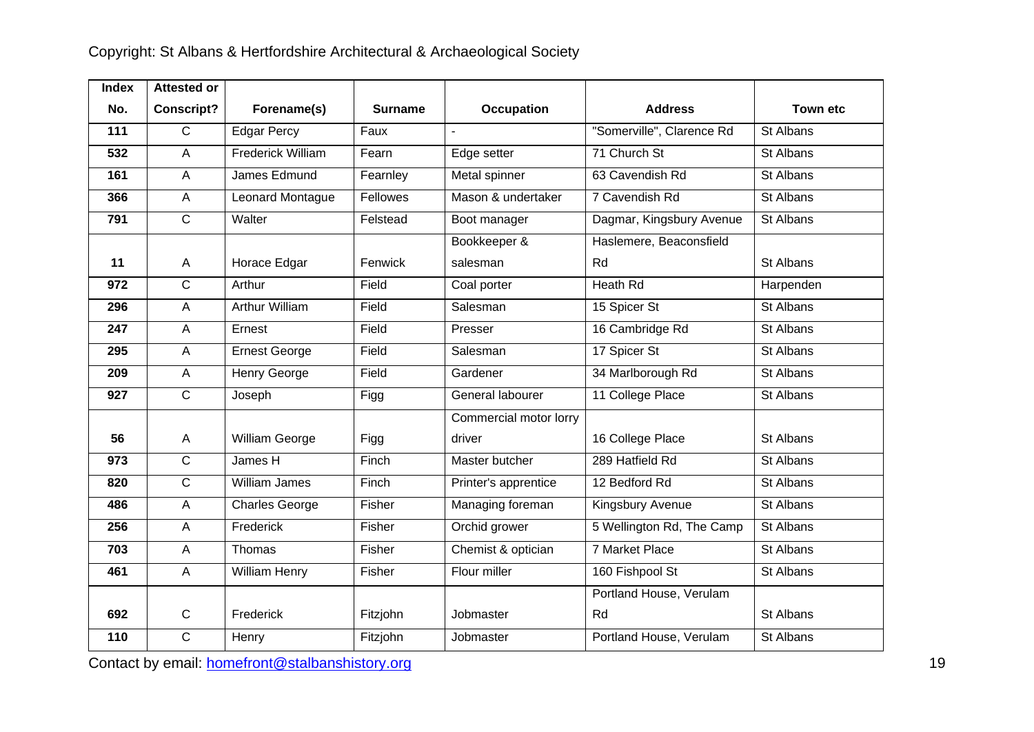Copyright: St Albans & Hertfordshire Architectural & Archaeological Society

| Index No. | Attested or Conscript? | Forename(s) | Surname | Occupation | Address | Town etc |
|---|---|---|---|---|---|---|
| 111 | C | Edgar Percy | Faux | - | "Somerville", Clarence Rd | St Albans |
| 532 | A | Frederick William | Fearn | Edge setter | 71 Church St | St Albans |
| 161 | A | James Edmund | Fearnley | Metal spinner | 63 Cavendish Rd | St Albans |
| 366 | A | Leonard Montague | Fellowes | Mason & undertaker | 7 Cavendish Rd | St Albans |
| 791 | C | Walter | Felstead | Boot manager | Dagmar, Kingsbury Avenue | St Albans |
| 11 | A | Horace Edgar | Fenwick | Bookkeeper & salesman | Haslemere, Beaconsfield Rd | St Albans |
| 972 | C | Arthur | Field | Coal porter | Heath Rd | Harpenden |
| 296 | A | Arthur William | Field | Salesman | 15 Spicer St | St Albans |
| 247 | A | Ernest | Field | Presser | 16 Cambridge Rd | St Albans |
| 295 | A | Ernest George | Field | Salesman | 17 Spicer St | St Albans |
| 209 | A | Henry George | Field | Gardener | 34 Marlborough Rd | St Albans |
| 927 | C | Joseph | Figg | General labourer | 11 College Place | St Albans |
| 56 | A | William George | Figg | Commercial motor lorry driver | 16 College Place | St Albans |
| 973 | C | James H | Finch | Master butcher | 289 Hatfield Rd | St Albans |
| 820 | C | William James | Finch | Printer's apprentice | 12 Bedford Rd | St Albans |
| 486 | A | Charles George | Fisher | Managing foreman | Kingsbury Avenue | St Albans |
| 256 | A | Frederick | Fisher | Orchid grower | 5 Wellington Rd, The Camp | St Albans |
| 703 | A | Thomas | Fisher | Chemist & optician | 7 Market Place | St Albans |
| 461 | A | William Henry | Fisher | Flour miller | 160 Fishpool St | St Albans |
| 692 | C | Frederick | Fitzjohn | Jobmaster | Portland House, Verulam Rd | St Albans |
| 110 | C | Henry | Fitzjohn | Jobmaster | Portland House, Verulam | St Albans |

Contact by email: homefront@stalbanshistory.org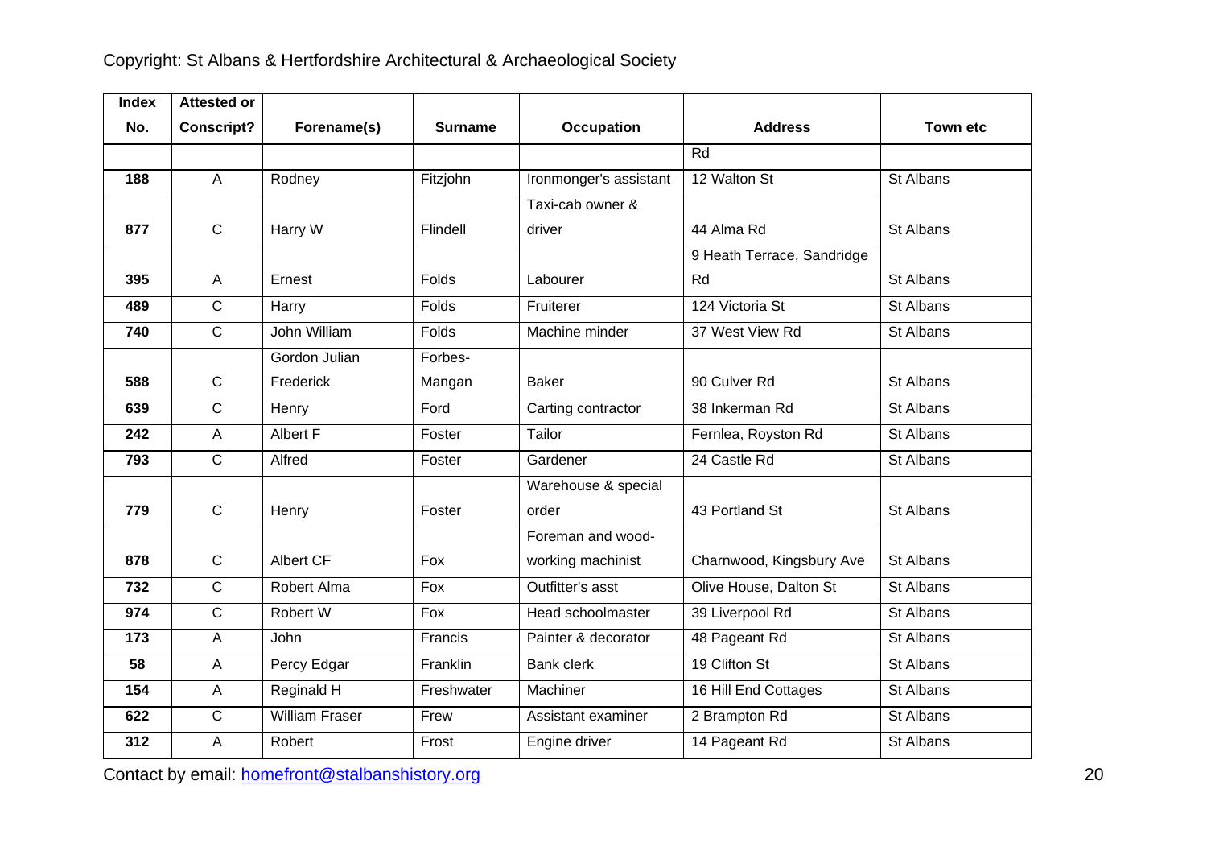| Index No. | Attested or Conscript? | Forename(s) | Surname | Occupation | Address | Town etc |
|---|---|---|---|---|---|---|
| | | | | | Rd | |
| 188 | A | Rodney | Fitzjohn | Ironmonger's assistant | 12 Walton St | St Albans |
| 877 | C | Harry W | Flindell | Taxi-cab owner & driver | 44 Alma Rd | St Albans |
| 395 | A | Ernest | Folds | Labourer | 9 Heath Terrace, Sandridge Rd | St Albans |
| 489 | C | Harry | Folds | Fruiterer | 124 Victoria St | St Albans |
| 740 | C | John William | Folds | Machine minder | 37 West View Rd | St Albans |
| 588 | C | Gordon Julian Frederick | Forbes-Mangan | Baker | 90 Culver Rd | St Albans |
| 639 | C | Henry | Ford | Carting contractor | 38 Inkerman Rd | St Albans |
| 242 | A | Albert F | Foster | Tailor | Fernlea, Royston Rd | St Albans |
| 793 | C | Alfred | Foster | Gardener | 24 Castle Rd | St Albans |
| 779 | C | Henry | Foster | Warehouse & special order | 43 Portland St | St Albans |
| 878 | C | Albert CF | Fox | Foreman and wood-working machinist | Charnwood, Kingsbury Ave | St Albans |
| 732 | C | Robert Alma | Fox | Outfitter's asst | Olive House, Dalton St | St Albans |
| 974 | C | Robert W | Fox | Head schoolmaster | 39 Liverpool Rd | St Albans |
| 173 | A | John | Francis | Painter & decorator | 48 Pageant Rd | St Albans |
| 58 | A | Percy Edgar | Franklin | Bank clerk | 19 Clifton St | St Albans |
| 154 | A | Reginald H | Freshwater | Machiner | 16 Hill End Cottages | St Albans |
| 622 | C | William Fraser | Frew | Assistant examiner | 2 Brampton Rd | St Albans |
| 312 | A | Robert | Frost | Engine driver | 14 Pageant Rd | St Albans |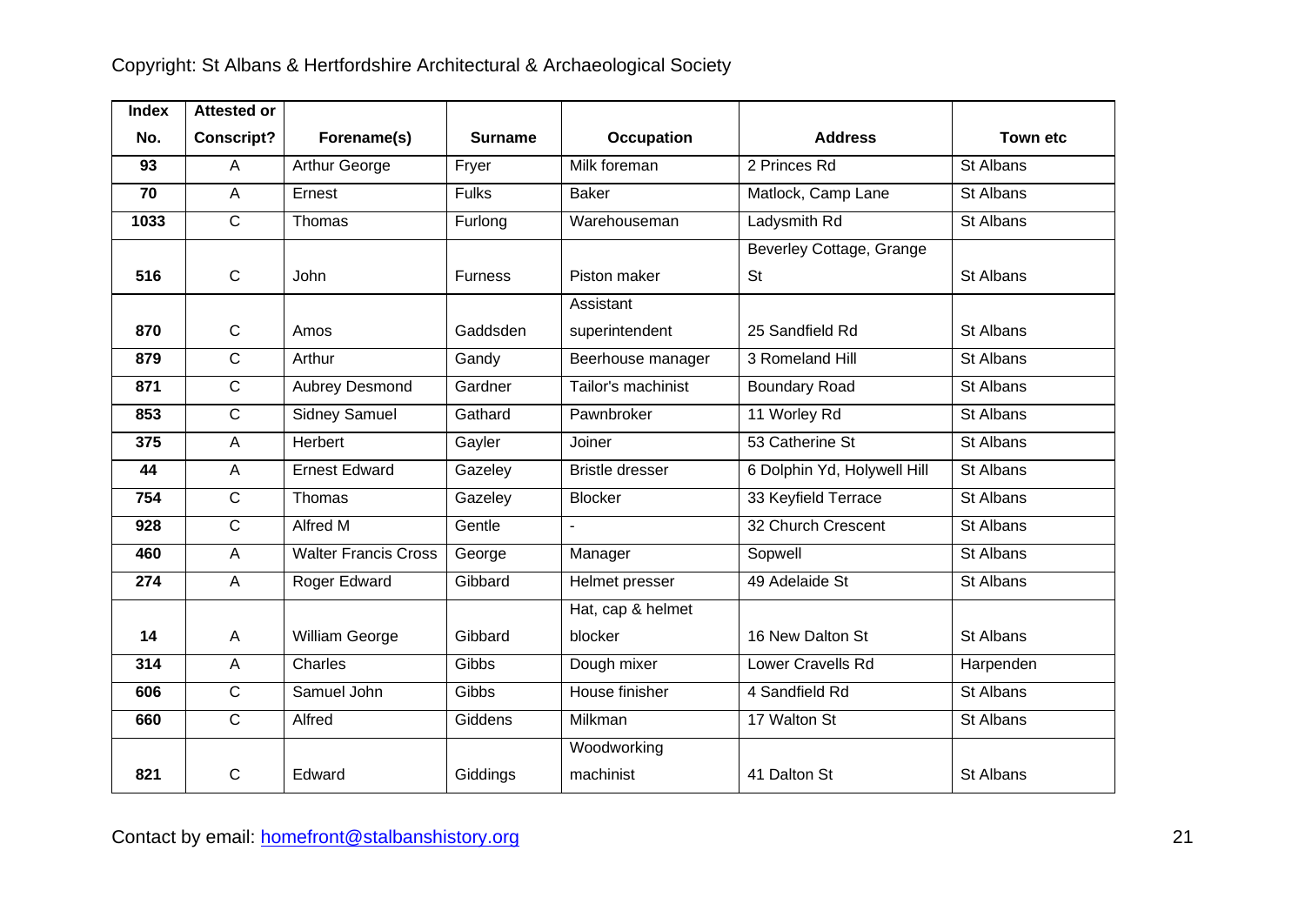| Index No. | Attested or Conscript? | Forename(s) | Surname | Occupation | Address | Town etc |
|---|---|---|---|---|---|---|
| 93 | A | Arthur George | Fryer | Milk foreman | 2 Princes Rd | St Albans |
| 70 | A | Ernest | Fulks | Baker | Matlock, Camp Lane | St Albans |
| 1033 | C | Thomas | Furlong | Warehouseman | Ladysmith Rd | St Albans |
| 516 | C | John | Furness | Piston maker | Beverley Cottage, Grange St | St Albans |
| 870 | C | Amos | Gaddsden | Assistant superintendent | 25 Sandfield Rd | St Albans |
| 879 | C | Arthur | Gandy | Beerhouse manager | 3 Romeland Hill | St Albans |
| 871 | C | Aubrey Desmond | Gardner | Tailor's machinist | Boundary Road | St Albans |
| 853 | C | Sidney Samuel | Gathard | Pawnbroker | 11 Worley Rd | St Albans |
| 375 | A | Herbert | Gayler | Joiner | 53 Catherine St | St Albans |
| 44 | A | Ernest Edward | Gazeley | Bristle dresser | 6 Dolphin Yd, Holywell Hill | St Albans |
| 754 | C | Thomas | Gazeley | Blocker | 33 Keyfield Terrace | St Albans |
| 928 | C | Alfred M | Gentle | - | 32 Church Crescent | St Albans |
| 460 | A | Walter Francis Cross | George | Manager | Sopwell | St Albans |
| 274 | A | Roger Edward | Gibbard | Helmet presser | 49 Adelaide St | St Albans |
| 14 | A | William George | Gibbard | Hat, cap & helmet blocker | 16 New Dalton St | St Albans |
| 314 | A | Charles | Gibbs | Dough mixer | Lower Cravells Rd | Harpenden |
| 606 | C | Samuel John | Gibbs | House finisher | 4 Sandfield Rd | St Albans |
| 660 | C | Alfred | Giddens | Milkman | 17 Walton St | St Albans |
| 821 | C | Edward | Giddings | Woodworking machinist | 41 Dalton St | St Albans |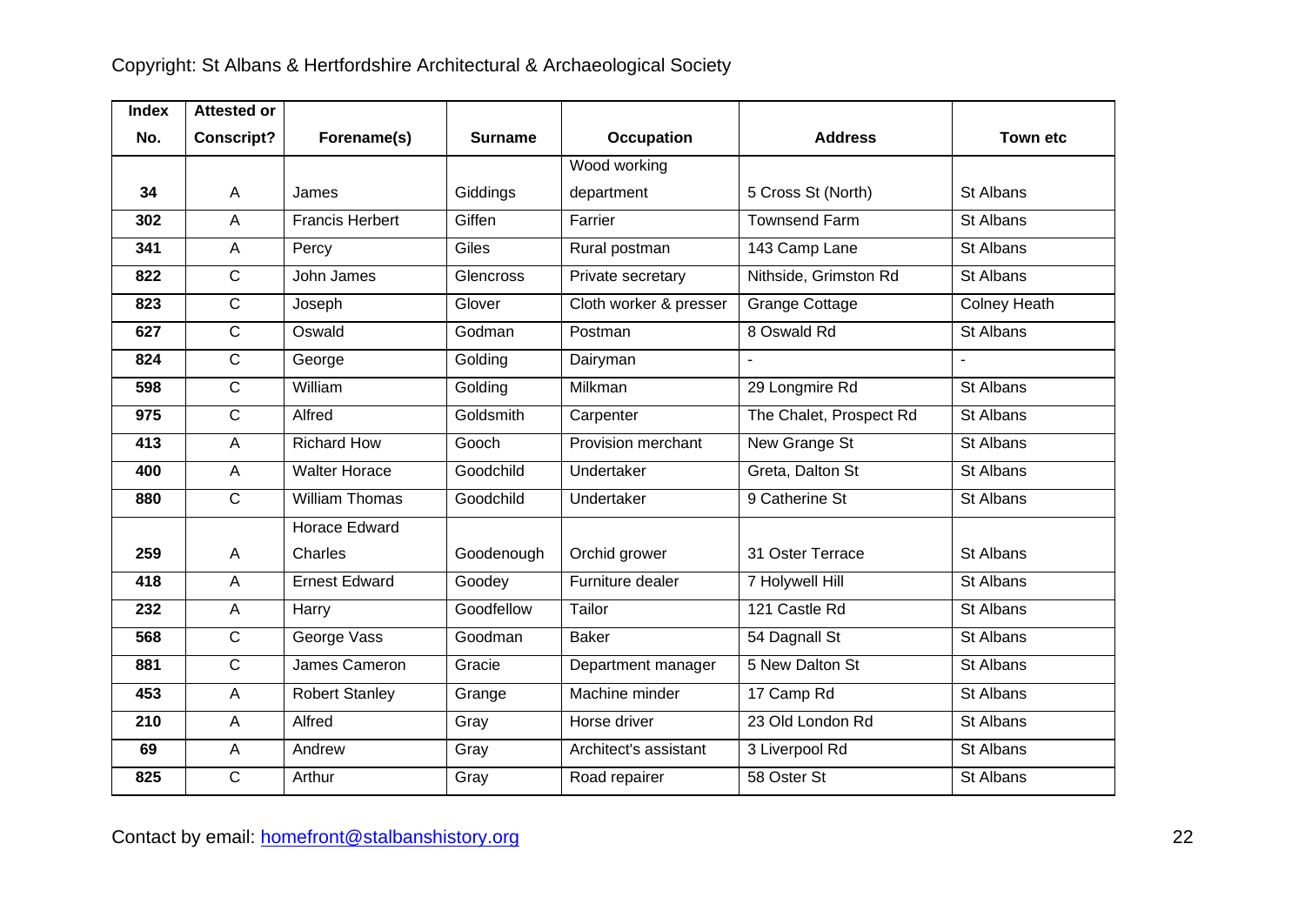| Index No. | Attested or Conscript? | Forename(s) | Surname | Occupation | Address | Town etc |
|---|---|---|---|---|---|---|
| 34 | A | James | Giddings | Wood working department | 5 Cross St (North) | St Albans |
| 302 | A | Francis Herbert | Giffen | Farrier | Townsend Farm | St Albans |
| 341 | A | Percy | Giles | Rural postman | 143 Camp Lane | St Albans |
| 822 | C | John James | Glencross | Private secretary | Nithside, Grimston Rd | St Albans |
| 823 | C | Joseph | Glover | Cloth worker & presser | Grange Cottage | Colney Heath |
| 627 | C | Oswald | Godman | Postman | 8 Oswald Rd | St Albans |
| 824 | C | George | Golding | Dairyman | - | - |
| 598 | C | William | Golding | Milkman | 29 Longmire Rd | St Albans |
| 975 | C | Alfred | Goldsmith | Carpenter | The Chalet, Prospect Rd | St Albans |
| 413 | A | Richard How | Gooch | Provision merchant | New Grange St | St Albans |
| 400 | A | Walter Horace | Goodchild | Undertaker | Greta, Dalton St | St Albans |
| 880 | C | William Thomas | Goodchild | Undertaker | 9 Catherine St | St Albans |
| 259 | A | Horace Edward Charles | Goodenough | Orchid grower | 31 Oster Terrace | St Albans |
| 418 | A | Ernest Edward | Goodey | Furniture dealer | 7 Holywell Hill | St Albans |
| 232 | A | Harry | Goodfellow | Tailor | 121 Castle Rd | St Albans |
| 568 | C | George Vass | Goodman | Baker | 54 Dagnall St | St Albans |
| 881 | C | James Cameron | Gracie | Department manager | 5 New Dalton St | St Albans |
| 453 | A | Robert Stanley | Grange | Machine minder | 17 Camp Rd | St Albans |
| 210 | A | Alfred | Gray | Horse driver | 23 Old London Rd | St Albans |
| 69 | A | Andrew | Gray | Architect's assistant | 3 Liverpool Rd | St Albans |
| 825 | C | Arthur | Gray | Road repairer | 58 Oster St | St Albans |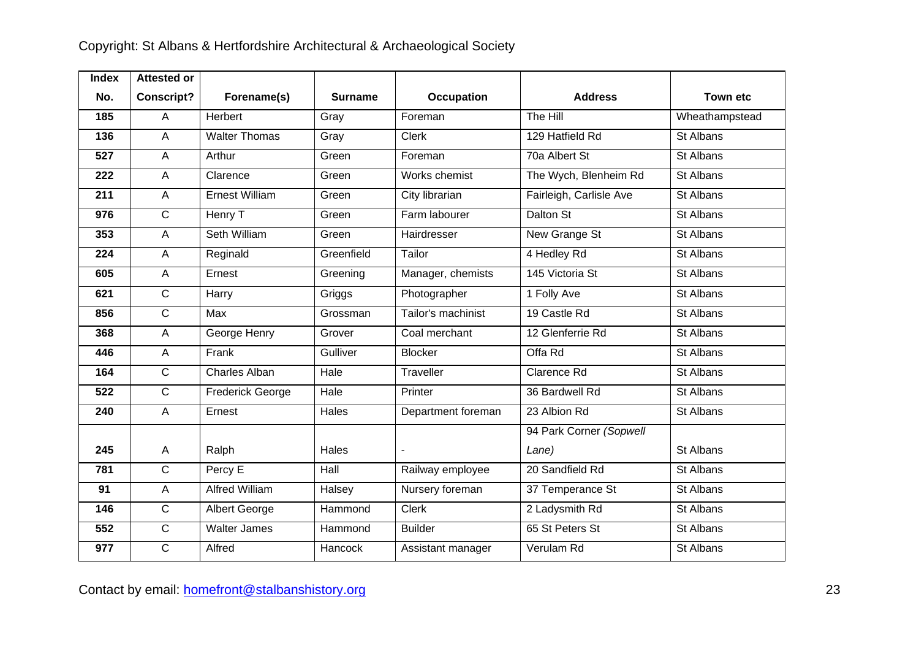| Index No. | Attested or Conscript? | Forename(s) | Surname | Occupation | Address | Town etc |
|---|---|---|---|---|---|---|
| 185 | A | Herbert | Gray | Foreman | The Hill | Wheathampstead |
| 136 | A | Walter Thomas | Gray | Clerk | 129 Hatfield Rd | St Albans |
| 527 | A | Arthur | Green | Foreman | 70a Albert St | St Albans |
| 222 | A | Clarence | Green | Works chemist | The Wych, Blenheim Rd | St Albans |
| 211 | A | Ernest William | Green | City librarian | Fairleigh, Carlisle Ave | St Albans |
| 976 | C | Henry T | Green | Farm labourer | Dalton St | St Albans |
| 353 | A | Seth William | Green | Hairdresser | New Grange St | St Albans |
| 224 | A | Reginald | Greenfield | Tailor | 4 Hedley Rd | St Albans |
| 605 | A | Ernest | Greening | Manager, chemists | 145 Victoria St | St Albans |
| 621 | C | Harry | Griggs | Photographer | 1 Folly Ave | St Albans |
| 856 | C | Max | Grossman | Tailor's machinist | 19 Castle Rd | St Albans |
| 368 | A | George Henry | Grover | Coal merchant | 12 Glenferrie Rd | St Albans |
| 446 | A | Frank | Gulliver | Blocker | Offa Rd | St Albans |
| 164 | C | Charles Alban | Hale | Traveller | Clarence Rd | St Albans |
| 522 | C | Frederick George | Hale | Printer | 36 Bardwell Rd | St Albans |
| 240 | A | Ernest | Hales | Department foreman | 23 Albion Rd | St Albans |
| 245 | A | Ralph | Hales | - | 94 Park Corner *(Sopwell Lane)* | St Albans |
| 781 | C | Percy E | Hall | Railway employee | 20 Sandfield Rd | St Albans |
| 91 | A | Alfred William | Halsey | Nursery foreman | 37 Temperance St | St Albans |
| 146 | C | Albert George | Hammond | Clerk | 2 Ladysmith Rd | St Albans |
| 552 | C | Walter James | Hammond | Builder | 65 St Peters St | St Albans |
| 977 | C | Alfred | Hancock | Assistant manager | Verulam Rd | St Albans |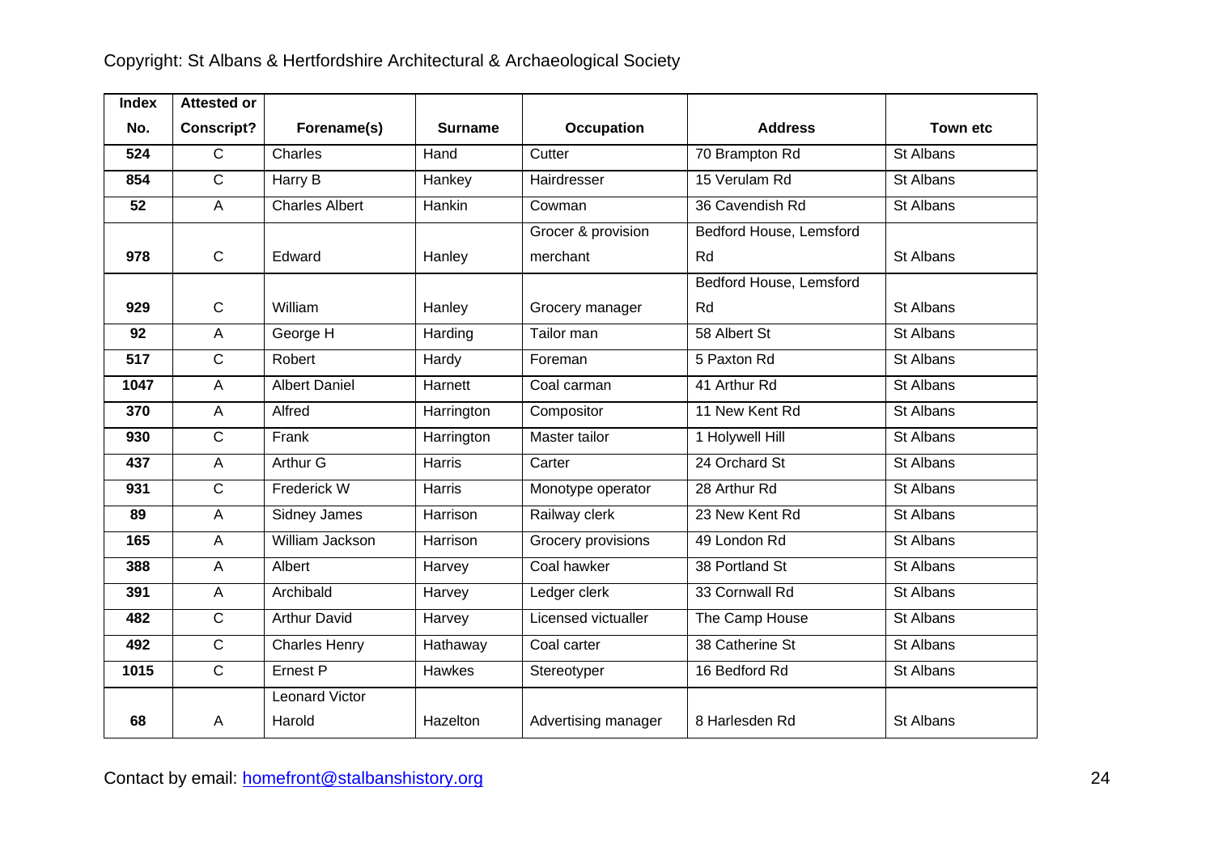| Index No. | Attested or Conscript? | Forename(s) | Surname | Occupation | Address | Town etc |
|---|---|---|---|---|---|---|
| 524 | C | Charles | Hand | Cutter | 70 Brampton Rd | St Albans |
| 854 | C | Harry B | Hankey | Hairdresser | 15 Verulam Rd | St Albans |
| 52 | A | Charles Albert | Hankin | Cowman | 36 Cavendish Rd | St Albans |
| 978 | C | Edward | Hanley | Grocer & provision merchant | Bedford House, Lemsford Rd | St Albans |
| 929 | C | William | Hanley | Grocery manager | Bedford House, Lemsford Rd | St Albans |
| 92 | A | George H | Harding | Tailor man | 58 Albert St | St Albans |
| 517 | C | Robert | Hardy | Foreman | 5 Paxton Rd | St Albans |
| 1047 | A | Albert Daniel | Harnett | Coal carman | 41 Arthur Rd | St Albans |
| 370 | A | Alfred | Harrington | Compositor | 11 New Kent Rd | St Albans |
| 930 | C | Frank | Harrington | Master tailor | 1 Holywell Hill | St Albans |
| 437 | A | Arthur G | Harris | Carter | 24 Orchard St | St Albans |
| 931 | C | Frederick W | Harris | Monotype operator | 28 Arthur Rd | St Albans |
| 89 | A | Sidney James | Harrison | Railway clerk | 23 New Kent Rd | St Albans |
| 165 | A | William Jackson | Harrison | Grocery provisions | 49 London Rd | St Albans |
| 388 | A | Albert | Harvey | Coal hawker | 38 Portland St | St Albans |
| 391 | A | Archibald | Harvey | Ledger clerk | 33 Cornwall Rd | St Albans |
| 482 | C | Arthur David | Harvey | Licensed victualler | The Camp House | St Albans |
| 492 | C | Charles Henry | Hathaway | Coal carter | 38 Catherine St | St Albans |
| 1015 | C | Ernest P | Hawkes | Stereotyper | 16 Bedford Rd | St Albans |
| 68 | A | Leonard Victor Harold | Hazelton | Advertising manager | 8 Harlesden Rd | St Albans |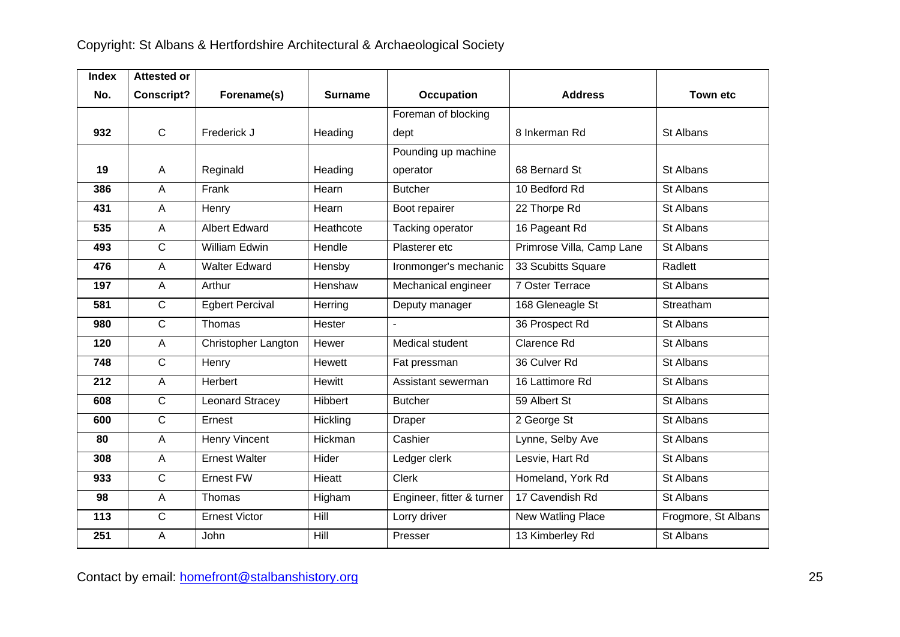| Index No. | Attested or Conscript? | Forename(s) | Surname | Occupation | Address | Town etc |
|---|---|---|---|---|---|---|
| 932 | C | Frederick J | Heading | Foreman of blocking dept | 8 Inkerman Rd | St Albans |
| 19 | A | Reginald | Heading | Pounding up machine operator | 68 Bernard St | St Albans |
| 386 | A | Frank | Hearn | Butcher | 10 Bedford Rd | St Albans |
| 431 | A | Henry | Hearn | Boot repairer | 22 Thorpe Rd | St Albans |
| 535 | A | Albert Edward | Heathcote | Tacking operator | 16 Pageant Rd | St Albans |
| 493 | C | William Edwin | Hendle | Plasterer etc | Primrose Villa, Camp Lane | St Albans |
| 476 | A | Walter Edward | Hensby | Ironmonger's mechanic | 33 Scubitts Square | Radlett |
| 197 | A | Arthur | Henshaw | Mechanical engineer | 7 Oster Terrace | St Albans |
| 581 | C | Egbert Percival | Herring | Deputy manager | 168 Gleneagle St | Streatham |
| 980 | C | Thomas | Hester | - | 36 Prospect Rd | St Albans |
| 120 | A | Christopher Langton | Hewer | Medical student | Clarence Rd | St Albans |
| 748 | C | Henry | Hewett | Fat pressman | 36 Culver Rd | St Albans |
| 212 | A | Herbert | Hewitt | Assistant sewerman | 16 Lattimore Rd | St Albans |
| 608 | C | Leonard Stracey | Hibbert | Butcher | 59 Albert St | St Albans |
| 600 | C | Ernest | Hickling | Draper | 2 George St | St Albans |
| 80 | A | Henry Vincent | Hickman | Cashier | Lynne, Selby Ave | St Albans |
| 308 | A | Ernest Walter | Hider | Ledger clerk | Lesvie, Hart Rd | St Albans |
| 933 | C | Ernest FW | Hieatt | Clerk | Homeland, York Rd | St Albans |
| 98 | A | Thomas | Higham | Engineer, fitter & turner | 17 Cavendish Rd | St Albans |
| 113 | C | Ernest Victor | Hill | Lorry driver | New Watling Place | Frogmore, St Albans |
| 251 | A | John | Hill | Presser | 13 Kimberley Rd | St Albans |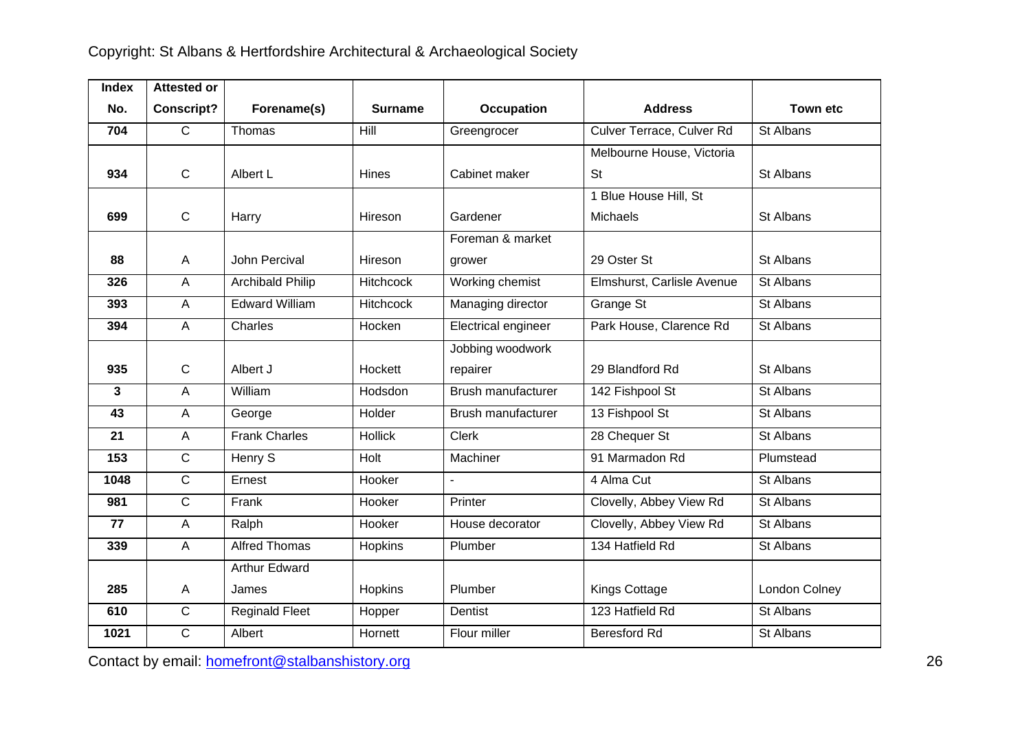Copyright: St Albans & Hertfordshire Architectural & Archaeological Society

| Index No. | Attested or Conscript? | Forename(s) | Surname | Occupation | Address | Town etc |
|---|---|---|---|---|---|---|
| 704 | C | Thomas | Hill | Greengrocer | Culver Terrace, Culver Rd | St Albans |
| 934 | C | Albert L | Hines | Cabinet maker | Melbourne House, Victoria St | St Albans |
| 699 | C | Harry | Hireson | Gardener | 1 Blue House Hill, St Michaels | St Albans |
| 88 | A | John Percival | Hireson | Foreman & market grower | 29 Oster St | St Albans |
| 326 | A | Archibald Philip | Hitchcock | Working chemist | Elmshurst, Carlisle Avenue | St Albans |
| 393 | A | Edward William | Hitchcock | Managing director | Grange St | St Albans |
| 394 | A | Charles | Hocken | Electrical engineer | Park House, Clarence Rd | St Albans |
| 935 | C | Albert J | Hockett | Jobbing woodwork repairer | 29 Blandford Rd | St Albans |
| 3 | A | William | Hodsdon | Brush manufacturer | 142 Fishpool St | St Albans |
| 43 | A | George | Holder | Brush manufacturer | 13 Fishpool St | St Albans |
| 21 | A | Frank Charles | Hollick | Clerk | 28 Chequer St | St Albans |
| 153 | C | Henry S | Holt | Machiner | 91 Marmadon Rd | Plumstead |
| 1048 | C | Ernest | Hooker | - | 4 Alma Cut | St Albans |
| 981 | C | Frank | Hooker | Printer | Clovelly, Abbey View Rd | St Albans |
| 77 | A | Ralph | Hooker | House decorator | Clovelly, Abbey View Rd | St Albans |
| 339 | A | Alfred Thomas | Hopkins | Plumber | 134 Hatfield Rd | St Albans |
| 285 | A | Arthur Edward James | Hopkins | Plumber | Kings Cottage | London Colney |
| 610 | C | Reginald Fleet | Hopper | Dentist | 123 Hatfield Rd | St Albans |
| 1021 | C | Albert | Hornett | Flour miller | Beresford Rd | St Albans |

Contact by email: homefront@stalbanshistory.org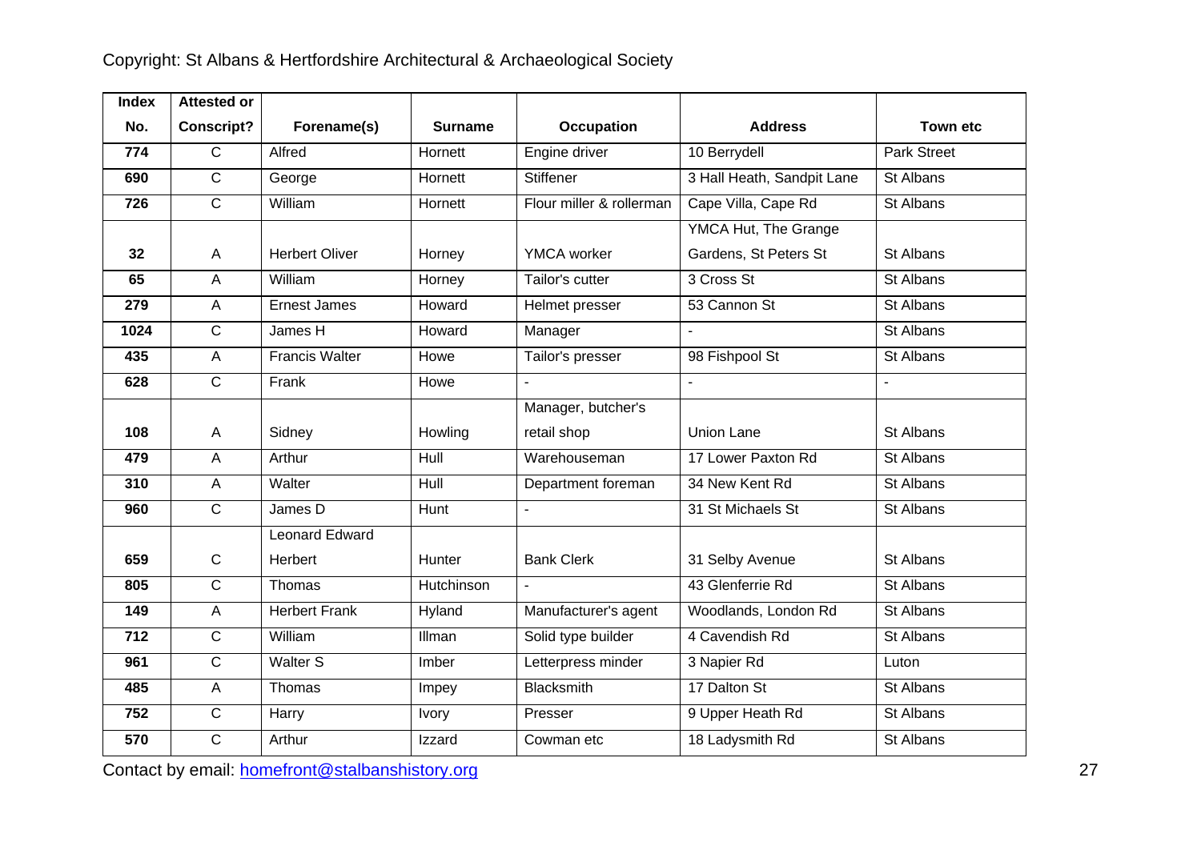| Index No. | Attested or Conscript? | Forename(s) | Surname | Occupation | Address | Town etc |
|---|---|---|---|---|---|---|
| 774 | C | Alfred | Hornett | Engine driver | 10 Berrydell | Park Street |
| 690 | C | George | Hornett | Stiffener | 3 Hall Heath, Sandpit Lane | St Albans |
| 726 | C | William | Hornett | Flour miller & rollerman | Cape Villa, Cape Rd | St Albans |
| 32 | A | Herbert Oliver | Horney | YMCA worker | YMCA Hut, The Grange Gardens, St Peters St | St Albans |
| 65 | A | William | Horney | Tailor's cutter | 3 Cross St | St Albans |
| 279 | A | Ernest James | Howard | Helmet presser | 53 Cannon St | St Albans |
| 1024 | C | James H | Howard | Manager | - | St Albans |
| 435 | A | Francis Walter | Howe | Tailor's presser | 98 Fishpool St | St Albans |
| 628 | C | Frank | Howe | - | - | - |
| 108 | A | Sidney | Howling | Manager, butcher's retail shop | Union Lane | St Albans |
| 479 | A | Arthur | Hull | Warehouseman | 17 Lower Paxton Rd | St Albans |
| 310 | A | Walter | Hull | Department foreman | 34 New Kent Rd | St Albans |
| 960 | C | James D | Hunt | - | 31 St Michaels St | St Albans |
| 659 | C | Leonard Edward Herbert | Hunter | Bank Clerk | 31 Selby Avenue | St Albans |
| 805 | C | Thomas | Hutchinson | - | 43 Glenferrie Rd | St Albans |
| 149 | A | Herbert Frank | Hyland | Manufacturer's agent | Woodlands, London Rd | St Albans |
| 712 | C | William | Illman | Solid type builder | 4 Cavendish Rd | St Albans |
| 961 | C | Walter S | Imber | Letterpress minder | 3 Napier Rd | Luton |
| 485 | A | Thomas | Impey | Blacksmith | 17 Dalton St | St Albans |
| 752 | C | Harry | Ivory | Presser | 9 Upper Heath Rd | St Albans |
| 570 | C | Arthur | Izzard | Cowman etc | 18 Ladysmith Rd | St Albans |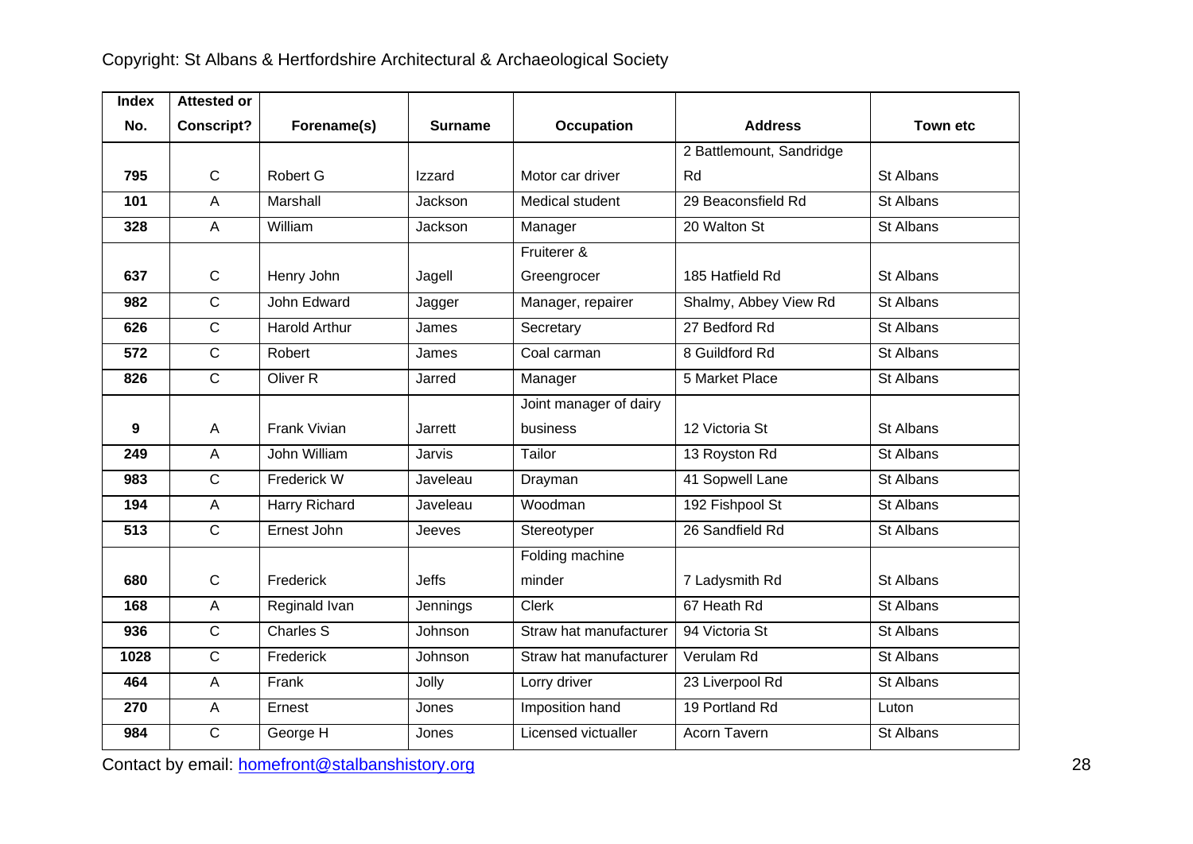| Index No. | Attested or Conscript? | Forename(s) | Surname | Occupation | Address | Town etc |
|---|---|---|---|---|---|---|
| 795 | C | Robert G | Izzard | Motor car driver | 2 Battlemount, Sandridge Rd | St Albans |
| 101 | A | Marshall | Jackson | Medical student | 29 Beaconsfield Rd | St Albans |
| 328 | A | William | Jackson | Manager | 20 Walton St | St Albans |
| 637 | C | Henry John | Jagell | Fruiterer & Greengrocer | 185 Hatfield Rd | St Albans |
| 982 | C | John Edward | Jagger | Manager, repairer | Shalmy, Abbey View Rd | St Albans |
| 626 | C | Harold Arthur | James | Secretary | 27 Bedford Rd | St Albans |
| 572 | C | Robert | James | Coal carman | 8 Guildford Rd | St Albans |
| 826 | C | Oliver R | Jarred | Manager | 5 Market Place | St Albans |
| 9 | A | Frank Vivian | Jarrett | Joint manager of dairy business | 12 Victoria St | St Albans |
| 249 | A | John William | Jarvis | Tailor | 13 Royston Rd | St Albans |
| 983 | C | Frederick W | Javeleau | Drayman | 41 Sopwell Lane | St Albans |
| 194 | A | Harry Richard | Javeleau | Woodman | 192 Fishpool St | St Albans |
| 513 | C | Ernest John | Jeeves | Stereotyper | 26 Sandfield Rd | St Albans |
| 680 | C | Frederick | Jeffs | Folding machine minder | 7 Ladysmith Rd | St Albans |
| 168 | A | Reginald Ivan | Jennings | Clerk | 67 Heath Rd | St Albans |
| 936 | C | Charles S | Johnson | Straw hat manufacturer | 94 Victoria St | St Albans |
| 1028 | C | Frederick | Johnson | Straw hat manufacturer | Verulam Rd | St Albans |
| 464 | A | Frank | Jolly | Lorry driver | 23 Liverpool Rd | St Albans |
| 270 | A | Ernest | Jones | Imposition hand | 19 Portland Rd | Luton |
| 984 | C | George H | Jones | Licensed victualler | Acorn Tavern | St Albans |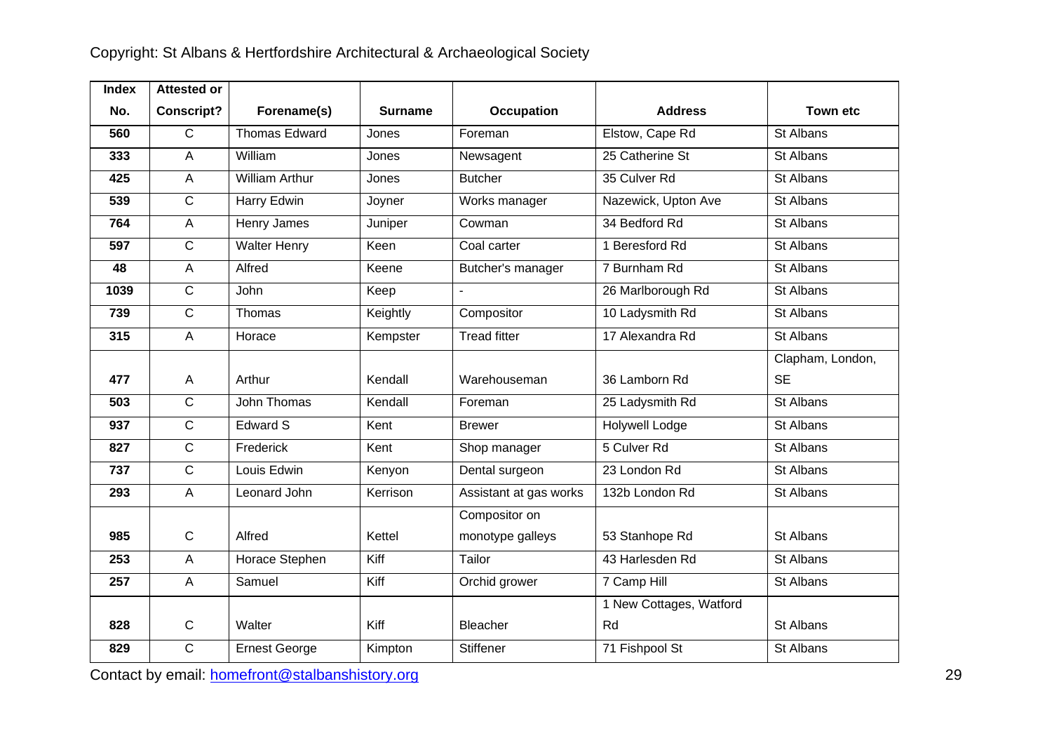| Index No. | Attested or Conscript? | Forename(s) | Surname | Occupation | Address | Town etc |
|---|---|---|---|---|---|---|
| 560 | C | Thomas Edward | Jones | Foreman | Elstow, Cape Rd | St Albans |
| 333 | A | William | Jones | Newsagent | 25 Catherine St | St Albans |
| 425 | A | William Arthur | Jones | Butcher | 35 Culver Rd | St Albans |
| 539 | C | Harry Edwin | Joyner | Works manager | Nazewick, Upton Ave | St Albans |
| 764 | A | Henry James | Juniper | Cowman | 34 Bedford Rd | St Albans |
| 597 | C | Walter Henry | Keen | Coal carter | 1 Beresford Rd | St Albans |
| 48 | A | Alfred | Keene | Butcher's manager | 7 Burnham Rd | St Albans |
| 1039 | C | John | Keep | - | 26 Marlborough Rd | St Albans |
| 739 | C | Thomas | Keightly | Compositor | 10 Ladysmith Rd | St Albans |
| 315 | A | Horace | Kempster | Tread fitter | 17 Alexandra Rd | St Albans |
| 477 | A | Arthur | Kendall | Warehouseman | 36 Lamborn Rd | Clapham, London, SE |
| 503 | C | John Thomas | Kendall | Foreman | 25 Ladysmith Rd | St Albans |
| 937 | C | Edward S | Kent | Brewer | Holywell Lodge | St Albans |
| 827 | C | Frederick | Kent | Shop manager | 5 Culver Rd | St Albans |
| 737 | C | Louis Edwin | Kenyon | Dental surgeon | 23 London Rd | St Albans |
| 293 | A | Leonard John | Kerrison | Assistant at gas works | 132b London Rd | St Albans |
| 985 | C | Alfred | Kettel | Compositor on monotype galleys | 53 Stanhope Rd | St Albans |
| 253 | A | Horace Stephen | Kiff | Tailor | 43 Harlesden Rd | St Albans |
| 257 | A | Samuel | Kiff | Orchid grower | 7 Camp Hill | St Albans |
| 828 | C | Walter | Kiff | Bleacher | 1 New Cottages, Watford Rd | St Albans |
| 829 | C | Ernest George | Kimpton | Stiffener | 71 Fishpool St | St Albans |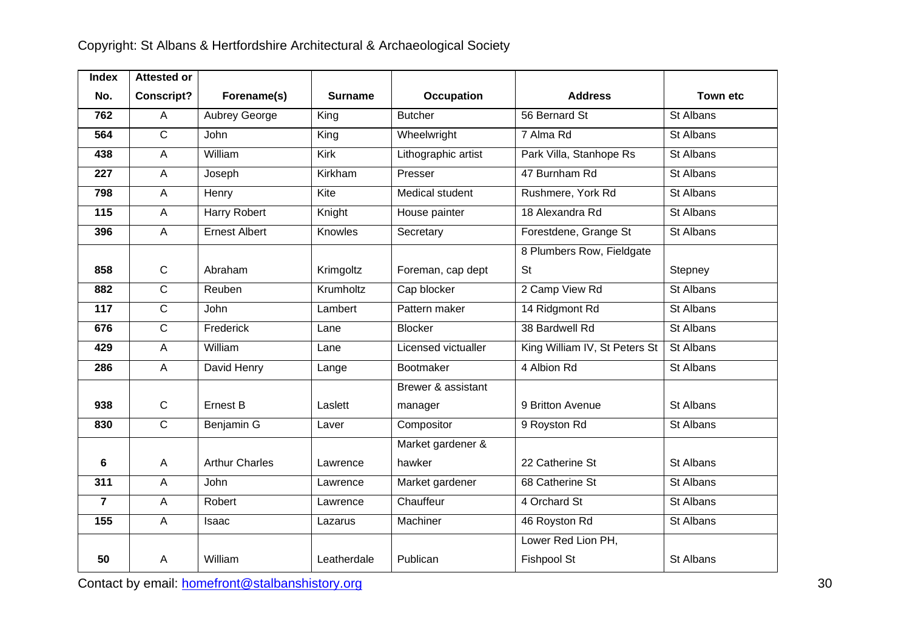| Index No. | Attested or Conscript? | Forename(s) | Surname | Occupation | Address | Town etc |
|---|---|---|---|---|---|---|
| 762 | A | Aubrey George | King | Butcher | 56 Bernard St | St Albans |
| 564 | C | John | King | Wheelwright | 7 Alma Rd | St Albans |
| 438 | A | William | Kirk | Lithographic artist | Park Villa, Stanhope Rs | St Albans |
| 227 | A | Joseph | Kirkham | Presser | 47 Burnham Rd | St Albans |
| 798 | A | Henry | Kite | Medical student | Rushmere, York Rd | St Albans |
| 115 | A | Harry Robert | Knight | House painter | 18 Alexandra Rd | St Albans |
| 396 | A | Ernest Albert | Knowles | Secretary | Forestdene, Grange St | St Albans |
| 858 | C | Abraham | Krimgoltz | Foreman, cap dept | 8 Plumbers Row, Fieldgate St | Stepney |
| 882 | C | Reuben | Krumholtz | Cap blocker | 2 Camp View Rd | St Albans |
| 117 | C | John | Lambert | Pattern maker | 14 Ridgmont Rd | St Albans |
| 676 | C | Frederick | Lane | Blocker | 38 Bardwell Rd | St Albans |
| 429 | A | William | Lane | Licensed victualler | King William IV, St Peters St | St Albans |
| 286 | A | David Henry | Lange | Bootmaker | 4 Albion Rd | St Albans |
| 938 | C | Ernest B | Laslett | Brewer & assistant manager | 9 Britton Avenue | St Albans |
| 830 | C | Benjamin G | Laver | Compositor | 9 Royston Rd | St Albans |
| 6 | A | Arthur Charles | Lawrence | Market gardener & hawker | 22 Catherine St | St Albans |
| 311 | A | John | Lawrence | Market gardener | 68 Catherine St | St Albans |
| 7 | A | Robert | Lawrence | Chauffeur | 4 Orchard St | St Albans |
| 155 | A | Isaac | Lazarus | Machiner | 46 Royston Rd | St Albans |
| 50 | A | William | Leatherdale | Publican | Lower Red Lion PH, Fishpool St | St Albans |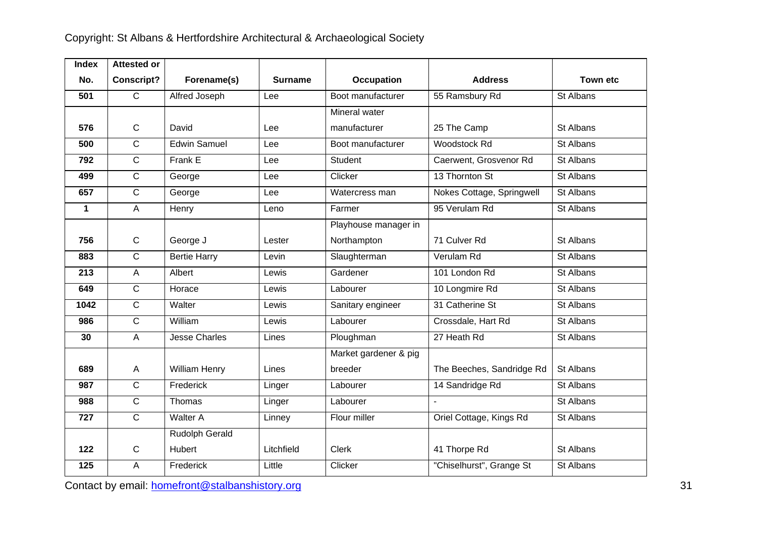| Index No. | Attested or Conscript? | Forename(s) | Surname | Occupation | Address | Town etc |
|---|---|---|---|---|---|---|
| 501 | C | Alfred Joseph | Lee | Boot manufacturer | 55 Ramsbury Rd | St Albans |
| 576 | C | David | Lee | Mineral water manufacturer | 25 The Camp | St Albans |
| 500 | C | Edwin Samuel | Lee | Boot manufacturer | Woodstock Rd | St Albans |
| 792 | C | Frank E | Lee | Student | Caerwent, Grosvenor Rd | St Albans |
| 499 | C | George | Lee | Clicker | 13 Thornton St | St Albans |
| 657 | C | George | Lee | Watercress man | Nokes Cottage, Springwell | St Albans |
| 1 | A | Henry | Leno | Farmer | 95 Verulam Rd | St Albans |
| 756 | C | George J | Lester | Playhouse manager in Northampton | 71 Culver Rd | St Albans |
| 883 | C | Bertie Harry | Levin | Slaughterman | Verulam Rd | St Albans |
| 213 | A | Albert | Lewis | Gardener | 101 London Rd | St Albans |
| 649 | C | Horace | Lewis | Labourer | 10 Longmire Rd | St Albans |
| 1042 | C | Walter | Lewis | Sanitary engineer | 31 Catherine St | St Albans |
| 986 | C | William | Lewis | Labourer | Crossdale, Hart Rd | St Albans |
| 30 | A | Jesse Charles | Lines | Ploughman | 27 Heath Rd | St Albans |
| 689 | A | William Henry | Lines | Market gardener & pig breeder | The Beeches, Sandridge Rd | St Albans |
| 987 | C | Frederick | Linger | Labourer | 14 Sandridge Rd | St Albans |
| 988 | C | Thomas | Linger | Labourer | - | St Albans |
| 727 | C | Walter A | Linney | Flour miller | Oriel Cottage, Kings Rd | St Albans |
| 122 | C | Rudolph Gerald Hubert | Litchfield | Clerk | 41 Thorpe Rd | St Albans |
| 125 | A | Frederick | Little | Clicker | "Chiselhurst", Grange St | St Albans |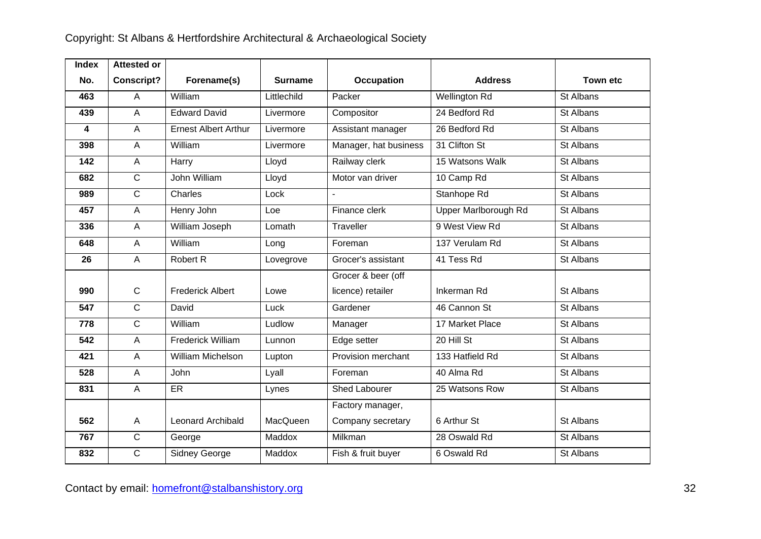| Index No. | Attested or Conscript? | Forename(s) | Surname | Occupation | Address | Town etc |
|---|---|---|---|---|---|---|
| 463 | A | William | Littlechild | Packer | Wellington Rd | St Albans |
| 439 | A | Edward David | Livermore | Compositor | 24 Bedford Rd | St Albans |
| 4 | A | Ernest Albert Arthur | Livermore | Assistant manager | 26 Bedford Rd | St Albans |
| 398 | A | William | Livermore | Manager, hat business | 31 Clifton St | St Albans |
| 142 | A | Harry | Lloyd | Railway clerk | 15 Watsons Walk | St Albans |
| 682 | C | John William | Lloyd | Motor van driver | 10 Camp Rd | St Albans |
| 989 | C | Charles | Lock | - | Stanhope Rd | St Albans |
| 457 | A | Henry John | Loe | Finance clerk | Upper Marlborough Rd | St Albans |
| 336 | A | William Joseph | Lomath | Traveller | 9 West View Rd | St Albans |
| 648 | A | William | Long | Foreman | 137 Verulam Rd | St Albans |
| 26 | A | Robert R | Lovegrove | Grocer's assistant | 41 Tess Rd | St Albans |
| 990 | C | Frederick Albert | Lowe | Grocer & beer (off licence) retailer | Inkerman Rd | St Albans |
| 547 | C | David | Luck | Gardener | 46 Cannon St | St Albans |
| 778 | C | William | Ludlow | Manager | 17 Market Place | St Albans |
| 542 | A | Frederick William | Lunnon | Edge setter | 20 Hill St | St Albans |
| 421 | A | William Michelson | Lupton | Provision merchant | 133 Hatfield Rd | St Albans |
| 528 | A | John | Lyall | Foreman | 40 Alma Rd | St Albans |
| 831 | A | ER | Lynes | Shed Labourer | 25 Watsons Row | St Albans |
| 562 | A | Leonard Archibald | MacQueen | Factory manager, Company secretary | 6 Arthur St | St Albans |
| 767 | C | George | Maddox | Milkman | 28 Oswald Rd | St Albans |
| 832 | C | Sidney George | Maddox | Fish & fruit buyer | 6 Oswald Rd | St Albans |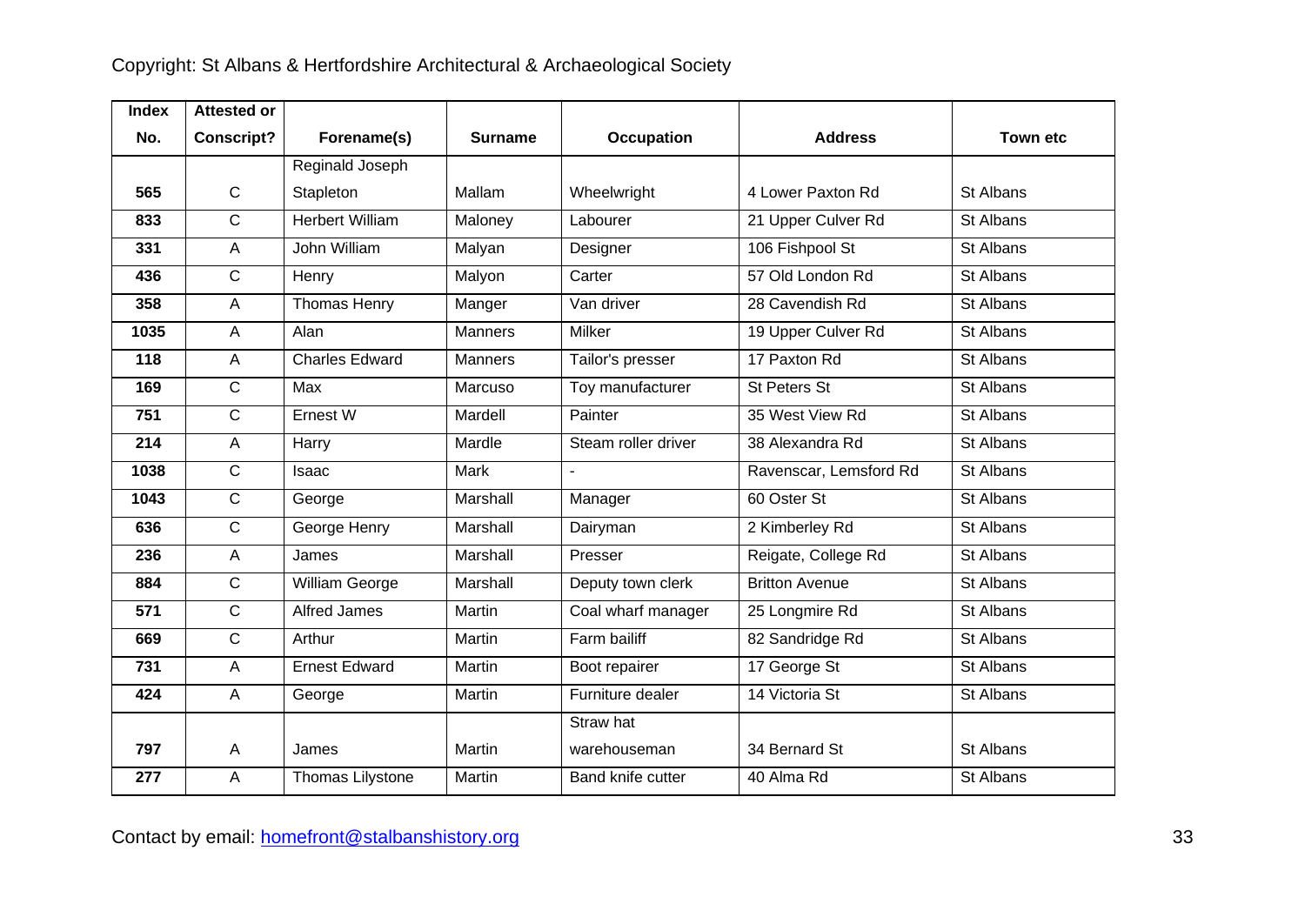| Index No. | Attested or Conscript? | Forename(s) | Surname | Occupation | Address | Town etc |
|---|---|---|---|---|---|---|
| 565 | C | Reginald Joseph Stapleton | Mallam | Wheelwright | 4 Lower Paxton Rd | St Albans |
| 833 | C | Herbert William | Maloney | Labourer | 21 Upper Culver Rd | St Albans |
| 331 | A | John William | Malyan | Designer | 106 Fishpool St | St Albans |
| 436 | C | Henry | Malyon | Carter | 57 Old London Rd | St Albans |
| 358 | A | Thomas Henry | Manger | Van driver | 28 Cavendish Rd | St Albans |
| 1035 | A | Alan | Manners | Milker | 19 Upper Culver Rd | St Albans |
| 118 | A | Charles Edward | Manners | Tailor's presser | 17 Paxton Rd | St Albans |
| 169 | C | Max | Marcuso | Toy manufacturer | St Peters St | St Albans |
| 751 | C | Ernest W | Mardell | Painter | 35 West View Rd | St Albans |
| 214 | A | Harry | Mardle | Steam roller driver | 38 Alexandra Rd | St Albans |
| 1038 | C | Isaac | Mark | - | Ravenscar, Lemsford Rd | St Albans |
| 1043 | C | George | Marshall | Manager | 60 Oster St | St Albans |
| 636 | C | George Henry | Marshall | Dairyman | 2 Kimberley Rd | St Albans |
| 236 | A | James | Marshall | Presser | Reigate, College Rd | St Albans |
| 884 | C | William George | Marshall | Deputy town clerk | Britton Avenue | St Albans |
| 571 | C | Alfred James | Martin | Coal wharf manager | 25 Longmire Rd | St Albans |
| 669 | C | Arthur | Martin | Farm bailiff | 82 Sandridge Rd | St Albans |
| 731 | A | Ernest Edward | Martin | Boot repairer | 17 George St | St Albans |
| 424 | A | George | Martin | Furniture dealer | 14 Victoria St | St Albans |
| 797 | A | James | Martin | Straw hat warehouseman | 34 Bernard St | St Albans |
| 277 | A | Thomas Lilystone | Martin | Band knife cutter | 40 Alma Rd | St Albans |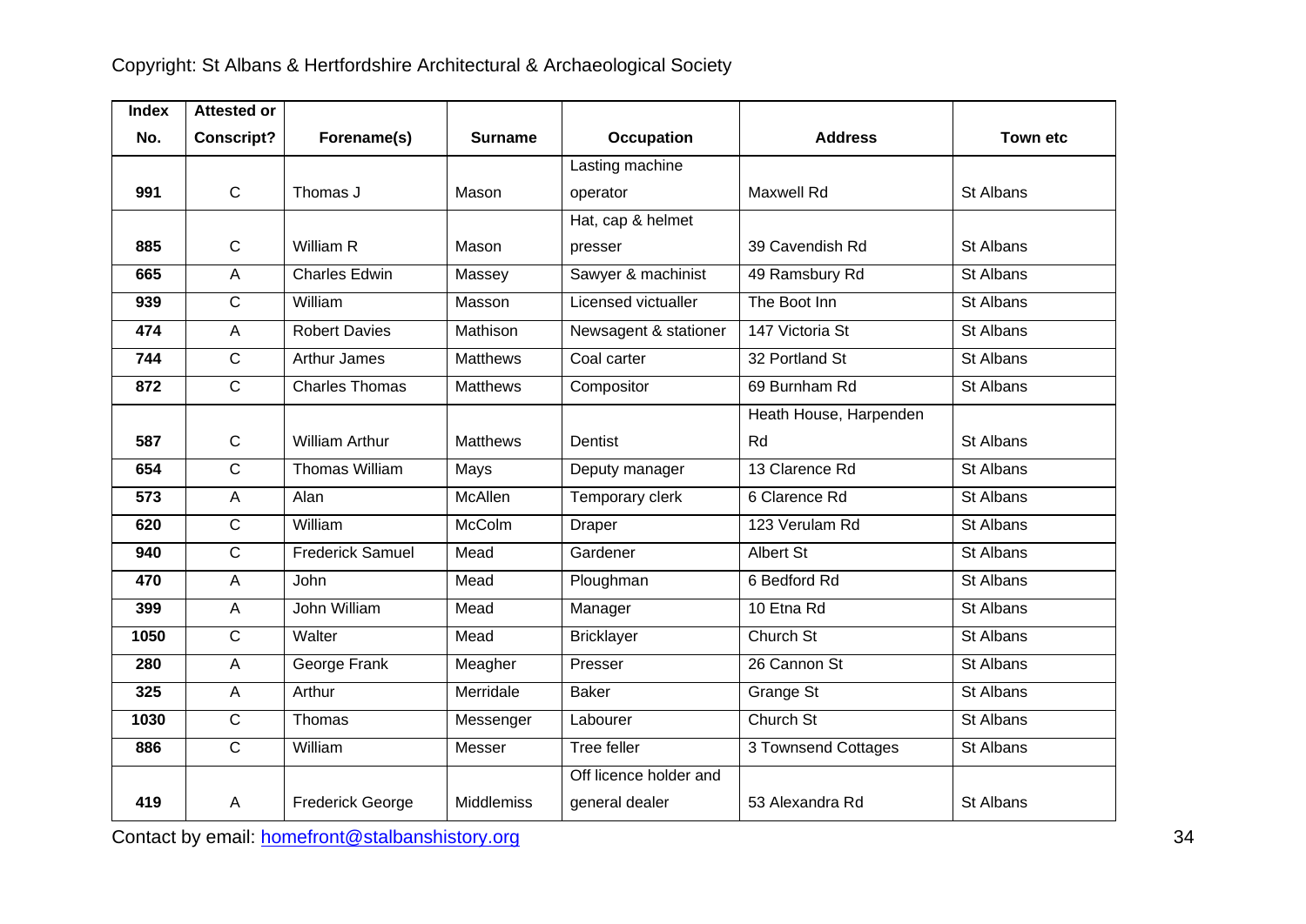| Index No. | Attested or Conscript? | Forename(s) | Surname | Occupation | Address | Town etc |
|---|---|---|---|---|---|---|
| 991 | C | Thomas J | Mason | Lasting machine operator | Maxwell Rd | St Albans |
| 885 | C | William R | Mason | Hat, cap & helmet presser | 39 Cavendish Rd | St Albans |
| 665 | A | Charles Edwin | Massey | Sawyer & machinist | 49 Ramsbury Rd | St Albans |
| 939 | C | William | Masson | Licensed victualler | The Boot Inn | St Albans |
| 474 | A | Robert Davies | Mathison | Newsagent & stationer | 147 Victoria St | St Albans |
| 744 | C | Arthur James | Matthews | Coal carter | 32 Portland St | St Albans |
| 872 | C | Charles Thomas | Matthews | Compositor | 69 Burnham Rd | St Albans |
| 587 | C | William Arthur | Matthews | Dentist | Heath House, Harpenden Rd | St Albans |
| 654 | C | Thomas William | Mays | Deputy manager | 13 Clarence Rd | St Albans |
| 573 | A | Alan | McAllen | Temporary clerk | 6 Clarence Rd | St Albans |
| 620 | C | William | McColm | Draper | 123 Verulam Rd | St Albans |
| 940 | C | Frederick Samuel | Mead | Gardener | Albert St | St Albans |
| 470 | A | John | Mead | Ploughman | 6 Bedford Rd | St Albans |
| 399 | A | John William | Mead | Manager | 10 Etna Rd | St Albans |
| 1050 | C | Walter | Mead | Bricklayer | Church St | St Albans |
| 280 | A | George Frank | Meagher | Presser | 26 Cannon St | St Albans |
| 325 | A | Arthur | Merridale | Baker | Grange St | St Albans |
| 1030 | C | Thomas | Messenger | Labourer | Church St | St Albans |
| 886 | C | William | Messer | Tree feller | 3 Townsend Cottages | St Albans |
| 419 | A | Frederick George | Middlemiss | Off licence holder and general dealer | 53 Alexandra Rd | St Albans |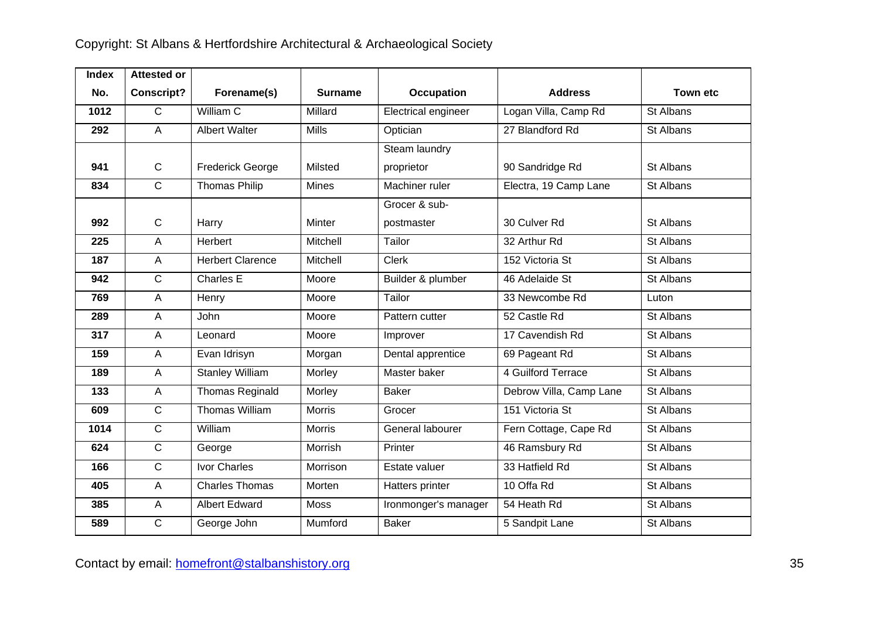| Index No. | Attested or Conscript? | Forename(s) | Surname | Occupation | Address | Town etc |
|---|---|---|---|---|---|---|
| 1012 | C | William C | Millard | Electrical engineer | Logan Villa, Camp Rd | St Albans |
| 292 | A | Albert Walter | Mills | Optician | 27 Blandford Rd | St Albans |
| 941 | C | Frederick George | Milsted | Steam laundry proprietor | 90 Sandridge Rd | St Albans |
| 834 | C | Thomas Philip | Mines | Machiner ruler | Electra, 19 Camp Lane | St Albans |
| 992 | C | Harry | Minter | Grocer & sub-postmaster | 30 Culver Rd | St Albans |
| 225 | A | Herbert | Mitchell | Tailor | 32 Arthur Rd | St Albans |
| 187 | A | Herbert Clarence | Mitchell | Clerk | 152 Victoria St | St Albans |
| 942 | C | Charles E | Moore | Builder & plumber | 46 Adelaide St | St Albans |
| 769 | A | Henry | Moore | Tailor | 33 Newcombe Rd | Luton |
| 289 | A | John | Moore | Pattern cutter | 52 Castle Rd | St Albans |
| 317 | A | Leonard | Moore | Improver | 17 Cavendish Rd | St Albans |
| 159 | A | Evan Idrisyn | Morgan | Dental apprentice | 69 Pageant Rd | St Albans |
| 189 | A | Stanley William | Morley | Master baker | 4 Guilford Terrace | St Albans |
| 133 | A | Thomas Reginald | Morley | Baker | Debrow Villa, Camp Lane | St Albans |
| 609 | C | Thomas William | Morris | Grocer | 151 Victoria St | St Albans |
| 1014 | C | William | Morris | General labourer | Fern Cottage, Cape Rd | St Albans |
| 624 | C | George | Morrish | Printer | 46 Ramsbury Rd | St Albans |
| 166 | C | Ivor Charles | Morrison | Estate valuer | 33 Hatfield Rd | St Albans |
| 405 | A | Charles Thomas | Morten | Hatters printer | 10 Offa Rd | St Albans |
| 385 | A | Albert Edward | Moss | Ironmonger's manager | 54 Heath Rd | St Albans |
| 589 | C | George John | Mumford | Baker | 5 Sandpit Lane | St Albans |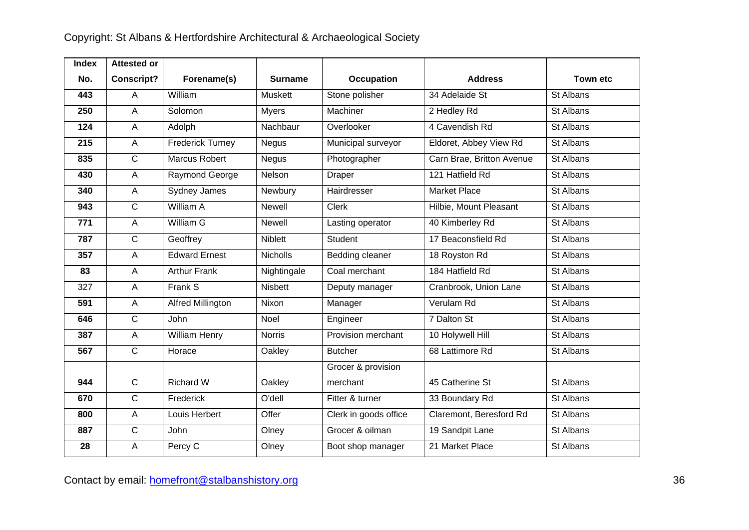| Index No. | Attested or Conscript? | Forename(s) | Surname | Occupation | Address | Town etc |
|---|---|---|---|---|---|---|
| 443 | A | William | Muskett | Stone polisher | 34 Adelaide St | St Albans |
| 250 | A | Solomon | Myers | Machiner | 2 Hedley Rd | St Albans |
| 124 | A | Adolph | Nachbaur | Overlooker | 4 Cavendish Rd | St Albans |
| 215 | A | Frederick Turney | Negus | Municipal surveyor | Eldoret, Abbey View Rd | St Albans |
| 835 | C | Marcus Robert | Negus | Photographer | Carn Brae, Britton Avenue | St Albans |
| 430 | A | Raymond George | Nelson | Draper | 121 Hatfield Rd | St Albans |
| 340 | A | Sydney James | Newbury | Hairdresser | Market Place | St Albans |
| 943 | C | William A | Newell | Clerk | Hilbie, Mount Pleasant | St Albans |
| 771 | A | William G | Newell | Lasting operator | 40 Kimberley Rd | St Albans |
| 787 | C | Geoffrey | Niblett | Student | 17 Beaconsfield Rd | St Albans |
| 357 | A | Edward Ernest | Nicholls | Bedding cleaner | 18 Royston Rd | St Albans |
| 83 | A | Arthur Frank | Nightingale | Coal merchant | 184 Hatfield Rd | St Albans |
| 327 | A | Frank S | Nisbett | Deputy manager | Cranbrook, Union Lane | St Albans |
| 591 | A | Alfred Millington | Nixon | Manager | Verulam Rd | St Albans |
| 646 | C | John | Noel | Engineer | 7 Dalton St | St Albans |
| 387 | A | William Henry | Norris | Provision merchant | 10 Holywell Hill | St Albans |
| 567 | C | Horace | Oakley | Butcher | 68 Lattimore Rd | St Albans |
| 944 | C | Richard W | Oakley | Grocer & provision merchant | 45 Catherine St | St Albans |
| 670 | C | Frederick | O'dell | Fitter & turner | 33 Boundary Rd | St Albans |
| 800 | A | Louis Herbert | Offer | Clerk in goods office | Claremont, Beresford Rd | St Albans |
| 887 | C | John | Olney | Grocer & oilman | 19 Sandpit Lane | St Albans |
| 28 | A | Percy C | Olney | Boot shop manager | 21 Market Place | St Albans |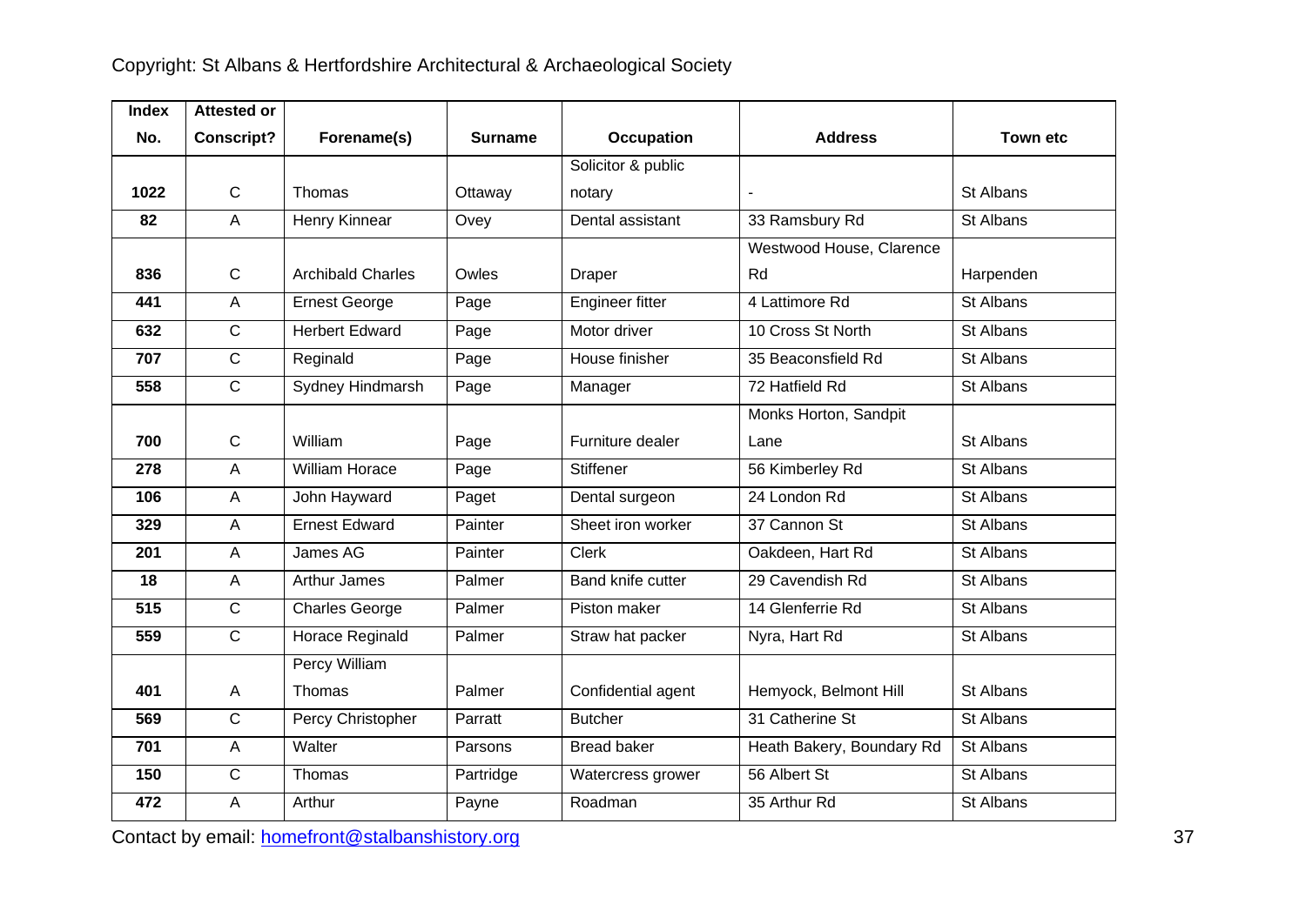| Index No. | Attested or Conscript? | Forename(s) | Surname | Occupation | Address | Town etc |
|---|---|---|---|---|---|---|
| 1022 | C | Thomas | Ottaway | Solicitor & public notary | - | St Albans |
| 82 | A | Henry Kinnear | Ovey | Dental assistant | 33 Ramsbury Rd | St Albans |
| 836 | C | Archibald Charles | Owles | Draper | Westwood House, Clarence Rd | Harpenden |
| 441 | A | Ernest George | Page | Engineer fitter | 4 Lattimore Rd | St Albans |
| 632 | C | Herbert Edward | Page | Motor driver | 10 Cross St North | St Albans |
| 707 | C | Reginald | Page | House finisher | 35 Beaconsfield Rd | St Albans |
| 558 | C | Sydney Hindmarsh | Page | Manager | 72 Hatfield Rd | St Albans |
| 700 | C | William | Page | Furniture dealer | Monks Horton, Sandpit Lane | St Albans |
| 278 | A | William Horace | Page | Stiffener | 56 Kimberley Rd | St Albans |
| 106 | A | John Hayward | Paget | Dental surgeon | 24 London Rd | St Albans |
| 329 | A | Ernest Edward | Painter | Sheet iron worker | 37 Cannon St | St Albans |
| 201 | A | James AG | Painter | Clerk | Oakdeen, Hart Rd | St Albans |
| 18 | A | Arthur James | Palmer | Band knife cutter | 29 Cavendish Rd | St Albans |
| 515 | C | Charles George | Palmer | Piston maker | 14 Glenferrie Rd | St Albans |
| 559 | C | Horace Reginald | Palmer | Straw hat packer | Nyra, Hart Rd | St Albans |
| 401 | A | Percy William Thomas | Palmer | Confidential agent | Hemyock, Belmont Hill | St Albans |
| 569 | C | Percy Christopher | Parratt | Butcher | 31 Catherine St | St Albans |
| 701 | A | Walter | Parsons | Bread baker | Heath Bakery, Boundary Rd | St Albans |
| 150 | C | Thomas | Partridge | Watercress grower | 56 Albert St | St Albans |
| 472 | A | Arthur | Payne | Roadman | 35 Arthur Rd | St Albans |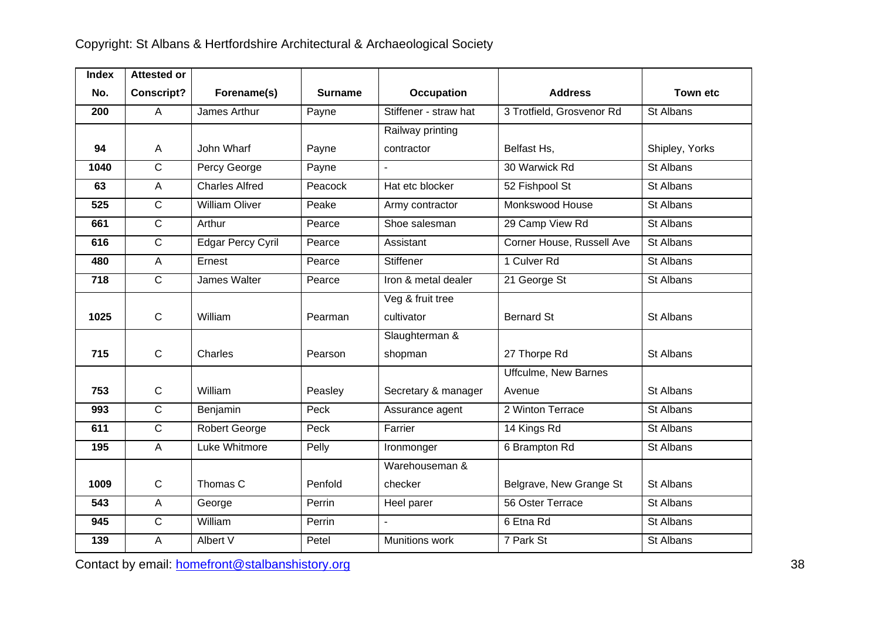| Index No. | Attested or Conscript? | Forename(s) | Surname | Occupation | Address | Town etc |
|---|---|---|---|---|---|---|
| 200 | A | James Arthur | Payne | Stiffener - straw hat | 3 Trotfield, Grosvenor Rd | St Albans |
| 94 | A | John Wharf | Payne | Railway printing contractor | Belfast Hs, | Shipley, Yorks |
| 1040 | C | Percy George | Payne | - | 30 Warwick Rd | St Albans |
| 63 | A | Charles Alfred | Peacock | Hat etc blocker | 52 Fishpool St | St Albans |
| 525 | C | William Oliver | Peake | Army contractor | Monkswood House | St Albans |
| 661 | C | Arthur | Pearce | Shoe salesman | 29 Camp View Rd | St Albans |
| 616 | C | Edgar Percy Cyril | Pearce | Assistant | Corner House, Russell Ave | St Albans |
| 480 | A | Ernest | Pearce | Stiffener | 1 Culver Rd | St Albans |
| 718 | C | James Walter | Pearce | Iron & metal dealer | 21 George St | St Albans |
| 1025 | C | William | Pearman | Veg & fruit tree cultivator | Bernard St | St Albans |
| 715 | C | Charles | Pearson | Slaughterman & shopman | 27 Thorpe Rd | St Albans |
| 753 | C | William | Peasley | Secretary & manager | Uffculme, New Barnes Avenue | St Albans |
| 993 | C | Benjamin | Peck | Assurance agent | 2 Winton Terrace | St Albans |
| 611 | C | Robert George | Peck | Farrier | 14 Kings Rd | St Albans |
| 195 | A | Luke Whitmore | Pelly | Ironmonger | 6 Brampton Rd | St Albans |
| 1009 | C | Thomas C | Penfold | Warehouseman & checker | Belgrave, New Grange St | St Albans |
| 543 | A | George | Perrin | Heel parer | 56 Oster Terrace | St Albans |
| 945 | C | William | Perrin | - | 6 Etna Rd | St Albans |
| 139 | A | Albert V | Petel | Munitions work | 7 Park St | St Albans |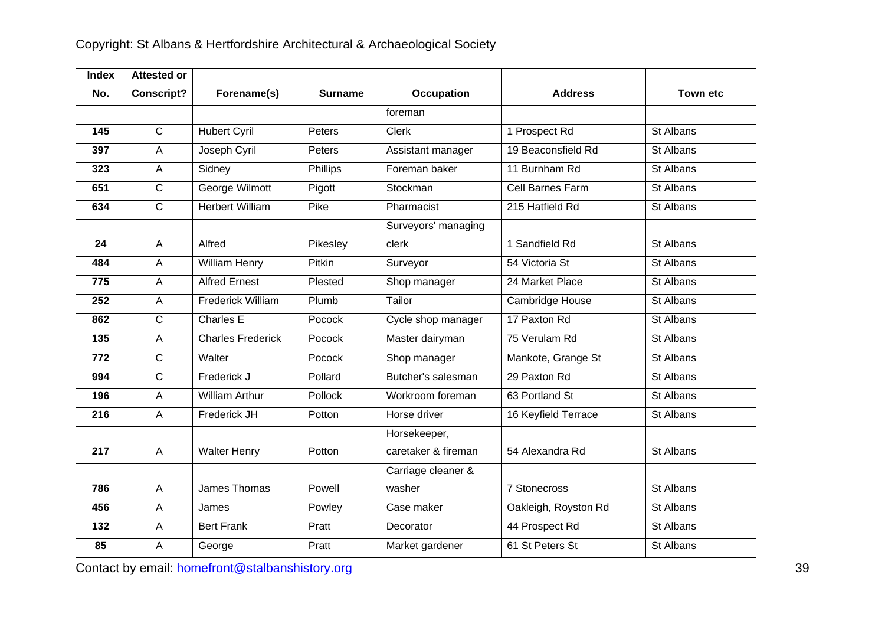| Index No. | Attested or Conscript? | Forename(s) | Surname | Occupation | Address | Town etc |
|---|---|---|---|---|---|---|
| | | | | foreman | | |
| 145 | C | Hubert Cyril | Peters | Clerk | 1 Prospect Rd | St Albans |
| 397 | A | Joseph Cyril | Peters | Assistant manager | 19 Beaconsfield Rd | St Albans |
| 323 | A | Sidney | Phillips | Foreman baker | 11 Burnham Rd | St Albans |
| 651 | C | George Wilmott | Pigott | Stockman | Cell Barnes Farm | St Albans |
| 634 | C | Herbert William | Pike | Pharmacist | 215 Hatfield Rd | St Albans |
| 24 | A | Alfred | Pikesley | Surveyors' managing clerk | 1 Sandfield Rd | St Albans |
| 484 | A | William Henry | Pitkin | Surveyor | 54 Victoria St | St Albans |
| 775 | A | Alfred Ernest | Plested | Shop manager | 24 Market Place | St Albans |
| 252 | A | Frederick William | Plumb | Tailor | Cambridge House | St Albans |
| 862 | C | Charles E | Pocock | Cycle shop manager | 17 Paxton Rd | St Albans |
| 135 | A | Charles Frederick | Pocock | Master dairyman | 75 Verulam Rd | St Albans |
| 772 | C | Walter | Pocock | Shop manager | Mankote, Grange St | St Albans |
| 994 | C | Frederick J | Pollard | Butcher's salesman | 29 Paxton Rd | St Albans |
| 196 | A | William Arthur | Pollock | Workroom foreman | 63 Portland St | St Albans |
| 216 | A | Frederick JH | Potton | Horse driver | 16 Keyfield Terrace | St Albans |
| 217 | A | Walter Henry | Potton | Horsekeeper, caretaker & fireman | 54 Alexandra Rd | St Albans |
| 786 | A | James Thomas | Powell | Carriage cleaner & washer | 7 Stonecross | St Albans |
| 456 | A | James | Powley | Case maker | Oakleigh, Royston Rd | St Albans |
| 132 | A | Bert Frank | Pratt | Decorator | 44 Prospect Rd | St Albans |
| 85 | A | George | Pratt | Market gardener | 61 St Peters St | St Albans |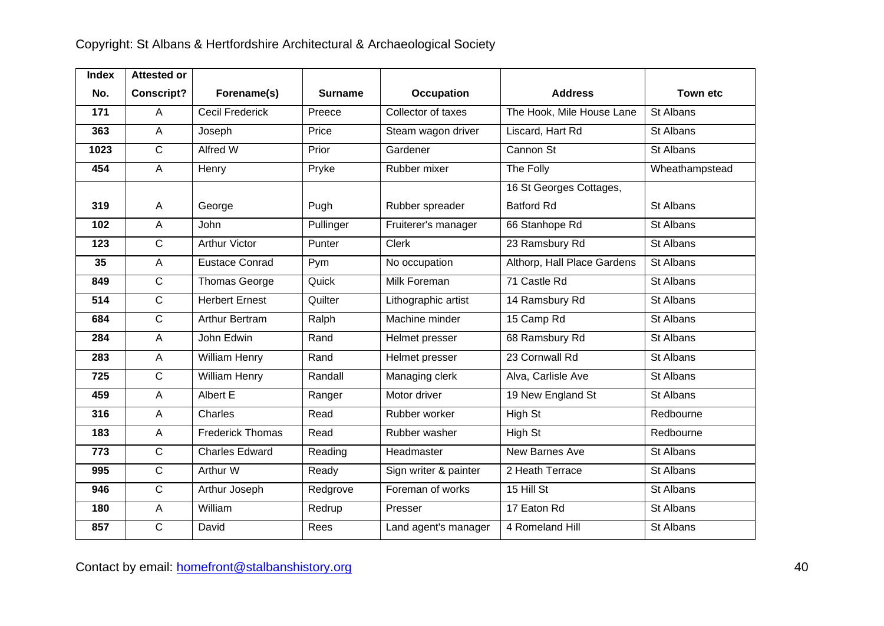Copyright: St Albans & Hertfordshire Architectural & Archaeological Society

| Index No. | Attested or Conscript? | Forename(s) | Surname | Occupation | Address | Town etc |
|---|---|---|---|---|---|---|
| 171 | A | Cecil Frederick | Preece | Collector of taxes | The Hook, Mile House Lane | St Albans |
| 363 | A | Joseph | Price | Steam wagon driver | Liscard, Hart Rd | St Albans |
| 1023 | C | Alfred W | Prior | Gardener | Cannon St | St Albans |
| 454 | A | Henry | Pryke | Rubber mixer | The Folly | Wheathampstead |
| 319 | A | George | Pugh | Rubber spreader | 16 St Georges Cottages, Batford Rd | St Albans |
| 102 | A | John | Pullinger | Fruiterer's manager | 66 Stanhope Rd | St Albans |
| 123 | C | Arthur Victor | Punter | Clerk | 23 Ramsbury Rd | St Albans |
| 35 | A | Eustace Conrad | Pym | No occupation | Althorp, Hall Place Gardens | St Albans |
| 849 | C | Thomas George | Quick | Milk Foreman | 71 Castle Rd | St Albans |
| 514 | C | Herbert Ernest | Quilter | Lithographic artist | 14 Ramsbury Rd | St Albans |
| 684 | C | Arthur Bertram | Ralph | Machine minder | 15 Camp Rd | St Albans |
| 284 | A | John Edwin | Rand | Helmet presser | 68 Ramsbury Rd | St Albans |
| 283 | A | William Henry | Rand | Helmet presser | 23 Cornwall Rd | St Albans |
| 725 | C | William Henry | Randall | Managing clerk | Alva, Carlisle Ave | St Albans |
| 459 | A | Albert E | Ranger | Motor driver | 19 New England St | St Albans |
| 316 | A | Charles | Read | Rubber worker | High St | Redbourne |
| 183 | A | Frederick Thomas | Read | Rubber washer | High St | Redbourne |
| 773 | C | Charles Edward | Reading | Headmaster | New Barnes Ave | St Albans |
| 995 | C | Arthur W | Ready | Sign writer & painter | 2 Heath Terrace | St Albans |
| 946 | C | Arthur Joseph | Redgrove | Foreman of works | 15 Hill St | St Albans |
| 180 | A | William | Redrup | Presser | 17 Eaton Rd | St Albans |
| 857 | C | David | Rees | Land agent's manager | 4 Romeland Hill | St Albans |

Contact by email: homefront@stalbanshistory.org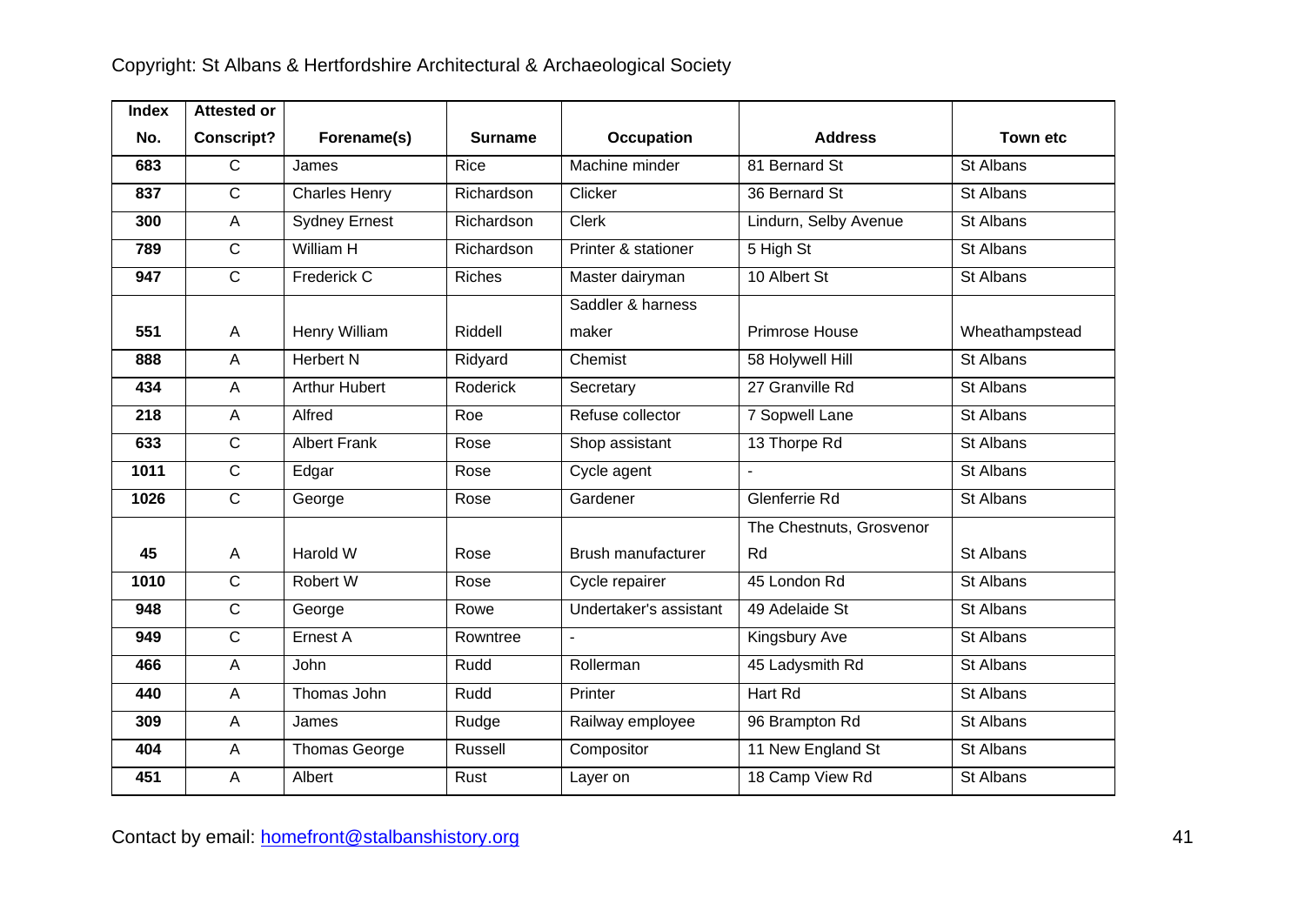Copyright: St Albans & Hertfordshire Architectural & Archaeological Society

| Index No. | Attested or Conscript? | Forename(s) | Surname | Occupation | Address | Town etc |
|---|---|---|---|---|---|---|
| 683 | C | James | Rice | Machine minder | 81 Bernard St | St Albans |
| 837 | C | Charles Henry | Richardson | Clicker | 36 Bernard St | St Albans |
| 300 | A | Sydney Ernest | Richardson | Clerk | Lindurn, Selby Avenue | St Albans |
| 789 | C | William H | Richardson | Printer & stationer | 5 High St | St Albans |
| 947 | C | Frederick C | Riches | Master dairyman | 10 Albert St | St Albans |
| 551 | A | Henry William | Riddell | Saddler & harness maker | Primrose House | Wheathampstead |
| 888 | A | Herbert N | Ridyard | Chemist | 58 Holywell Hill | St Albans |
| 434 | A | Arthur Hubert | Roderick | Secretary | 27 Granville Rd | St Albans |
| 218 | A | Alfred | Roe | Refuse collector | 7 Sopwell Lane | St Albans |
| 633 | C | Albert Frank | Rose | Shop assistant | 13 Thorpe Rd | St Albans |
| 1011 | C | Edgar | Rose | Cycle agent | - | St Albans |
| 1026 | C | George | Rose | Gardener | Glenferrie Rd | St Albans |
| 45 | A | Harold W | Rose | Brush manufacturer | The Chestnuts, Grosvenor Rd | St Albans |
| 1010 | C | Robert W | Rose | Cycle repairer | 45 London Rd | St Albans |
| 948 | C | George | Rowe | Undertaker's assistant | 49 Adelaide St | St Albans |
| 949 | C | Ernest A | Rowntree | - | Kingsbury Ave | St Albans |
| 466 | A | John | Rudd | Rollerman | 45 Ladysmith Rd | St Albans |
| 440 | A | Thomas John | Rudd | Printer | Hart Rd | St Albans |
| 309 | A | James | Rudge | Railway employee | 96 Brampton Rd | St Albans |
| 404 | A | Thomas George | Russell | Compositor | 11 New England St | St Albans |
| 451 | A | Albert | Rust | Layer on | 18 Camp View Rd | St Albans |

Contact by email: homefront@stalbanshistory.org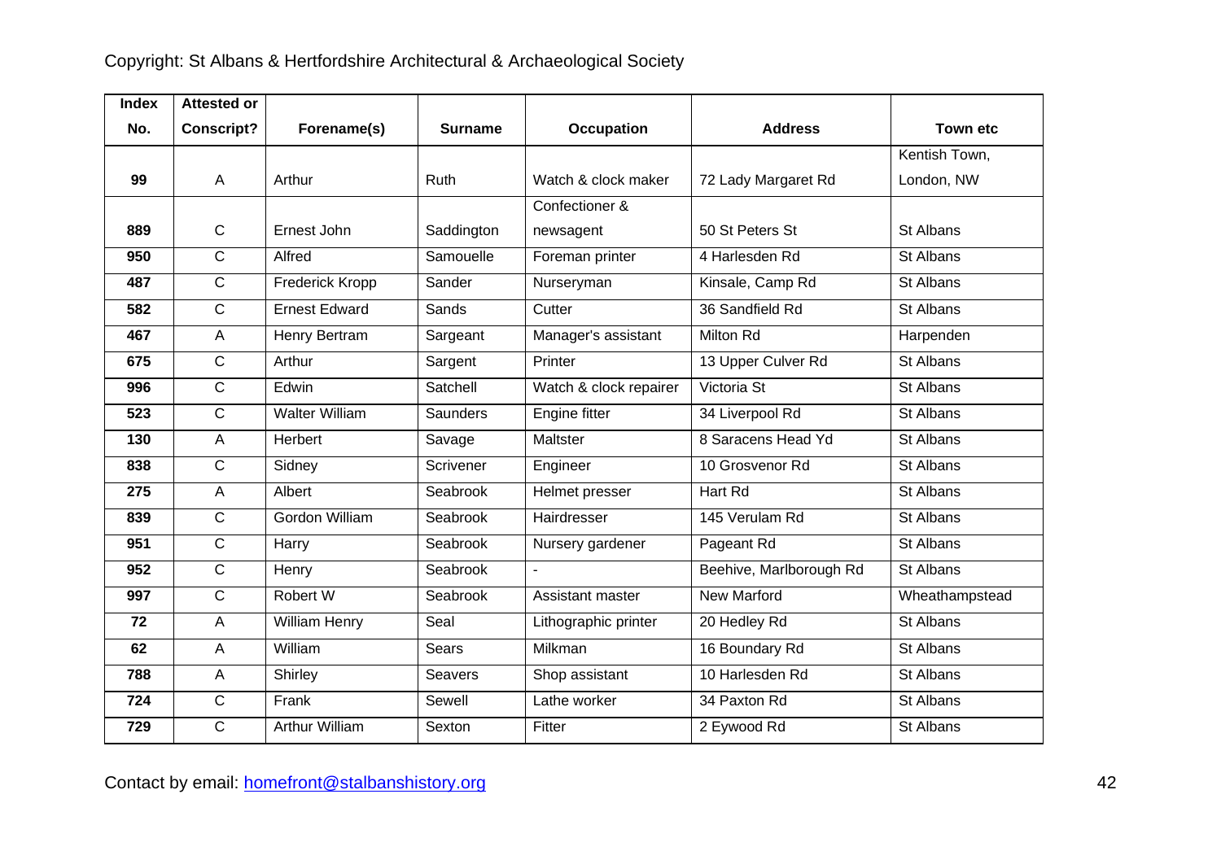| Index No. | Attested or Conscript? | Forename(s) | Surname | Occupation | Address | Town etc |
|---|---|---|---|---|---|---|
| 99 | A | Arthur | Ruth | Watch & clock maker | 72 Lady Margaret Rd | Kentish Town, London, NW |
| 889 | C | Ernest John | Saddington | Confectioner & newsagent | 50 St Peters St | St Albans |
| 950 | C | Alfred | Samouelle | Foreman printer | 4 Harlesden Rd | St Albans |
| 487 | C | Frederick Kropp | Sander | Nurseryman | Kinsale, Camp Rd | St Albans |
| 582 | C | Ernest Edward | Sands | Cutter | 36 Sandfield Rd | St Albans |
| 467 | A | Henry Bertram | Sargeant | Manager's assistant | Milton Rd | Harpenden |
| 675 | C | Arthur | Sargent | Printer | 13 Upper Culver Rd | St Albans |
| 996 | C | Edwin | Satchell | Watch & clock repairer | Victoria St | St Albans |
| 523 | C | Walter William | Saunders | Engine fitter | 34 Liverpool Rd | St Albans |
| 130 | A | Herbert | Savage | Maltster | 8 Saracens Head Yd | St Albans |
| 838 | C | Sidney | Scrivener | Engineer | 10 Grosvenor Rd | St Albans |
| 275 | A | Albert | Seabrook | Helmet presser | Hart Rd | St Albans |
| 839 | C | Gordon William | Seabrook | Hairdresser | 145 Verulam Rd | St Albans |
| 951 | C | Harry | Seabrook | Nursery gardener | Pageant Rd | St Albans |
| 952 | C | Henry | Seabrook | - | Beehive, Marlborough Rd | St Albans |
| 997 | C | Robert W | Seabrook | Assistant master | New Marford | Wheathampstead |
| 72 | A | William Henry | Seal | Lithographic printer | 20 Hedley Rd | St Albans |
| 62 | A | William | Sears | Milkman | 16 Boundary Rd | St Albans |
| 788 | A | Shirley | Seavers | Shop assistant | 10 Harlesden Rd | St Albans |
| 724 | C | Frank | Sewell | Lathe worker | 34 Paxton Rd | St Albans |
| 729 | C | Arthur William | Sexton | Fitter | 2 Eywood Rd | St Albans |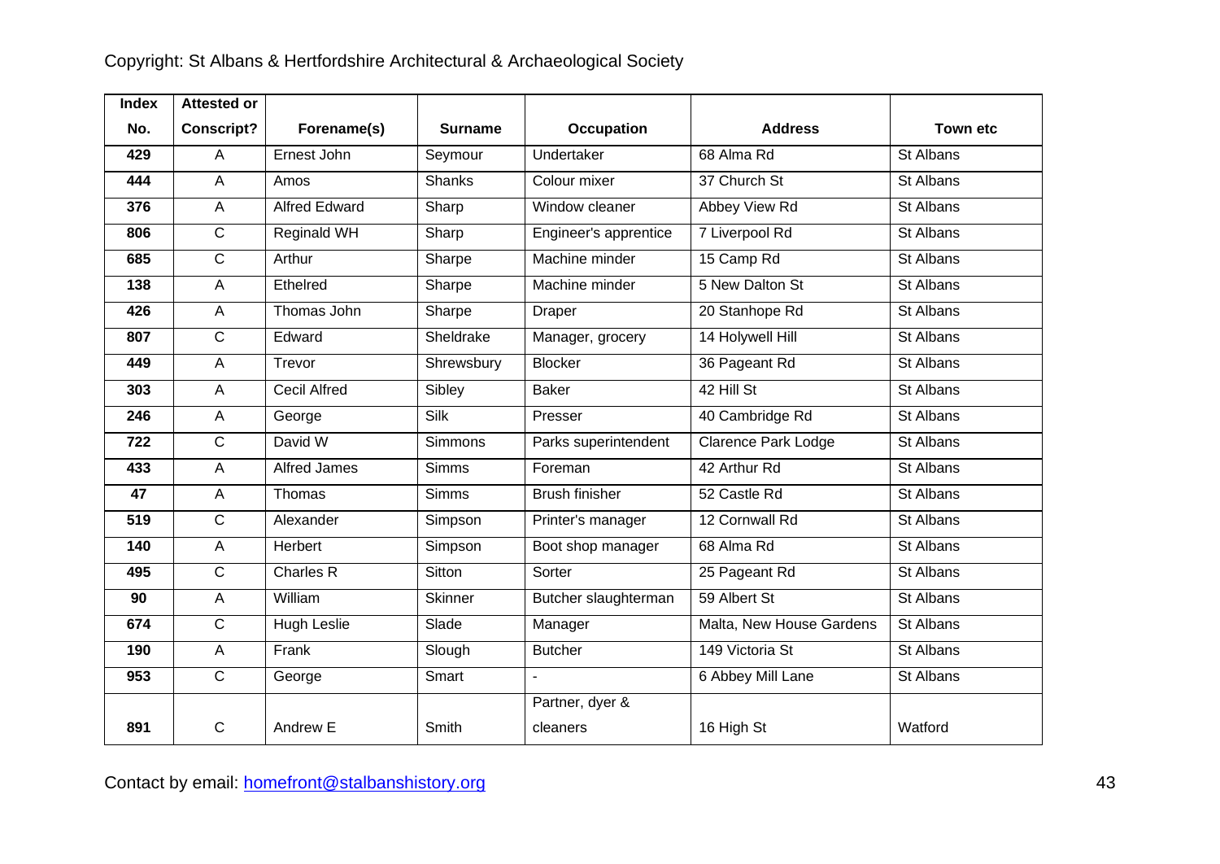| Index No. | Attested or Conscript? | Forename(s) | Surname | Occupation | Address | Town etc |
|---|---|---|---|---|---|---|
| 429 | A | Ernest John | Seymour | Undertaker | 68 Alma Rd | St Albans |
| 444 | A | Amos | Shanks | Colour mixer | 37 Church St | St Albans |
| 376 | A | Alfred Edward | Sharp | Window cleaner | Abbey View Rd | St Albans |
| 806 | C | Reginald WH | Sharp | Engineer's apprentice | 7 Liverpool Rd | St Albans |
| 685 | C | Arthur | Sharpe | Machine minder | 15 Camp Rd | St Albans |
| 138 | A | Ethelred | Sharpe | Machine minder | 5 New Dalton St | St Albans |
| 426 | A | Thomas John | Sharpe | Draper | 20 Stanhope Rd | St Albans |
| 807 | C | Edward | Sheldrake | Manager, grocery | 14 Holywell Hill | St Albans |
| 449 | A | Trevor | Shrewsbury | Blocker | 36 Pageant Rd | St Albans |
| 303 | A | Cecil Alfred | Sibley | Baker | 42 Hill St | St Albans |
| 246 | A | George | Silk | Presser | 40 Cambridge Rd | St Albans |
| 722 | C | David W | Simmons | Parks superintendent | Clarence Park Lodge | St Albans |
| 433 | A | Alfred James | Simms | Foreman | 42 Arthur Rd | St Albans |
| 47 | A | Thomas | Simms | Brush finisher | 52 Castle Rd | St Albans |
| 519 | C | Alexander | Simpson | Printer's manager | 12 Cornwall Rd | St Albans |
| 140 | A | Herbert | Simpson | Boot shop manager | 68 Alma Rd | St Albans |
| 495 | C | Charles R | Sitton | Sorter | 25 Pageant Rd | St Albans |
| 90 | A | William | Skinner | Butcher slaughterman | 59 Albert St | St Albans |
| 674 | C | Hugh Leslie | Slade | Manager | Malta, New House Gardens | St Albans |
| 190 | A | Frank | Slough | Butcher | 149 Victoria St | St Albans |
| 953 | C | George | Smart | - | 6 Abbey Mill Lane | St Albans |
| 891 | C | Andrew E | Smith | Partner, dyer & cleaners | 16 High St | Watford |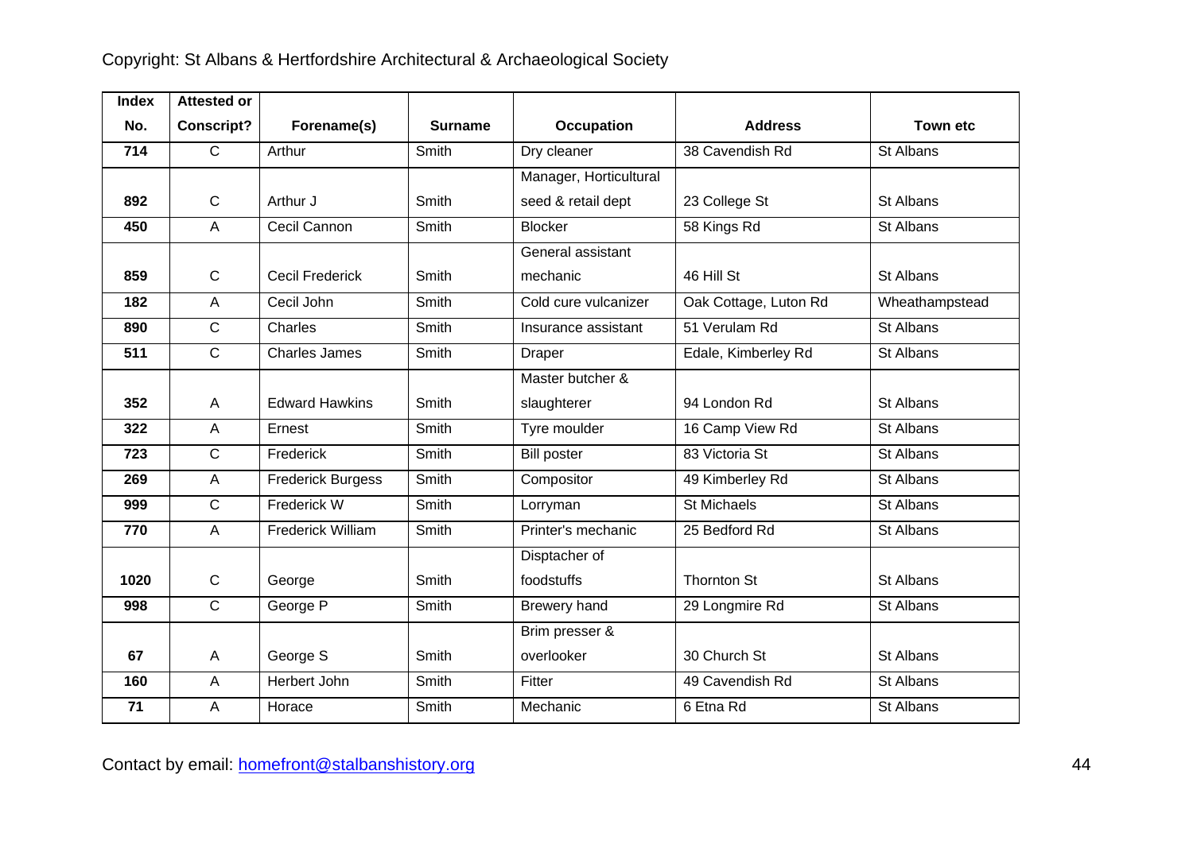| Index No. | Attested or Conscript? | Forename(s) | Surname | Occupation | Address | Town etc |
|---|---|---|---|---|---|---|
| 714 | C | Arthur | Smith | Dry cleaner | 38 Cavendish Rd | St Albans |
| 892 | C | Arthur J | Smith | Manager, Horticultural seed & retail dept | 23 College St | St Albans |
| 450 | A | Cecil Cannon | Smith | Blocker | 58 Kings Rd | St Albans |
| 859 | C | Cecil Frederick | Smith | General assistant mechanic | 46 Hill St | St Albans |
| 182 | A | Cecil John | Smith | Cold cure vulcanizer | Oak Cottage, Luton Rd | Wheathampstead |
| 890 | C | Charles | Smith | Insurance assistant | 51 Verulam Rd | St Albans |
| 511 | C | Charles James | Smith | Draper | Edale, Kimberley Rd | St Albans |
| 352 | A | Edward Hawkins | Smith | Master butcher & slaughterer | 94 London Rd | St Albans |
| 322 | A | Ernest | Smith | Tyre moulder | 16 Camp View Rd | St Albans |
| 723 | C | Frederick | Smith | Bill poster | 83 Victoria St | St Albans |
| 269 | A | Frederick Burgess | Smith | Compositor | 49 Kimberley Rd | St Albans |
| 999 | C | Frederick W | Smith | Lorryman | St Michaels | St Albans |
| 770 | A | Frederick William | Smith | Printer's mechanic | 25 Bedford Rd | St Albans |
| 1020 | C | George | Smith | Disptacher of foodstuffs | Thornton St | St Albans |
| 998 | C | George P | Smith | Brewery hand | 29 Longmire Rd | St Albans |
| 67 | A | George S | Smith | Brim presser & overlooker | 30 Church St | St Albans |
| 160 | A | Herbert John | Smith | Fitter | 49 Cavendish Rd | St Albans |
| 71 | A | Horace | Smith | Mechanic | 6 Etna Rd | St Albans |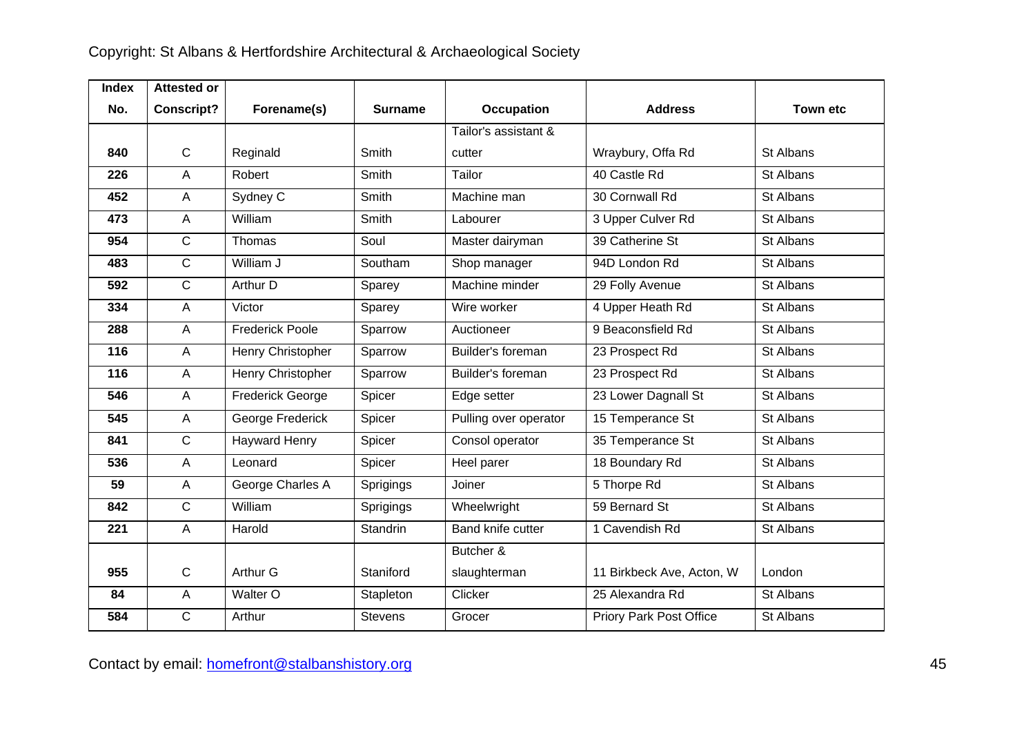| Index No. | Attested or Conscript? | Forename(s) | Surname | Occupation | Address | Town etc |
|---|---|---|---|---|---|---|
| 840 | C | Reginald | Smith | Tailor's assistant & cutter | Wraybury, Offa Rd | St Albans |
| 226 | A | Robert | Smith | Tailor | 40 Castle Rd | St Albans |
| 452 | A | Sydney C | Smith | Machine man | 30 Cornwall Rd | St Albans |
| 473 | A | William | Smith | Labourer | 3 Upper Culver Rd | St Albans |
| 954 | C | Thomas | Soul | Master dairyman | 39 Catherine St | St Albans |
| 483 | C | William J | Southam | Shop manager | 94D London Rd | St Albans |
| 592 | C | Arthur D | Sparey | Machine minder | 29 Folly Avenue | St Albans |
| 334 | A | Victor | Sparey | Wire worker | 4 Upper Heath Rd | St Albans |
| 288 | A | Frederick Poole | Sparrow | Auctioneer | 9 Beaconsfield Rd | St Albans |
| 116 | A | Henry Christopher | Sparrow | Builder's foreman | 23 Prospect Rd | St Albans |
| 116 | A | Henry Christopher | Sparrow | Builder's foreman | 23 Prospect Rd | St Albans |
| 546 | A | Frederick George | Spicer | Edge setter | 23 Lower Dagnall St | St Albans |
| 545 | A | George Frederick | Spicer | Pulling over operator | 15 Temperance St | St Albans |
| 841 | C | Hayward Henry | Spicer | Consol operator | 35 Temperance St | St Albans |
| 536 | A | Leonard | Spicer | Heel parer | 18 Boundary Rd | St Albans |
| 59 | A | George Charles A | Sprigings | Joiner | 5 Thorpe Rd | St Albans |
| 842 | C | William | Sprigings | Wheelwright | 59 Bernard St | St Albans |
| 221 | A | Harold | Standrin | Band knife cutter | 1 Cavendish Rd | St Albans |
| 955 | C | Arthur G | Staniford | Butcher & slaughterman | 11 Birkbeck Ave, Acton, W | London |
| 84 | A | Walter O | Stapleton | Clicker | 25 Alexandra Rd | St Albans |
| 584 | C | Arthur | Stevens | Grocer | Priory Park Post Office | St Albans |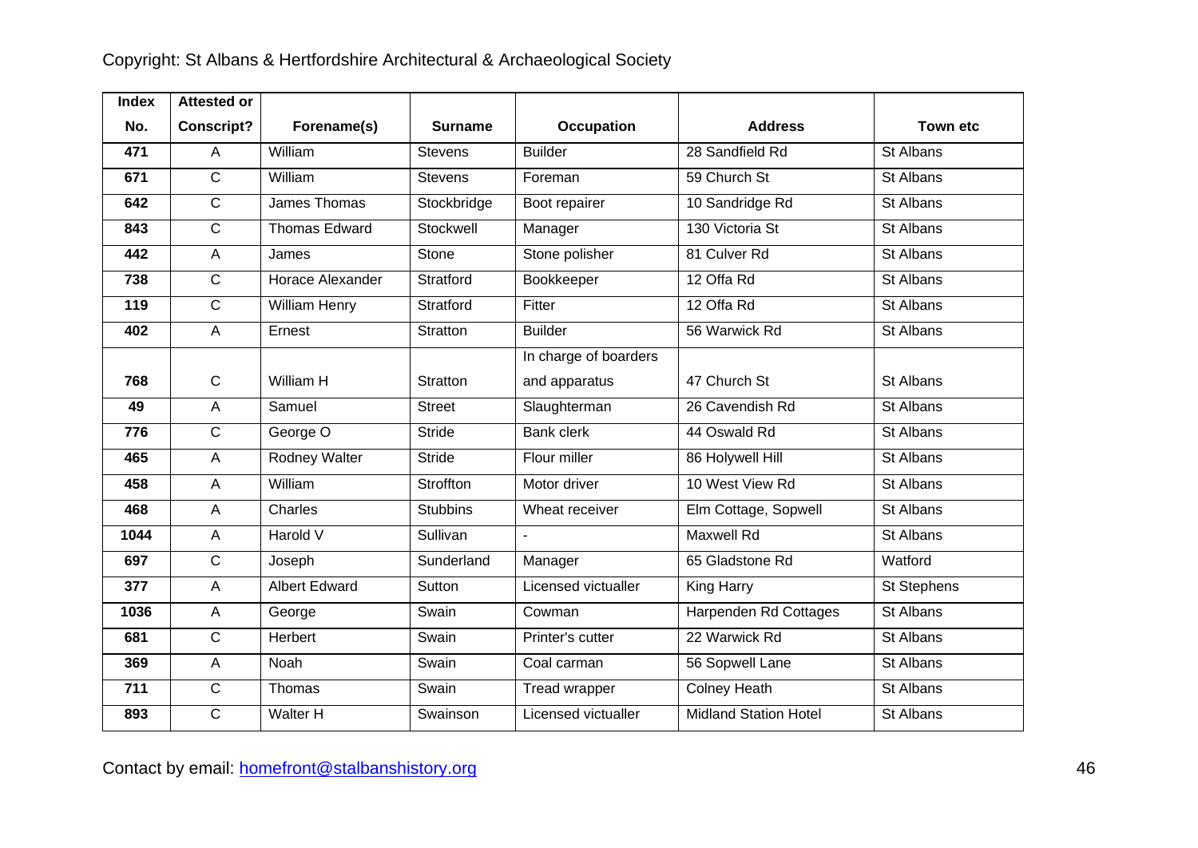| Index No. | Attested or Conscript? | Forename(s) | Surname | Occupation | Address | Town etc |
|---|---|---|---|---|---|---|
| 471 | A | William | Stevens | Builder | 28 Sandfield Rd | St Albans |
| 671 | C | William | Stevens | Foreman | 59 Church St | St Albans |
| 642 | C | James Thomas | Stockbridge | Boot repairer | 10 Sandridge Rd | St Albans |
| 843 | C | Thomas Edward | Stockwell | Manager | 130 Victoria St | St Albans |
| 442 | A | James | Stone | Stone polisher | 81 Culver Rd | St Albans |
| 738 | C | Horace Alexander | Stratford | Bookkeeper | 12 Offa Rd | St Albans |
| 119 | C | William Henry | Stratford | Fitter | 12 Offa Rd | St Albans |
| 402 | A | Ernest | Stratton | Builder | 56 Warwick Rd | St Albans |
| 768 | C | William H | Stratton | In charge of boarders and apparatus | 47 Church St | St Albans |
| 49 | A | Samuel | Street | Slaughterman | 26 Cavendish Rd | St Albans |
| 776 | C | George O | Stride | Bank clerk | 44 Oswald Rd | St Albans |
| 465 | A | Rodney Walter | Stride | Flour miller | 86 Holywell Hill | St Albans |
| 458 | A | William | Stroffton | Motor driver | 10 West View Rd | St Albans |
| 468 | A | Charles | Stubbins | Wheat receiver | Elm Cottage, Sopwell | St Albans |
| 1044 | A | Harold V | Sullivan | - | Maxwell Rd | St Albans |
| 697 | C | Joseph | Sunderland | Manager | 65 Gladstone Rd | Watford |
| 377 | A | Albert Edward | Sutton | Licensed victualler | King Harry | St Stephens |
| 1036 | A | George | Swain | Cowman | Harpenden Rd Cottages | St Albans |
| 681 | C | Herbert | Swain | Printer's cutter | 22 Warwick Rd | St Albans |
| 369 | A | Noah | Swain | Coal carman | 56 Sopwell Lane | St Albans |
| 711 | C | Thomas | Swain | Tread wrapper | Colney Heath | St Albans |
| 893 | C | Walter H | Swainson | Licensed victualler | Midland Station Hotel | St Albans |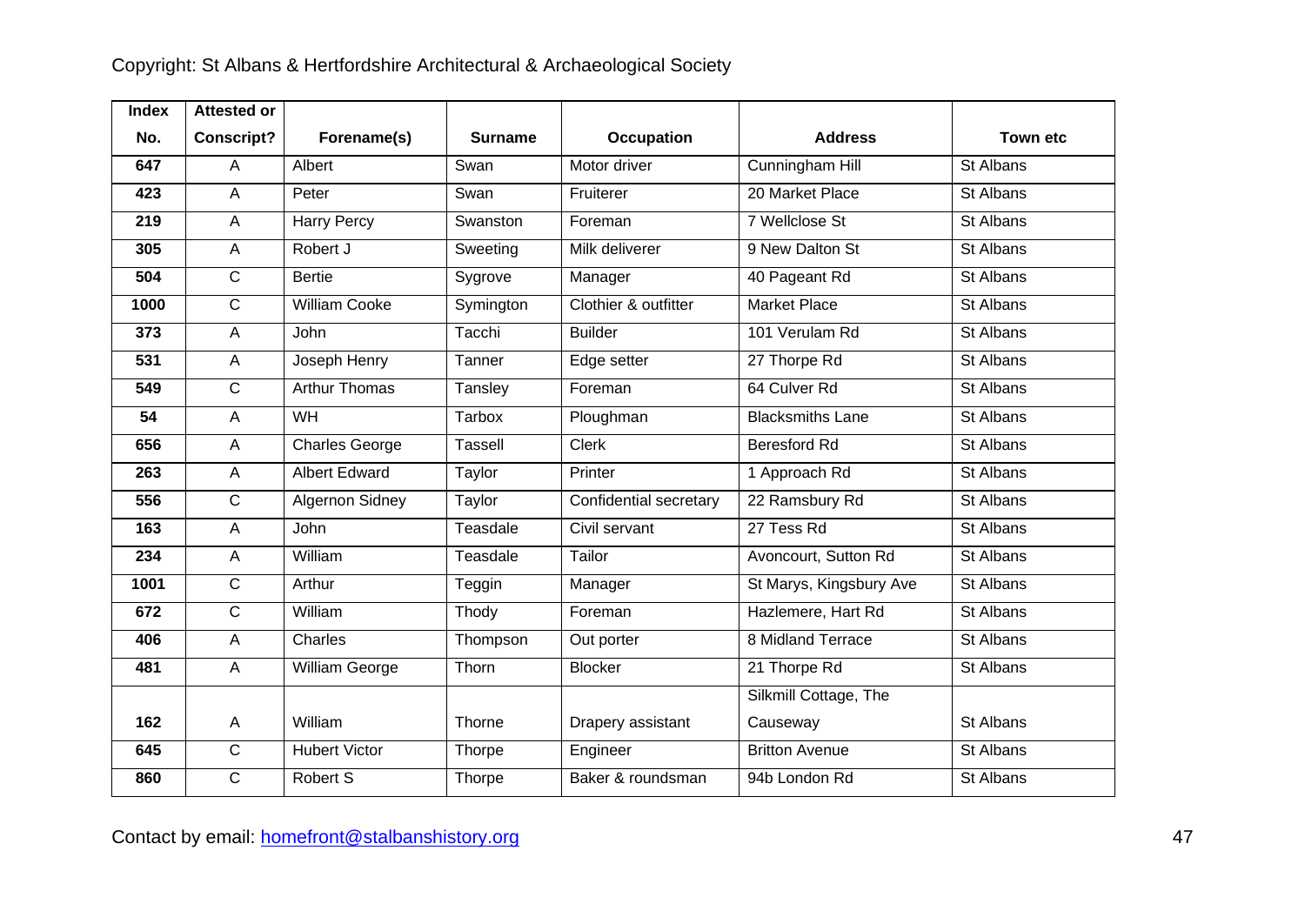| Index No. | Attested or Conscript? | Forename(s) | Surname | Occupation | Address | Town etc |
|---|---|---|---|---|---|---|
| 647 | A | Albert | Swan | Motor driver | Cunningham Hill | St Albans |
| 423 | A | Peter | Swan | Fruiterer | 20 Market Place | St Albans |
| 219 | A | Harry Percy | Swanston | Foreman | 7 Wellclose St | St Albans |
| 305 | A | Robert J | Sweeting | Milk deliverer | 9 New Dalton St | St Albans |
| 504 | C | Bertie | Sygrove | Manager | 40 Pageant Rd | St Albans |
| 1000 | C | William Cooke | Symington | Clothier & outfitter | Market Place | St Albans |
| 373 | A | John | Tacchi | Builder | 101 Verulam Rd | St Albans |
| 531 | A | Joseph Henry | Tanner | Edge setter | 27 Thorpe Rd | St Albans |
| 549 | C | Arthur Thomas | Tansley | Foreman | 64 Culver Rd | St Albans |
| 54 | A | WH | Tarbox | Ploughman | Blacksmiths Lane | St Albans |
| 656 | A | Charles George | Tassell | Clerk | Beresford Rd | St Albans |
| 263 | A | Albert Edward | Taylor | Printer | 1 Approach Rd | St Albans |
| 556 | C | Algernon Sidney | Taylor | Confidential secretary | 22 Ramsbury Rd | St Albans |
| 163 | A | John | Teasdale | Civil servant | 27 Tess Rd | St Albans |
| 234 | A | William | Teasdale | Tailor | Avoncourt, Sutton Rd | St Albans |
| 1001 | C | Arthur | Teggin | Manager | St Marys, Kingsbury Ave | St Albans |
| 672 | C | William | Thody | Foreman | Hazlemere, Hart Rd | St Albans |
| 406 | A | Charles | Thompson | Out porter | 8 Midland Terrace | St Albans |
| 481 | A | William George | Thorn | Blocker | 21 Thorpe Rd | St Albans |
| 162 | A | William | Thorne | Drapery assistant | Silkmill Cottage, The Causeway | St Albans |
| 645 | C | Hubert Victor | Thorpe | Engineer | Britton Avenue | St Albans |
| 860 | C | Robert S | Thorpe | Baker & roundsman | 94b London Rd | St Albans |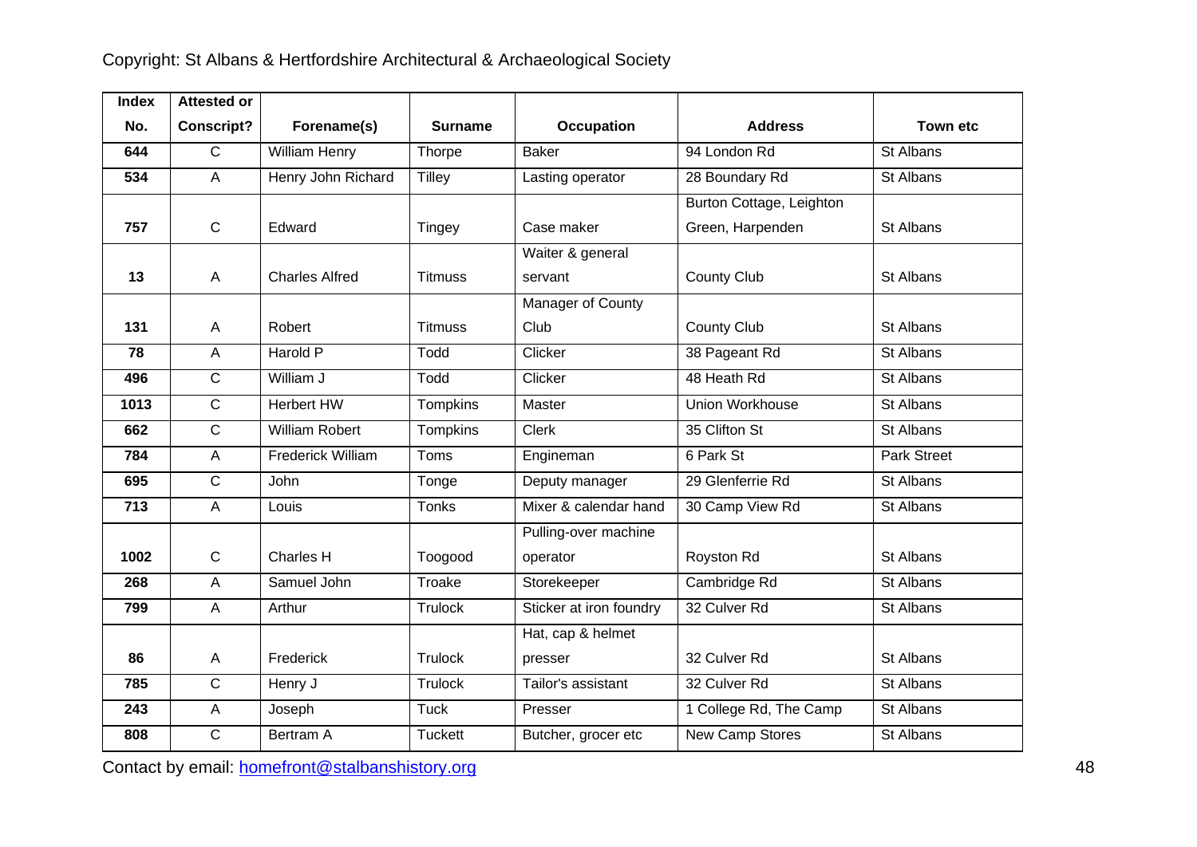| Index No. | Attested or Conscript? | Forename(s) | Surname | Occupation | Address | Town etc |
|---|---|---|---|---|---|---|
| 644 | C | William Henry | Thorpe | Baker | 94 London Rd | St Albans |
| 534 | A | Henry John Richard | Tilley | Lasting operator | 28 Boundary Rd | St Albans |
| 757 | C | Edward | Tingey | Case maker | Burton Cottage, Leighton Green, Harpenden | St Albans |
| 13 | A | Charles Alfred | Titmuss | Waiter & general servant | County Club | St Albans |
| 131 | A | Robert | Titmuss | Manager of County Club | County Club | St Albans |
| 78 | A | Harold P | Todd | Clicker | 38 Pageant Rd | St Albans |
| 496 | C | William J | Todd | Clicker | 48 Heath Rd | St Albans |
| 1013 | C | Herbert HW | Tompkins | Master | Union Workhouse | St Albans |
| 662 | C | William Robert | Tompkins | Clerk | 35 Clifton St | St Albans |
| 784 | A | Frederick William | Toms | Engineman | 6 Park St | Park Street |
| 695 | C | John | Tonge | Deputy manager | 29 Glenferrie Rd | St Albans |
| 713 | A | Louis | Tonks | Mixer & calendar hand | 30 Camp View Rd | St Albans |
| 1002 | C | Charles H | Toogood | Pulling-over machine operator | Royston Rd | St Albans |
| 268 | A | Samuel John | Troake | Storekeeper | Cambridge Rd | St Albans |
| 799 | A | Arthur | Trulock | Sticker at iron foundry | 32 Culver Rd | St Albans |
| 86 | A | Frederick | Trulock | Hat, cap & helmet presser | 32 Culver Rd | St Albans |
| 785 | C | Henry J | Trulock | Tailor's assistant | 32 Culver Rd | St Albans |
| 243 | A | Joseph | Tuck | Presser | 1 College Rd, The Camp | St Albans |
| 808 | C | Bertram A | Tuckett | Butcher, grocer etc | New Camp Stores | St Albans |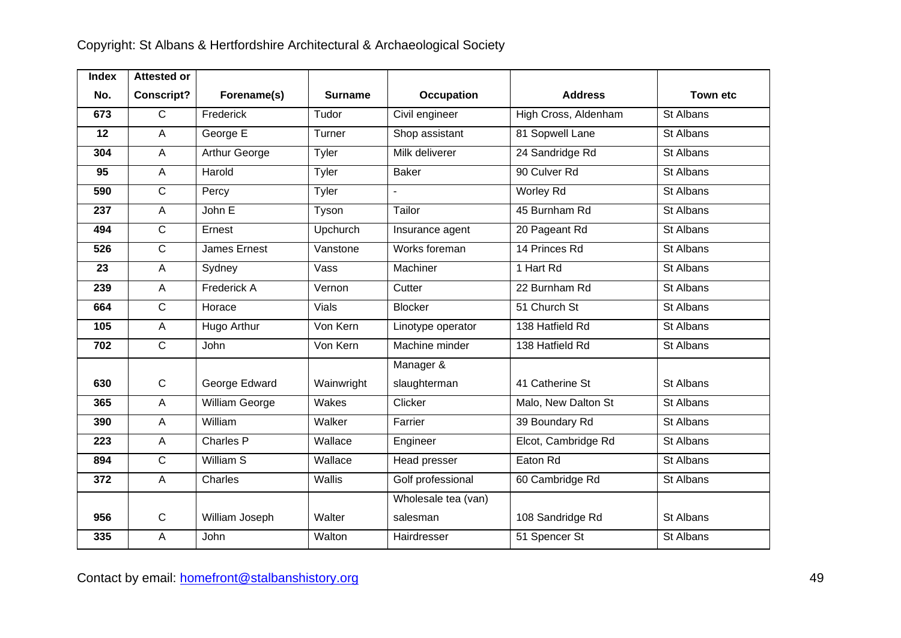| Index No. | Attested or Conscript? | Forename(s) | Surname | Occupation | Address | Town etc |
|---|---|---|---|---|---|---|
| 673 | C | Frederick | Tudor | Civil engineer | High Cross, Aldenham | St Albans |
| 12 | A | George E | Turner | Shop assistant | 81 Sopwell Lane | St Albans |
| 304 | A | Arthur George | Tyler | Milk deliverer | 24 Sandridge Rd | St Albans |
| 95 | A | Harold | Tyler | Baker | 90 Culver Rd | St Albans |
| 590 | C | Percy | Tyler | - | Worley Rd | St Albans |
| 237 | A | John E | Tyson | Tailor | 45 Burnham Rd | St Albans |
| 494 | C | Ernest | Upchurch | Insurance agent | 20 Pageant Rd | St Albans |
| 526 | C | James Ernest | Vanstone | Works foreman | 14 Princes Rd | St Albans |
| 23 | A | Sydney | Vass | Machiner | 1 Hart Rd | St Albans |
| 239 | A | Frederick A | Vernon | Cutter | 22 Burnham Rd | St Albans |
| 664 | C | Horace | Vials | Blocker | 51 Church St | St Albans |
| 105 | A | Hugo Arthur | Von Kern | Linotype operator | 138 Hatfield Rd | St Albans |
| 702 | C | John | Von Kern | Machine minder | 138 Hatfield Rd | St Albans |
| 630 | C | George Edward | Wainwright | Manager & slaughterman | 41 Catherine St | St Albans |
| 365 | A | William George | Wakes | Clicker | Malo, New Dalton St | St Albans |
| 390 | A | William | Walker | Farrier | 39 Boundary Rd | St Albans |
| 223 | A | Charles P | Wallace | Engineer | Elcot, Cambridge Rd | St Albans |
| 894 | C | William S | Wallace | Head presser | Eaton Rd | St Albans |
| 372 | A | Charles | Wallis | Golf professional | 60 Cambridge Rd | St Albans |
| 956 | C | William Joseph | Walter | Wholesale tea (van) salesman | 108 Sandridge Rd | St Albans |
| 335 | A | John | Walton | Hairdresser | 51 Spencer St | St Albans |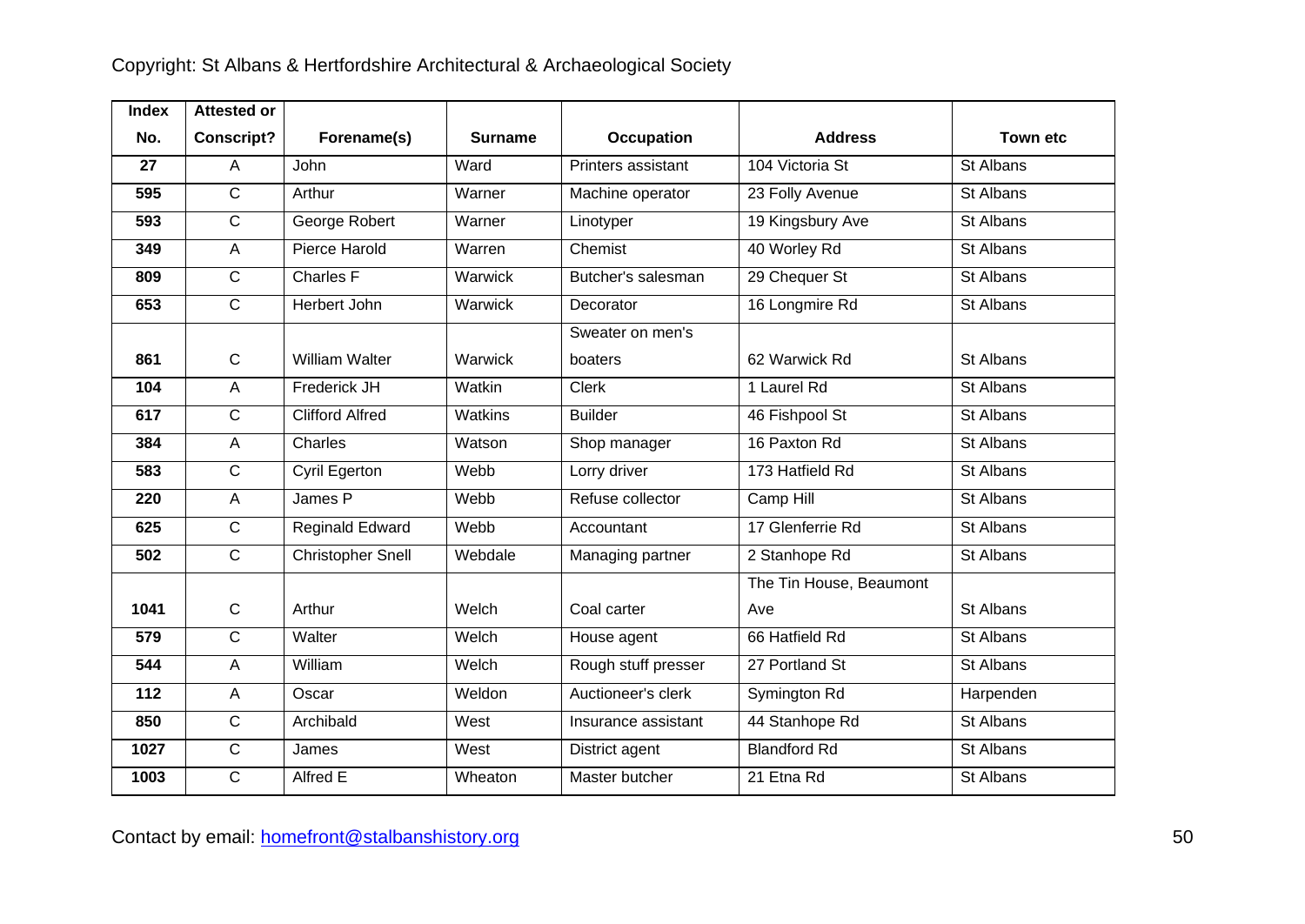Copyright: St Albans & Hertfordshire Architectural & Archaeological Society

| Index No. | Attested or Conscript? | Forename(s) | Surname | Occupation | Address | Town etc |
|---|---|---|---|---|---|---|
| 27 | A | John | Ward | Printers assistant | 104 Victoria St | St Albans |
| 595 | C | Arthur | Warner | Machine operator | 23 Folly Avenue | St Albans |
| 593 | C | George Robert | Warner | Linotyper | 19 Kingsbury Ave | St Albans |
| 349 | A | Pierce Harold | Warren | Chemist | 40 Worley Rd | St Albans |
| 809 | C | Charles F | Warwick | Butcher's salesman | 29 Chequer St | St Albans |
| 653 | C | Herbert John | Warwick | Decorator | 16 Longmire Rd | St Albans |
| 861 | C | William Walter | Warwick | Sweater on men's boaters | 62 Warwick Rd | St Albans |
| 104 | A | Frederick JH | Watkin | Clerk | 1 Laurel Rd | St Albans |
| 617 | C | Clifford Alfred | Watkins | Builder | 46 Fishpool St | St Albans |
| 384 | A | Charles | Watson | Shop manager | 16 Paxton Rd | St Albans |
| 583 | C | Cyril Egerton | Webb | Lorry driver | 173 Hatfield Rd | St Albans |
| 220 | A | James P | Webb | Refuse collector | Camp Hill | St Albans |
| 625 | C | Reginald Edward | Webb | Accountant | 17 Glenferrie Rd | St Albans |
| 502 | C | Christopher Snell | Webdale | Managing partner | 2 Stanhope Rd | St Albans |
| 1041 | C | Arthur | Welch | Coal carter | The Tin House, Beaumont Ave | St Albans |
| 579 | C | Walter | Welch | House agent | 66 Hatfield Rd | St Albans |
| 544 | A | William | Welch | Rough stuff presser | 27 Portland St | St Albans |
| 112 | A | Oscar | Weldon | Auctioneer's clerk | Symington Rd | Harpenden |
| 850 | C | Archibald | West | Insurance assistant | 44 Stanhope Rd | St Albans |
| 1027 | C | James | West | District agent | Blandford Rd | St Albans |
| 1003 | C | Alfred E | Wheaton | Master butcher | 21 Etna Rd | St Albans |

Contact by email: homefront@stalbanshistory.org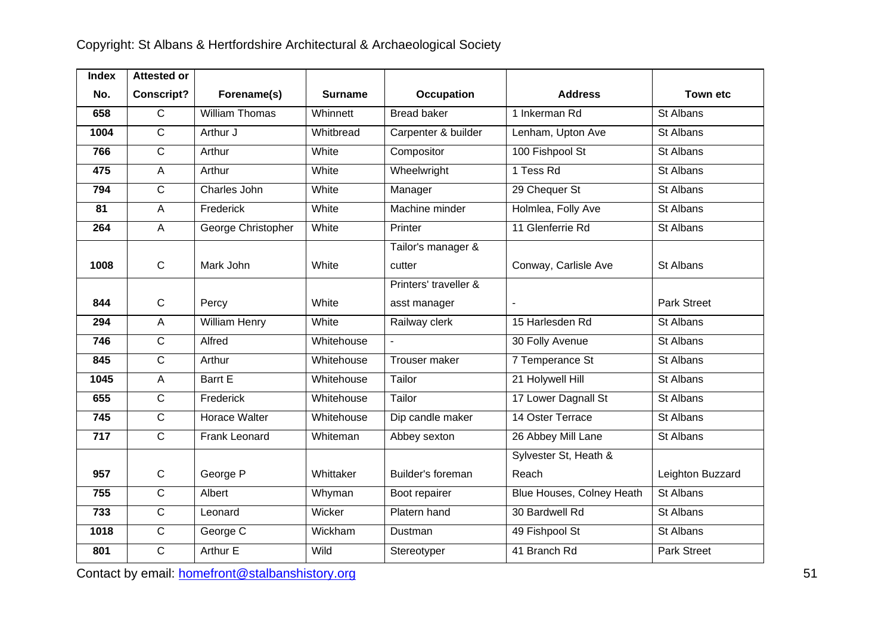| Index No. | Attested or Conscript? | Forename(s) | Surname | Occupation | Address | Town etc |
|---|---|---|---|---|---|---|
| 658 | C | William Thomas | Whinnett | Bread baker | 1 Inkerman Rd | St Albans |
| 1004 | C | Arthur J | Whitbread | Carpenter & builder | Lenham, Upton Ave | St Albans |
| 766 | C | Arthur | White | Compositor | 100 Fishpool St | St Albans |
| 475 | A | Arthur | White | Wheelwright | 1 Tess Rd | St Albans |
| 794 | C | Charles John | White | Manager | 29 Chequer St | St Albans |
| 81 | A | Frederick | White | Machine minder | Holmlea, Folly Ave | St Albans |
| 264 | A | George Christopher | White | Printer | 11 Glenferrie Rd | St Albans |
| 1008 | C | Mark John | White | Tailor's manager & cutter | Conway, Carlisle Ave | St Albans |
| 844 | C | Percy | White | Printers' traveller & asst manager | - | Park Street |
| 294 | A | William Henry | White | Railway clerk | 15 Harlesden Rd | St Albans |
| 746 | C | Alfred | Whitehouse | - | 30 Folly Avenue | St Albans |
| 845 | C | Arthur | Whitehouse | Trouser maker | 7 Temperance St | St Albans |
| 1045 | A | Barrt E | Whitehouse | Tailor | 21 Holywell Hill | St Albans |
| 655 | C | Frederick | Whitehouse | Tailor | 17 Lower Dagnall St | St Albans |
| 745 | C | Horace Walter | Whitehouse | Dip candle maker | 14 Oster Terrace | St Albans |
| 717 | C | Frank Leonard | Whiteman | Abbey sexton | 26 Abbey Mill Lane | St Albans |
| 957 | C | George P | Whittaker | Builder's foreman | Sylvester St, Heath & Reach | Leighton Buzzard |
| 755 | C | Albert | Whyman | Boot repairer | Blue Houses, Colney Heath | St Albans |
| 733 | C | Leonard | Wicker | Platern hand | 30 Bardwell Rd | St Albans |
| 1018 | C | George C | Wickham | Dustman | 49 Fishpool St | St Albans |
| 801 | C | Arthur E | Wild | Stereotyper | 41 Branch Rd | Park Street |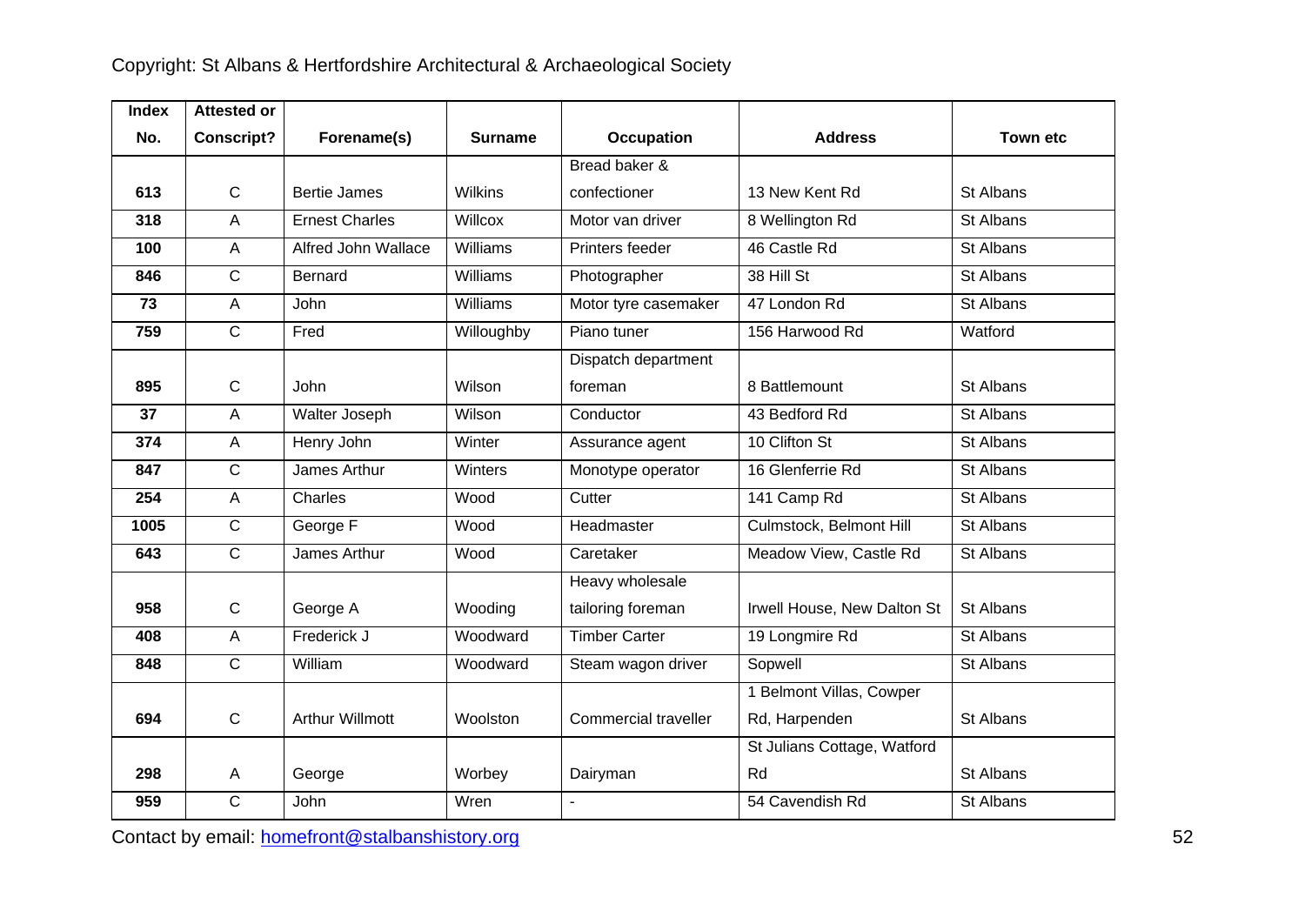| Index No. | Attested or Conscript? | Forename(s) | Surname | Occupation | Address | Town etc |
|---|---|---|---|---|---|---|
| 613 | C | Bertie James | Wilkins | Bread baker & confectioner | 13 New Kent Rd | St Albans |
| 318 | A | Ernest Charles | Willcox | Motor van driver | 8 Wellington Rd | St Albans |
| 100 | A | Alfred John Wallace | Williams | Printers feeder | 46 Castle Rd | St Albans |
| 846 | C | Bernard | Williams | Photographer | 38 Hill St | St Albans |
| 73 | A | John | Williams | Motor tyre casemaker | 47 London Rd | St Albans |
| 759 | C | Fred | Willoughby | Piano tuner | 156 Harwood Rd | Watford |
| 895 | C | John | Wilson | Dispatch department foreman | 8 Battlemount | St Albans |
| 37 | A | Walter Joseph | Wilson | Conductor | 43 Bedford Rd | St Albans |
| 374 | A | Henry John | Winter | Assurance agent | 10 Clifton St | St Albans |
| 847 | C | James Arthur | Winters | Monotype operator | 16 Glenferrie Rd | St Albans |
| 254 | A | Charles | Wood | Cutter | 141 Camp Rd | St Albans |
| 1005 | C | George F | Wood | Headmaster | Culmstock, Belmont Hill | St Albans |
| 643 | C | James Arthur | Wood | Caretaker | Meadow View, Castle Rd | St Albans |
| 958 | C | George A | Wooding | Heavy wholesale tailoring foreman | Irwell House, New Dalton St | St Albans |
| 408 | A | Frederick J | Woodward | Timber Carter | 19 Longmire Rd | St Albans |
| 848 | C | William | Woodward | Steam wagon driver | Sopwell | St Albans |
| 694 | C | Arthur Willmott | Woolston | Commercial traveller | 1 Belmont Villas, Cowper Rd, Harpenden | St Albans |
| 298 | A | George | Worbey | Dairyman | St Julians Cottage, Watford Rd | St Albans |
| 959 | C | John | Wren | - | 54 Cavendish Rd | St Albans |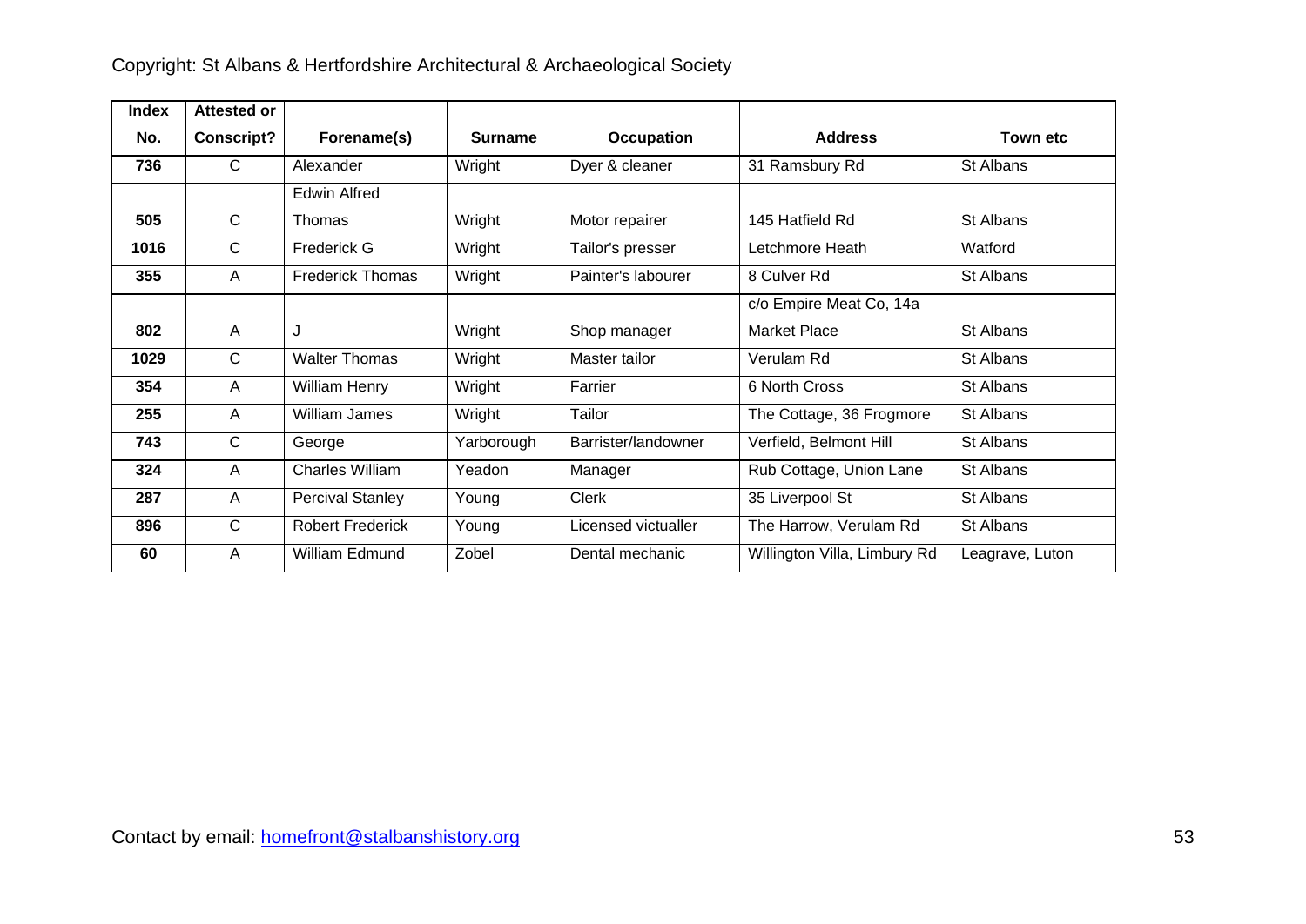| Index No. | Attested or Conscript? | Forename(s) | Surname | Occupation | Address | Town etc |
|---|---|---|---|---|---|---|
| 736 | C | Alexander | Wright | Dyer & cleaner | 31 Ramsbury Rd | St Albans |
| 505 | C | Edwin Alfred Thomas | Wright | Motor repairer | 145 Hatfield Rd | St Albans |
| 1016 | C | Frederick G | Wright | Tailor's presser | Letchmore Heath | Watford |
| 355 | A | Frederick Thomas | Wright | Painter's labourer | 8 Culver Rd | St Albans |
| 802 | A | J | Wright | Shop manager | c/o Empire Meat Co, 14a Market Place | St Albans |
| 1029 | C | Walter Thomas | Wright | Master tailor | Verulam Rd | St Albans |
| 354 | A | William Henry | Wright | Farrier | 6 North Cross | St Albans |
| 255 | A | William James | Wright | Tailor | The Cottage, 36 Frogmore | St Albans |
| 743 | C | George | Yarborough | Barrister/landowner | Verfield, Belmont Hill | St Albans |
| 324 | A | Charles William | Yeadon | Manager | Rub Cottage, Union Lane | St Albans |
| 287 | A | Percival Stanley | Young | Clerk | 35 Liverpool St | St Albans |
| 896 | C | Robert Frederick | Young | Licensed victualler | The Harrow, Verulam Rd | St Albans |
| 60 | A | William Edmund | Zobel | Dental mechanic | Willington Villa, Limbury Rd | Leagrave, Luton |